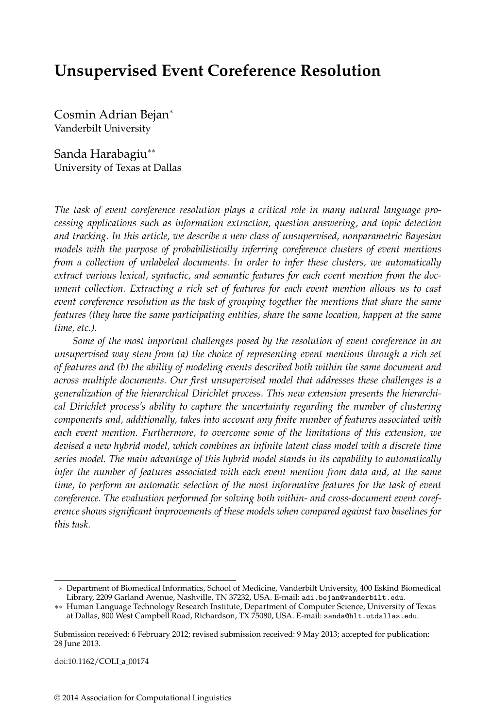# Unsupervised Event Coreference Resolution

Cosmin Adrian Bejan*
Vanderbilt University

Sanda Harabagiu**
University of Texas at Dallas

*The task of event coreference resolution plays a critical role in many natural language processing applications such as information extraction, question answering, and topic detection and tracking. In this article, we describe a new class of unsupervised, nonparametric Bayesian models with the purpose of probabilistically inferring coreference clusters of event mentions from a collection of unlabeled documents. In order to infer these clusters, we automatically extract various lexical, syntactic, and semantic features for each event mention from the document collection. Extracting a rich set of features for each event mention allows us to cast event coreference resolution as the task of grouping together the mentions that share the same features (they have the same participating entities, share the same location, happen at the same time, etc.).*

*Some of the most important challenges posed by the resolution of event coreference in an unsupervised way stem from (a) the choice of representing event mentions through a rich set of features and (b) the ability of modeling events described both within the same document and across multiple documents. Our first unsupervised model that addresses these challenges is a generalization of the hierarchical Dirichlet process. This new extension presents the hierarchical Dirichlet process's ability to capture the uncertainty regarding the number of clustering components and, additionally, takes into account any finite number of features associated with each event mention. Furthermore, to overcome some of the limitations of this extension, we devised a new hybrid model, which combines an infinite latent class model with a discrete time series model. The main advantage of this hybrid model stands in its capability to automatically infer the number of features associated with each event mention from data and, at the same time, to perform an automatic selection of the most informative features for the task of event coreference. The evaluation performed for solving both within- and cross-document event coreference shows significant improvements of these models when compared against two baselines for this task.*

---

\* Department of Biomedical Informatics, School of Medicine, Vanderbilt University, 400 Eskind Biomedical Library, 2209 Garland Avenue, Nashville, TN 37232, USA. E-mail: adi.bejan@vanderbilt.edu.

\*\* Human Language Technology Research Institute, Department of Computer Science, University of Texas at Dallas, 800 West Campbell Road, Richardson, TX 75080, USA. E-mail: sanda@hlt.utdallas.edu.

Submission received: 6 February 2012; revised submission received: 9 May 2013; accepted for publication: 28 June 2013.

doi:10.1162/COLI_a_00174

© 2014 Association for Computational Linguistics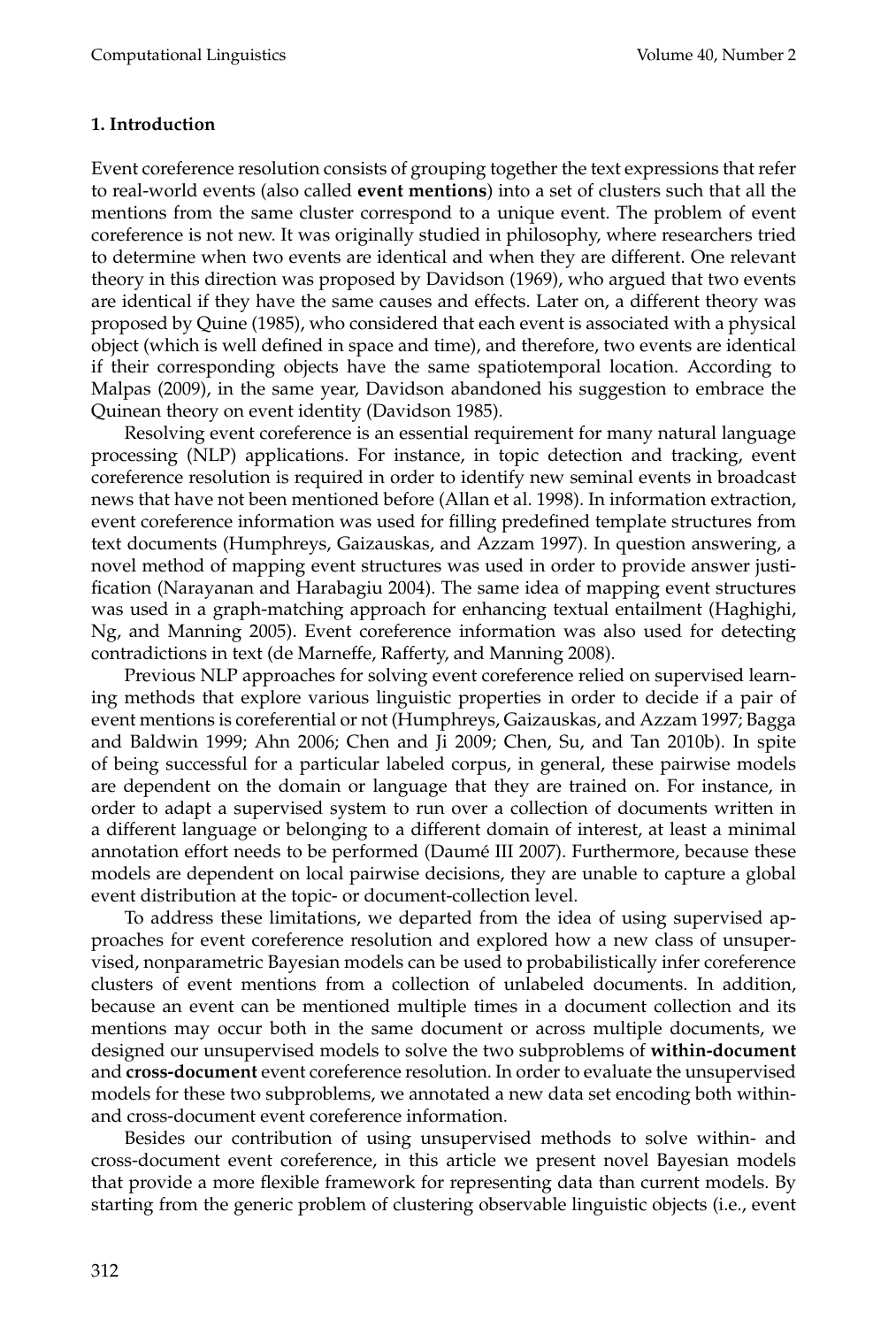## 1. Introduction

Event coreference resolution consists of grouping together the text expressions that refer to real-world events (also called **event mentions**) into a set of clusters such that all the mentions from the same cluster correspond to a unique event. The problem of event coreference is not new. It was originally studied in philosophy, where researchers tried to determine when two events are identical and when they are different. One relevant theory in this direction was proposed by Davidson (1969), who argued that two events are identical if they have the same causes and effects. Later on, a different theory was proposed by Quine (1985), who considered that each event is associated with a physical object (which is well defined in space and time), and therefore, two events are identical if their corresponding objects have the same spatiotemporal location. According to Malpas (2009), in the same year, Davidson abandoned his suggestion to embrace the Quinean theory on event identity (Davidson 1985).

Resolving event coreference is an essential requirement for many natural language processing (NLP) applications. For instance, in topic detection and tracking, event coreference resolution is required in order to identify new seminal events in broadcast news that have not been mentioned before (Allan et al. 1998). In information extraction, event coreference information was used for filling predefined template structures from text documents (Humphreys, Gaizauskas, and Azzam 1997). In question answering, a novel method of mapping event structures was used in order to provide answer justification (Narayanan and Harabagiu 2004). The same idea of mapping event structures was used in a graph-matching approach for enhancing textual entailment (Haghighi, Ng, and Manning 2005). Event coreference information was also used for detecting contradictions in text (de Marneffe, Rafferty, and Manning 2008).

Previous NLP approaches for solving event coreference relied on supervised learning methods that explore various linguistic properties in order to decide if a pair of event mentions is coreferential or not (Humphreys, Gaizauskas, and Azzam 1997; Bagga and Baldwin 1999; Ahn 2006; Chen and Ji 2009; Chen, Su, and Tan 2010b). In spite of being successful for a particular labeled corpus, in general, these pairwise models are dependent on the domain or language that they are trained on. For instance, in order to adapt a supervised system to run over a collection of documents written in a different language or belonging to a different domain of interest, at least a minimal annotation effort needs to be performed (Daumé III 2007). Furthermore, because these models are dependent on local pairwise decisions, they are unable to capture a global event distribution at the topic- or document-collection level.

To address these limitations, we departed from the idea of using supervised approaches for event coreference resolution and explored how a new class of unsupervised, nonparametric Bayesian models can be used to probabilistically infer coreference clusters of event mentions from a collection of unlabeled documents. In addition, because an event can be mentioned multiple times in a document collection and its mentions may occur both in the same document or across multiple documents, we designed our unsupervised models to solve the two subproblems of **within-document** and **cross-document** event coreference resolution. In order to evaluate the unsupervised models for these two subproblems, we annotated a new data set encoding both within- and cross-document event coreference information.

Besides our contribution of using unsupervised methods to solve within- and cross-document event coreference, in this article we present novel Bayesian models that provide a more flexible framework for representing data than current models. By starting from the generic problem of clustering observable linguistic objects (i.e., event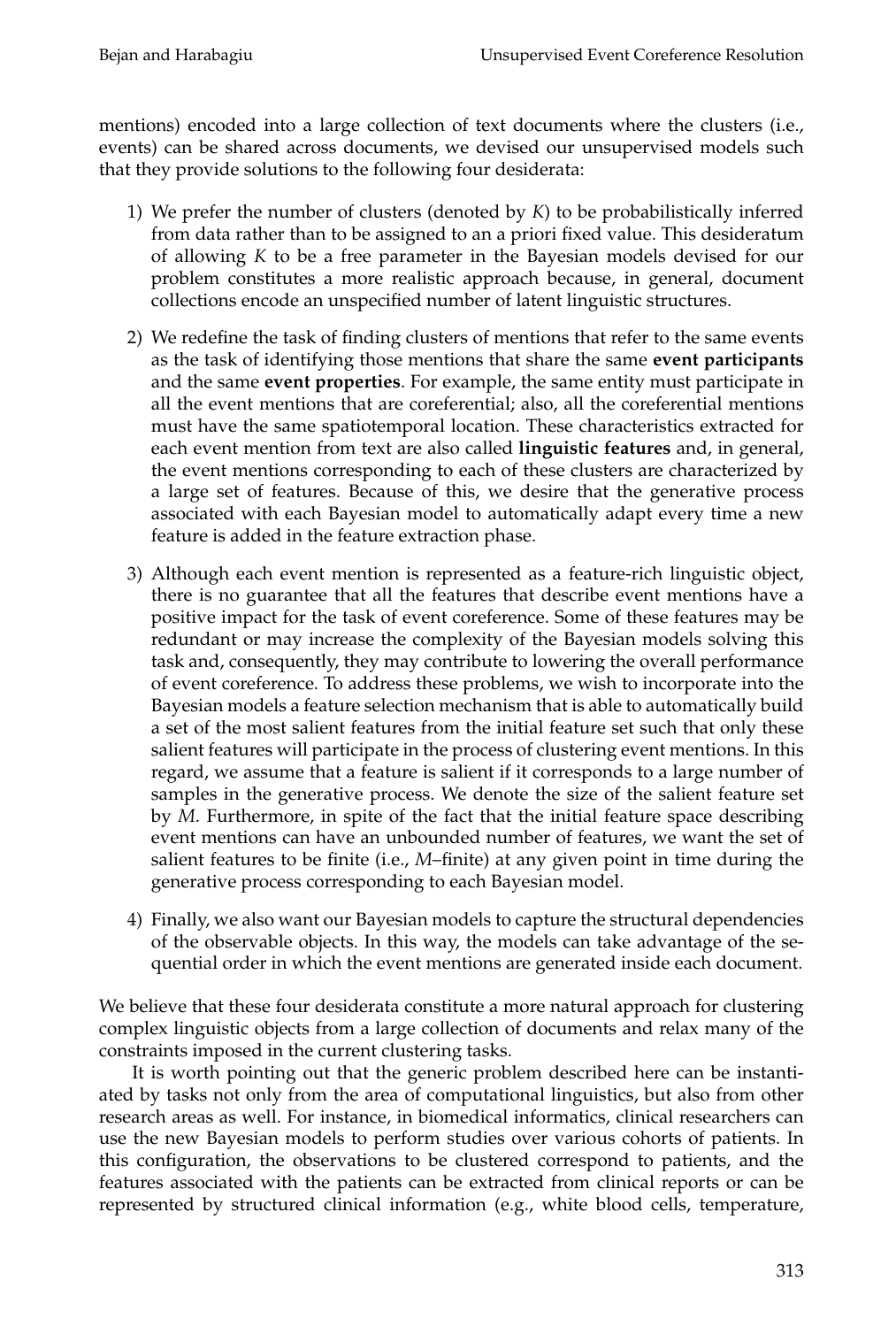mentions) encoded into a large collection of text documents where the clusters (i.e., events) can be shared across documents, we devised our unsupervised models such that they provide solutions to the following four desiderata:

1) We prefer the number of clusters (denoted by $K$) to be probabilistically inferred from data rather than to be assigned to an a priori fixed value. This desideratum of allowing $K$ to be a free parameter in the Bayesian models devised for our problem constitutes a more realistic approach because, in general, document collections encode an unspecified number of latent linguistic structures.

2) We redefine the task of finding clusters of mentions that refer to the same events as the task of identifying those mentions that share the same **event participants** and the same **event properties**. For example, the same entity must participate in all the event mentions that are coreferential; also, all the coreferential mentions must have the same spatiotemporal location. These characteristics extracted for each event mention from text are also called **linguistic features** and, in general, the event mentions corresponding to each of these clusters are characterized by a large set of features. Because of this, we desire that the generative process associated with each Bayesian model to automatically adapt every time a new feature is added in the feature extraction phase.

3) Although each event mention is represented as a feature-rich linguistic object, there is no guarantee that all the features that describe event mentions have a positive impact for the task of event coreference. Some of these features may be redundant or may increase the complexity of the Bayesian models solving this task and, consequently, they may contribute to lowering the overall performance of event coreference. To address these problems, we wish to incorporate into the Bayesian models a feature selection mechanism that is able to automatically build a set of the most salient features from the initial feature set such that only these salient features will participate in the process of clustering event mentions. In this regard, we assume that a feature is salient if it corresponds to a large number of samples in the generative process. We denote the size of the salient feature set by $M$. Furthermore, in spite of the fact that the initial feature space describing event mentions can have an unbounded number of features, we want the set of salient features to be finite (i.e., $M$–finite) at any given point in time during the generative process corresponding to each Bayesian model.

4) Finally, we also want our Bayesian models to capture the structural dependencies of the observable objects. In this way, the models can take advantage of the sequential order in which the event mentions are generated inside each document.

We believe that these four desiderata constitute a more natural approach for clustering complex linguistic objects from a large collection of documents and relax many of the constraints imposed in the current clustering tasks.

It is worth pointing out that the generic problem described here can be instantiated by tasks not only from the area of computational linguistics, but also from other research areas as well. For instance, in biomedical informatics, clinical researchers can use the new Bayesian models to perform studies over various cohorts of patients. In this configuration, the observations to be clustered correspond to patients, and the features associated with the patients can be extracted from clinical reports or can be represented by structured clinical information (e.g., white blood cells, temperature,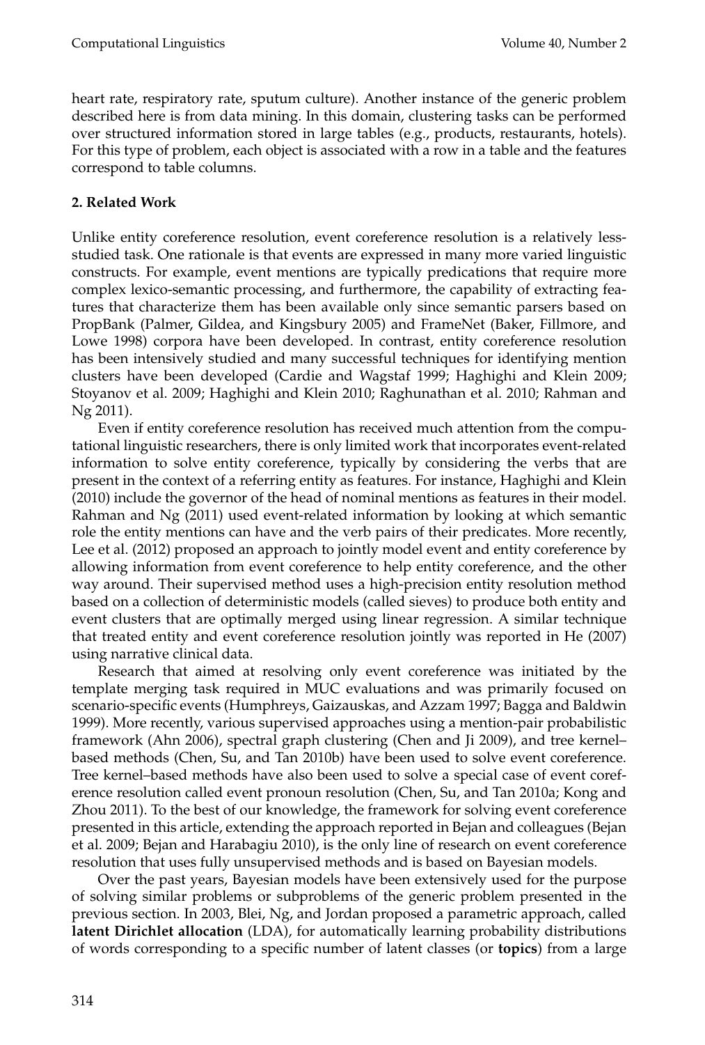heart rate, respiratory rate, sputum culture). Another instance of the generic problem described here is from data mining. In this domain, clustering tasks can be performed over structured information stored in large tables (e.g., products, restaurants, hotels). For this type of problem, each object is associated with a row in a table and the features correspond to table columns.

## 2. Related Work

Unlike entity coreference resolution, event coreference resolution is a relatively less-studied task. One rationale is that events are expressed in many more varied linguistic constructs. For example, event mentions are typically predications that require more complex lexico-semantic processing, and furthermore, the capability of extracting features that characterize them has been available only since semantic parsers based on PropBank (Palmer, Gildea, and Kingsbury 2005) and FrameNet (Baker, Fillmore, and Lowe 1998) corpora have been developed. In contrast, entity coreference resolution has been intensively studied and many successful techniques for identifying mention clusters have been developed (Cardie and Wagstaf 1999; Haghighi and Klein 2009; Stoyanov et al. 2009; Haghighi and Klein 2010; Raghunathan et al. 2010; Rahman and Ng 2011).

Even if entity coreference resolution has received much attention from the computational linguistic researchers, there is only limited work that incorporates event-related information to solve entity coreference, typically by considering the verbs that are present in the context of a referring entity as features. For instance, Haghighi and Klein (2010) include the governor of the head of nominal mentions as features in their model. Rahman and Ng (2011) used event-related information by looking at which semantic role the entity mentions can have and the verb pairs of their predicates. More recently, Lee et al. (2012) proposed an approach to jointly model event and entity coreference by allowing information from event coreference to help entity coreference, and the other way around. Their supervised method uses a high-precision entity resolution method based on a collection of deterministic models (called sieves) to produce both entity and event clusters that are optimally merged using linear regression. A similar technique that treated entity and event coreference resolution jointly was reported in He (2007) using narrative clinical data.

Research that aimed at resolving only event coreference was initiated by the template merging task required in MUC evaluations and was primarily focused on scenario-specific events (Humphreys, Gaizauskas, and Azzam 1997; Bagga and Baldwin 1999). More recently, various supervised approaches using a mention-pair probabilistic framework (Ahn 2006), spectral graph clustering (Chen and Ji 2009), and tree kernel–based methods (Chen, Su, and Tan 2010b) have been used to solve event coreference. Tree kernel–based methods have also been used to solve a special case of event coreference resolution called event pronoun resolution (Chen, Su, and Tan 2010a; Kong and Zhou 2011). To the best of our knowledge, the framework for solving event coreference presented in this article, extending the approach reported in Bejan and colleagues (Bejan et al. 2009; Bejan and Harabagiu 2010), is the only line of research on event coreference resolution that uses fully unsupervised methods and is based on Bayesian models.

Over the past years, Bayesian models have been extensively used for the purpose of solving similar problems or subproblems of the generic problem presented in the previous section. In 2003, Blei, Ng, and Jordan proposed a parametric approach, called **latent Dirichlet allocation** (LDA), for automatically learning probability distributions of words corresponding to a specific number of latent classes (or **topics**) from a large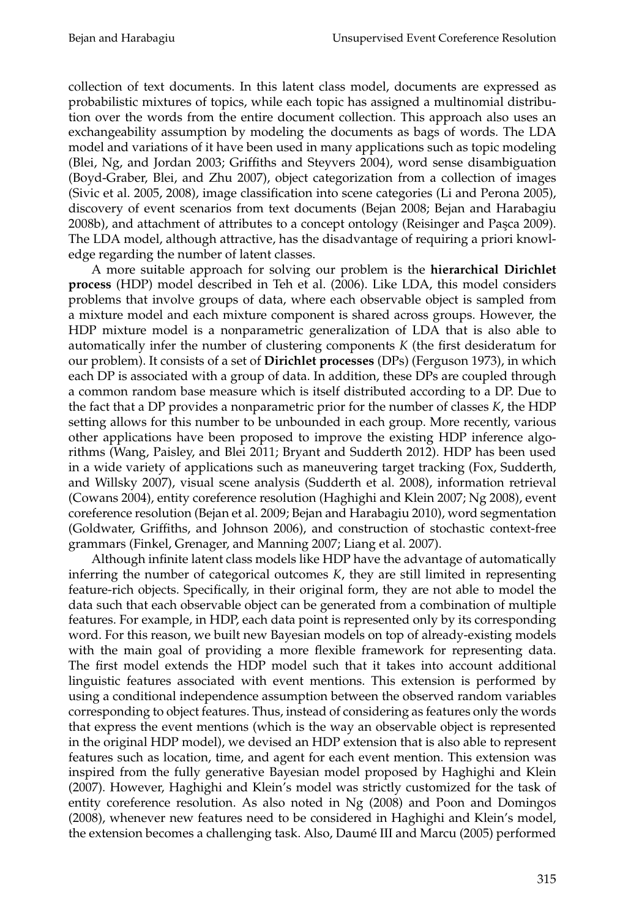collection of text documents. In this latent class model, documents are expressed as probabilistic mixtures of topics, while each topic has assigned a multinomial distribution over the words from the entire document collection. This approach also uses an exchangeability assumption by modeling the documents as bags of words. The LDA model and variations of it have been used in many applications such as topic modeling (Blei, Ng, and Jordan 2003; Griffiths and Steyvers 2004), word sense disambiguation (Boyd-Graber, Blei, and Zhu 2007), object categorization from a collection of images (Sivic et al. 2005, 2008), image classification into scene categories (Li and Perona 2005), discovery of event scenarios from text documents (Bejan 2008; Bejan and Harabagiu 2008b), and attachment of attributes to a concept ontology (Reisinger and Paşca 2009). The LDA model, although attractive, has the disadvantage of requiring a priori knowledge regarding the number of latent classes.

A more suitable approach for solving our problem is the **hierarchical Dirichlet process** (HDP) model described in Teh et al. (2006). Like LDA, this model considers problems that involve groups of data, where each observable object is sampled from a mixture model and each mixture component is shared across groups. However, the HDP mixture model is a nonparametric generalization of LDA that is also able to automatically infer the number of clustering components $K$ (the first desideratum for our problem). It consists of a set of **Dirichlet processes** (DPs) (Ferguson 1973), in which each DP is associated with a group of data. In addition, these DPs are coupled through a common random base measure which is itself distributed according to a DP. Due to the fact that a DP provides a nonparametric prior for the number of classes $K$, the HDP setting allows for this number to be unbounded in each group. More recently, various other applications have been proposed to improve the existing HDP inference algorithms (Wang, Paisley, and Blei 2011; Bryant and Sudderth 2012). HDP has been used in a wide variety of applications such as maneuvering target tracking (Fox, Sudderth, and Willsky 2007), visual scene analysis (Sudderth et al. 2008), information retrieval (Cowans 2004), entity coreference resolution (Haghighi and Klein 2007; Ng 2008), event coreference resolution (Bejan et al. 2009; Bejan and Harabagiu 2010), word segmentation (Goldwater, Griffiths, and Johnson 2006), and construction of stochastic context-free grammars (Finkel, Grenager, and Manning 2007; Liang et al. 2007).

Although infinite latent class models like HDP have the advantage of automatically inferring the number of categorical outcomes $K$, they are still limited in representing feature-rich objects. Specifically, in their original form, they are not able to model the data such that each observable object can be generated from a combination of multiple features. For example, in HDP, each data point is represented only by its corresponding word. For this reason, we built new Bayesian models on top of already-existing models with the main goal of providing a more flexible framework for representing data. The first model extends the HDP model such that it takes into account additional linguistic features associated with event mentions. This extension is performed by using a conditional independence assumption between the observed random variables corresponding to object features. Thus, instead of considering as features only the words that express the event mentions (which is the way an observable object is represented in the original HDP model), we devised an HDP extension that is also able to represent features such as location, time, and agent for each event mention. This extension was inspired from the fully generative Bayesian model proposed by Haghighi and Klein (2007). However, Haghighi and Klein's model was strictly customized for the task of entity coreference resolution. As also noted in Ng (2008) and Poon and Domingos (2008), whenever new features need to be considered in Haghighi and Klein's model, the extension becomes a challenging task. Also, Daumé III and Marcu (2005) performed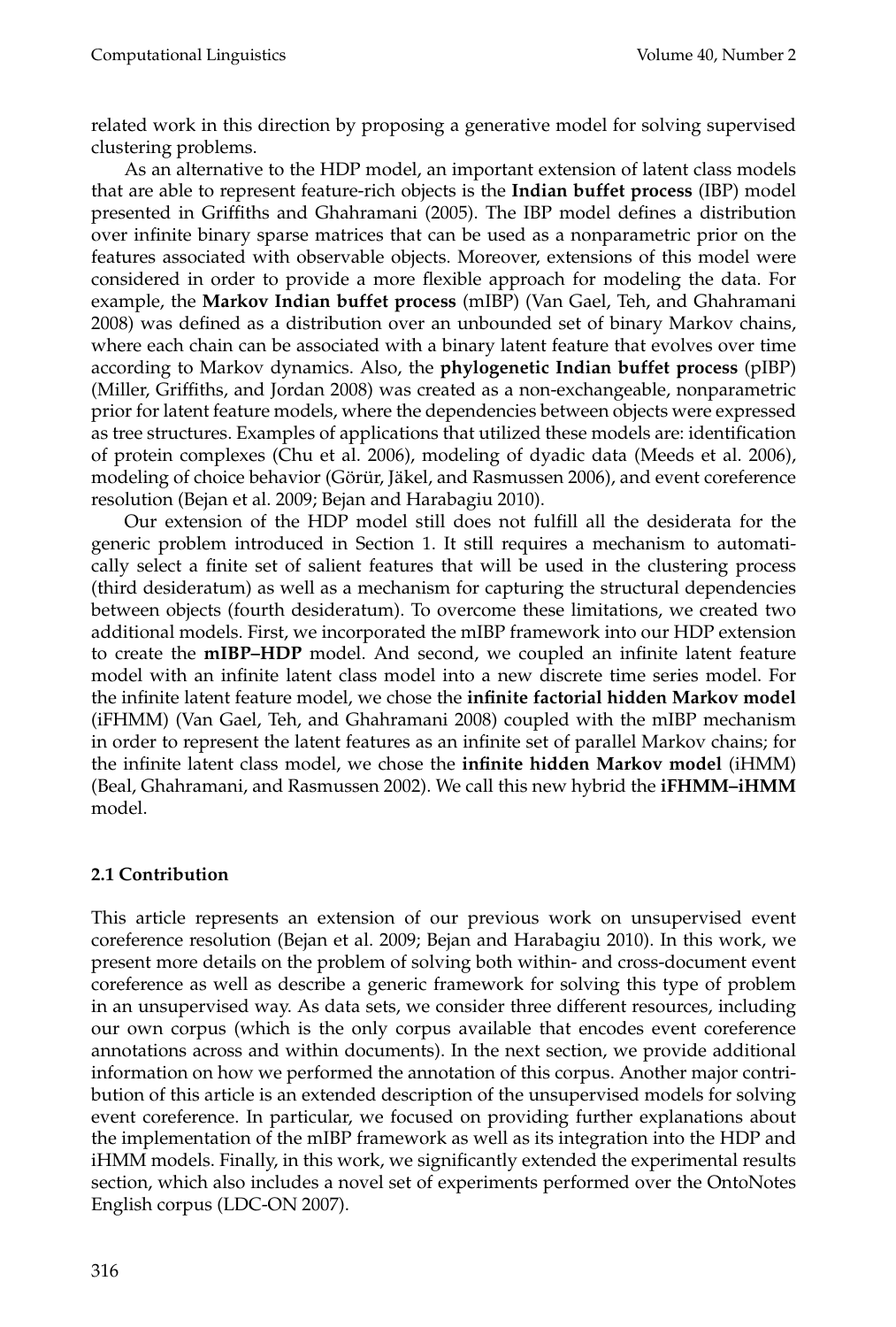related work in this direction by proposing a generative model for solving supervised clustering problems.

As an alternative to the HDP model, an important extension of latent class models that are able to represent feature-rich objects is the **Indian buffet process** (IBP) model presented in Griffiths and Ghahramani (2005). The IBP model defines a distribution over infinite binary sparse matrices that can be used as a nonparametric prior on the features associated with observable objects. Moreover, extensions of this model were considered in order to provide a more flexible approach for modeling the data. For example, the **Markov Indian buffet process** (mIBP) (Van Gael, Teh, and Ghahramani 2008) was defined as a distribution over an unbounded set of binary Markov chains, where each chain can be associated with a binary latent feature that evolves over time according to Markov dynamics. Also, the **phylogenetic Indian buffet process** (pIBP) (Miller, Griffiths, and Jordan 2008) was created as a non-exchangeable, nonparametric prior for latent feature models, where the dependencies between objects were expressed as tree structures. Examples of applications that utilized these models are: identification of protein complexes (Chu et al. 2006), modeling of dyadic data (Meeds et al. 2006), modeling of choice behavior (Görür, Jäkel, and Rasmussen 2006), and event coreference resolution (Bejan et al. 2009; Bejan and Harabagiu 2010).

Our extension of the HDP model still does not fulfill all the desiderata for the generic problem introduced in Section 1. It still requires a mechanism to automatically select a finite set of salient features that will be used in the clustering process (third desideratum) as well as a mechanism for capturing the structural dependencies between objects (fourth desideratum). To overcome these limitations, we created two additional models. First, we incorporated the mIBP framework into our HDP extension to create the **mIBP–HDP** model. And second, we coupled an infinite latent feature model with an infinite latent class model into a new discrete time series model. For the infinite latent feature model, we chose the **infinite factorial hidden Markov model** (iFHMM) (Van Gael, Teh, and Ghahramani 2008) coupled with the mIBP mechanism in order to represent the latent features as an infinite set of parallel Markov chains; for the infinite latent class model, we chose the **infinite hidden Markov model** (iHMM) (Beal, Ghahramani, and Rasmussen 2002). We call this new hybrid the **iFHMM–iHMM** model.

### 2.1 Contribution

This article represents an extension of our previous work on unsupervised event coreference resolution (Bejan et al. 2009; Bejan and Harabagiu 2010). In this work, we present more details on the problem of solving both within- and cross-document event coreference as well as describe a generic framework for solving this type of problem in an unsupervised way. As data sets, we consider three different resources, including our own corpus (which is the only corpus available that encodes event coreference annotations across and within documents). In the next section, we provide additional information on how we performed the annotation of this corpus. Another major contribution of this article is an extended description of the unsupervised models for solving event coreference. In particular, we focused on providing further explanations about the implementation of the mIBP framework as well as its integration into the HDP and iHMM models. Finally, in this work, we significantly extended the experimental results section, which also includes a novel set of experiments performed over the OntoNotes English corpus (LDC-ON 2007).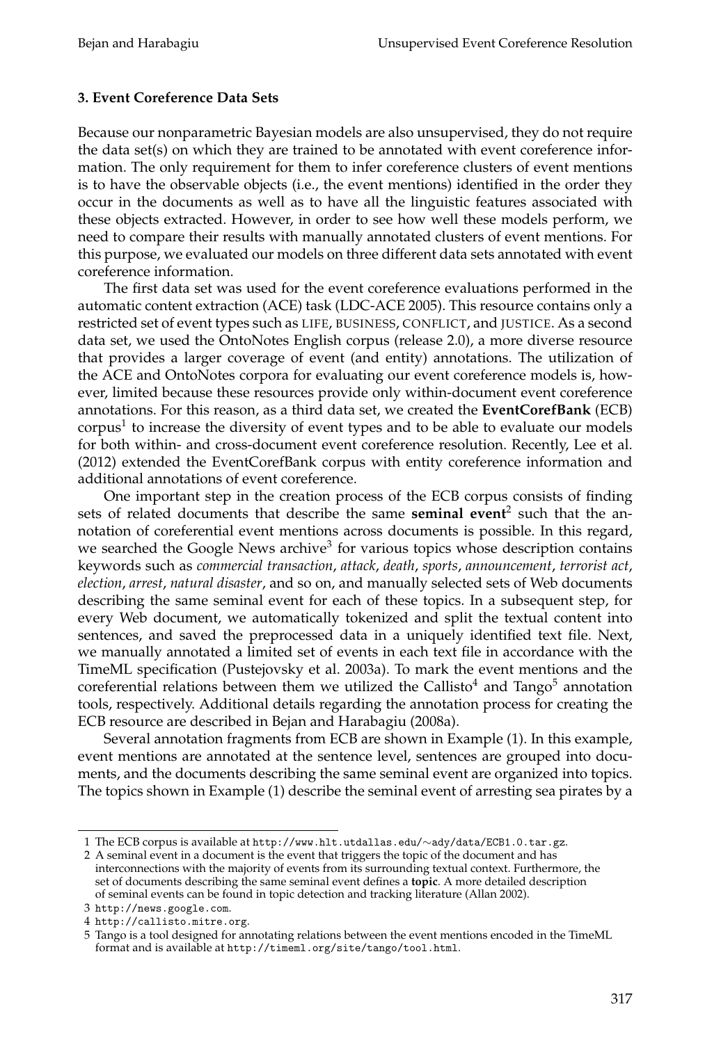### 3. Event Coreference Data Sets

Because our nonparametric Bayesian models are also unsupervised, they do not require the data set(s) on which they are trained to be annotated with event coreference information. The only requirement for them to infer coreference clusters of event mentions is to have the observable objects (i.e., the event mentions) identified in the order they occur in the documents as well as to have all the linguistic features associated with these objects extracted. However, in order to see how well these models perform, we need to compare their results with manually annotated clusters of event mentions. For this purpose, we evaluated our models on three different data sets annotated with event coreference information.

The first data set was used for the event coreference evaluations performed in the automatic content extraction (ACE) task (LDC-ACE 2005). This resource contains only a restricted set of event types such as LIFE, BUSINESS, CONFLICT, and JUSTICE. As a second data set, we used the OntoNotes English corpus (release 2.0), a more diverse resource that provides a larger coverage of event (and entity) annotations. The utilization of the ACE and OntoNotes corpora for evaluating our event coreference models is, however, limited because these resources provide only within-document event coreference annotations. For this reason, as a third data set, we created the **EventCorefBank** (ECB) corpus[1] to increase the diversity of event types and to be able to evaluate our models for both within- and cross-document event coreference resolution. Recently, Lee et al. (2012) extended the EventCorefBank corpus with entity coreference information and additional annotations of event coreference.

One important step in the creation process of the ECB corpus consists of finding sets of related documents that describe the same **seminal event**[2] such that the annotation of coreferential event mentions across documents is possible. In this regard, we searched the Google News archive[3] for various topics whose description contains keywords such as *commercial transaction*, *attack*, *death*, *sports*, *announcement*, *terrorist act*, *election*, *arrest*, *natural disaster*, and so on, and manually selected sets of Web documents describing the same seminal event for each of these topics. In a subsequent step, for every Web document, we automatically tokenized and split the textual content into sentences, and saved the preprocessed data in a uniquely identified text file. Next, we manually annotated a limited set of events in each text file in accordance with the TimeML specification (Pustejovsky et al. 2003a). To mark the event mentions and the coreferential relations between them we utilized the Callisto[4] and Tango[5] annotation tools, respectively. Additional details regarding the annotation process for creating the ECB resource are described in Bejan and Harabagiu (2008a).

Several annotation fragments from ECB are shown in Example (1). In this example, event mentions are annotated at the sentence level, sentences are grouped into documents, and the documents describing the same seminal event are organized into topics. The topics shown in Example (1) describe the seminal event of arresting sea pirates by a

---

1 The ECB corpus is available at `http://www.hlt.utdallas.edu/~ady/data/ECB1.0.tar.gz`.

2 A seminal event in a document is the event that triggers the topic of the document and has interconnections with the majority of events from its surrounding textual context. Furthermore, the set of documents describing the same seminal event defines a **topic**. A more detailed description of seminal events can be found in topic detection and tracking literature (Allan 2002).

3 `http://news.google.com`.

4 `http://callisto.mitre.org`.

5 Tango is a tool designed for annotating relations between the event mentions encoded in the TimeML format and is available at `http://timeml.org/site/tango/tool.html`.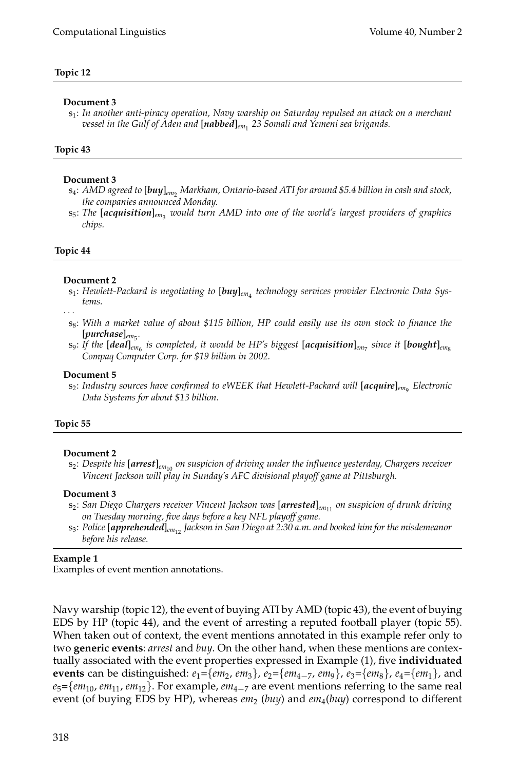**Topic 12**

---

**Document 3**

$s_1$: *In another anti-piracy operation, Navy warship on Saturday repulsed an attack on a merchant vessel in the Gulf of Aden and* [***nabbed***]$_{em_1}$ *23 Somali and Yemeni sea brigands.*

**Topic 43**

---

**Document 3**

$s_4$: *AMD agreed to* [***buy***]$_{em_2}$ *Markham, Ontario-based ATI for around \$5.4 billion in cash and stock, the companies announced Monday.*

$s_5$: *The* [***acquisition***]$_{em_3}$ *would turn AMD into one of the world's largest providers of graphics chips.*

**Topic 44**

---

**Document 2**

$s_1$: *Hewlett-Packard is negotiating to* [***buy***]$_{em_4}$ *technology services provider Electronic Data Systems.*

. . .

$s_8$: *With a market value of about \$115 billion, HP could easily use its own stock to finance the* [***purchase***]$_{em_5}$.

$s_9$: *If the* [***deal***]$_{em_6}$ *is completed, it would be HP's biggest* [***acquisition***]$_{em_7}$ *since it* [***bought***]$_{em_8}$ *Compaq Computer Corp. for \$19 billion in 2002.*

**Document 5**

$s_2$: *Industry sources have confirmed to eWEEK that Hewlett-Packard will* [***acquire***]$_{em_9}$ *Electronic Data Systems for about \$13 billion.*

**Topic 55**

---

**Document 2**

$s_2$: *Despite his* [***arrest***]$_{em_{10}}$ *on suspicion of driving under the influence yesterday, Chargers receiver Vincent Jackson will play in Sunday's AFC divisional playoff game at Pittsburgh.*

**Document 3**

$s_2$: *San Diego Chargers receiver Vincent Jackson was* [***arrested***]$_{em_{11}}$ *on suspicion of drunk driving on Tuesday morning, five days before a key NFL playoff game.*

$s_3$: *Police* [***apprehended***]$_{em_{12}}$ *Jackson in San Diego at 2:30 a.m. and booked him for the misdemeanor before his release.*

---

**Example 1**
Examples of event mention annotations.

Navy warship (topic 12), the event of buying ATI by AMD (topic 43), the event of buying EDS by HP (topic 44), and the event of arresting a reputed football player (topic 55). When taken out of context, the event mentions annotated in this example refer only to two **generic events**: *arrest* and *buy*. On the other hand, when these mentions are contextually associated with the event properties expressed in Example (1), five **individuated events** can be distinguished: $e_1$={$em_2$, $em_3$}, $e_2$={$em_{4-7}$, $em_9$}, $e_3$={$em_8$}, $e_4$={$em_1$}, and $e_5$={$em_{10}$, $em_{11}$, $em_{12}$}. For example, $em_{4-7}$ are event mentions referring to the same real event (of buying EDS by HP), whereas $em_2$ (*buy*) and $em_4$(*buy*) correspond to different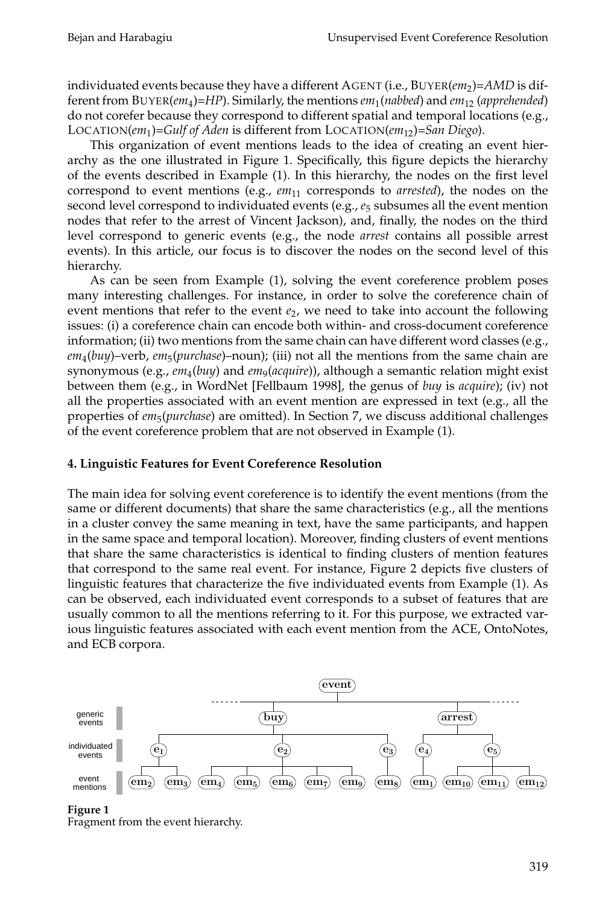individuated events because they have a different AGENT (i.e., BUYER($em_2$)=*AMD* is different from BUYER($em_4$)=*HP*). Similarly, the mentions $em_1$(*nabbed*) and $em_{12}$ (*apprehended*) do not corefer because they correspond to different spatial and temporal locations (e.g., LOCATION($em_1$)=*Gulf of Aden* is different from LOCATION($em_{12}$)=*San Diego*).

This organization of event mentions leads to the idea of creating an event hierarchy as the one illustrated in Figure 1. Specifically, this figure depicts the hierarchy of the events described in Example (1). In this hierarchy, the nodes on the first level correspond to event mentions (e.g., $em_{11}$ corresponds to *arrested*), the nodes on the second level correspond to individuated events (e.g., $e_5$ subsumes all the event mention nodes that refer to the arrest of Vincent Jackson), and, finally, the nodes on the third level correspond to generic events (e.g., the node *arrest* contains all possible arrest events). In this article, our focus is to discover the nodes on the second level of this hierarchy.

As can be seen from Example (1), solving the event coreference problem poses many interesting challenges. For instance, in order to solve the coreference chain of event mentions that refer to the event $e_2$, we need to take into account the following issues: (i) a coreference chain can encode both within- and cross-document coreference information; (ii) two mentions from the same chain can have different word classes (e.g., $em_4$(*buy*)–verb, $em_5$(*purchase*)–noun); (iii) not all the mentions from the same chain are synonymous (e.g., $em_4$(*buy*) and $em_9$(*acquire*)), although a semantic relation might exist between them (e.g., in WordNet [Fellbaum 1998], the genus of *buy* is *acquire*); (iv) not all the properties associated with an event mention are expressed in text (e.g., all the properties of $em_5$(*purchase*) are omitted). In Section 7, we discuss additional challenges of the event coreference problem that are not observed in Example (1).

## 4. Linguistic Features for Event Coreference Resolution

The main idea for solving event coreference is to identify the event mentions (from the same or different documents) that share the same characteristics (e.g., all the mentions in a cluster convey the same meaning in text, have the same participants, and happen in the same space and temporal location). Moreover, finding clusters of event mentions that share the same characteristics is identical to finding clusters of mention features that correspond to the same real event. For instance, Figure 2 depicts five clusters of linguistic features that characterize the five individuated events from Example (1). As can be observed, each individuated event corresponds to a subset of features that are usually common to all the mentions referring to it. For this purpose, we extracted various linguistic features associated with each event mention from the ACE, OntoNotes, and ECB corpora.

event
generic events: buy, arrest
individuated events: $e_1$, $e_2$, $e_3$, $e_4$, $e_5$
event mentions: $em_2$, $em_3$, $em_4$, $em_5$, $em_6$, $em_7$, $em_9$, $em_8$, $em_1$, $em_{10}$, $em_{11}$, $em_{12}$

**Figure 1**
Fragment from the event hierarchy.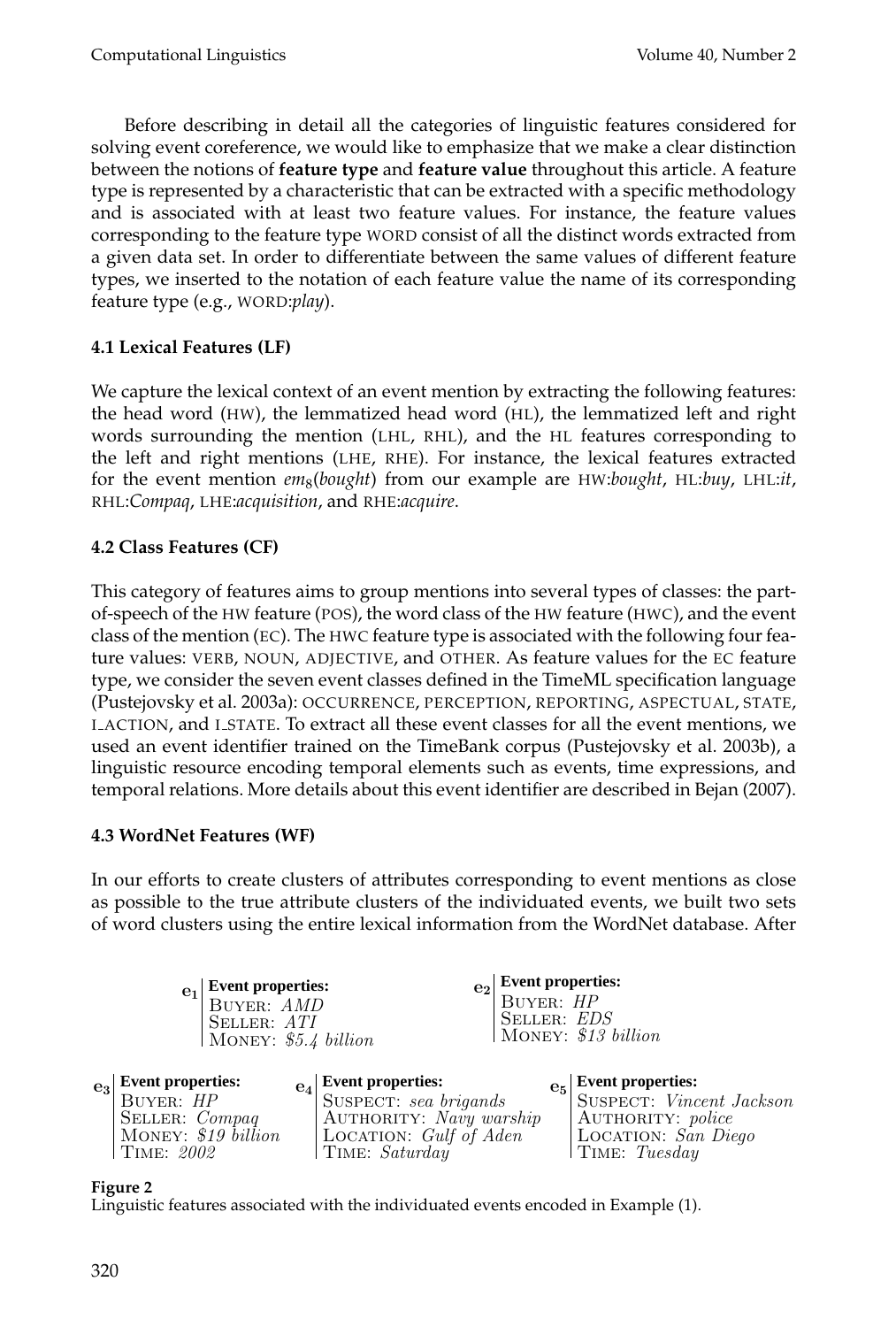Before describing in detail all the categories of linguistic features considered for solving event coreference, we would like to emphasize that we make a clear distinction between the notions of **feature type** and **feature value** throughout this article. A feature type is represented by a characteristic that can be extracted with a specific methodology and is associated with at least two feature values. For instance, the feature values corresponding to the feature type WORD consist of all the distinct words extracted from a given data set. In order to differentiate between the same values of different feature types, we inserted to the notation of each feature value the name of its corresponding feature type (e.g., WORD:*play*).

### 4.1 Lexical Features (LF)

We capture the lexical context of an event mention by extracting the following features: the head word (HW), the lemmatized head word (HL), the lemmatized left and right words surrounding the mention (LHL, RHL), and the HL features corresponding to the left and right mentions (LHE, RHE). For instance, the lexical features extracted for the event mention $em_8$(*bought*) from our example are HW:*bought*, HL:*buy*, LHL:*it*, RHL:*Compaq*, LHE:*acquisition*, and RHE:*acquire*.

### 4.2 Class Features (CF)

This category of features aims to group mentions into several types of classes: the part-of-speech of the HW feature (POS), the word class of the HW feature (HWC), and the event class of the mention (EC). The HWC feature type is associated with the following four feature values: VERB, NOUN, ADJECTIVE, and OTHER. As feature values for the EC feature type, we consider the seven event classes defined in the TimeML specification language (Pustejovsky et al. 2003a): OCCURRENCE, PERCEPTION, REPORTING, ASPECTUAL, STATE, I_ACTION, and I_STATE. To extract all these event classes for all the event mentions, we used an event identifier trained on the TimeBank corpus (Pustejovsky et al. 2003b), a linguistic resource encoding temporal elements such as events, time expressions, and temporal relations. More details about this event identifier are described in Bejan (2007).

### 4.3 WordNet Features (WF)

In our efforts to create clusters of attributes corresponding to event mentions as close as possible to the true attribute clusters of the individuated events, we built two sets of word clusters using the entire lexical information from the WordNet database. After

| | Event properties: |
|---|---|
| $e_1$ | BUYER: *AMD*; SELLER: *ATI*; MONEY: *$5.4 billion* |
| $e_2$ | BUYER: *HP*; SELLER: *EDS*; MONEY: *$13 billion* |
| $e_3$ | BUYER: *HP*; SELLER: *Compaq*; MONEY: *$19 billion*; TIME: *2002* |
| $e_4$ | SUSPECT: *sea brigands*; AUTHORITY: *Navy warship*; LOCATION: *Gulf of Aden*; TIME: *Saturday* |
| $e_5$ | SUSPECT: *Vincent Jackson*; AUTHORITY: *police*; LOCATION: *San Diego*; TIME: *Tuesday* |

**Figure 2**
Linguistic features associated with the individuated events encoded in Example (1).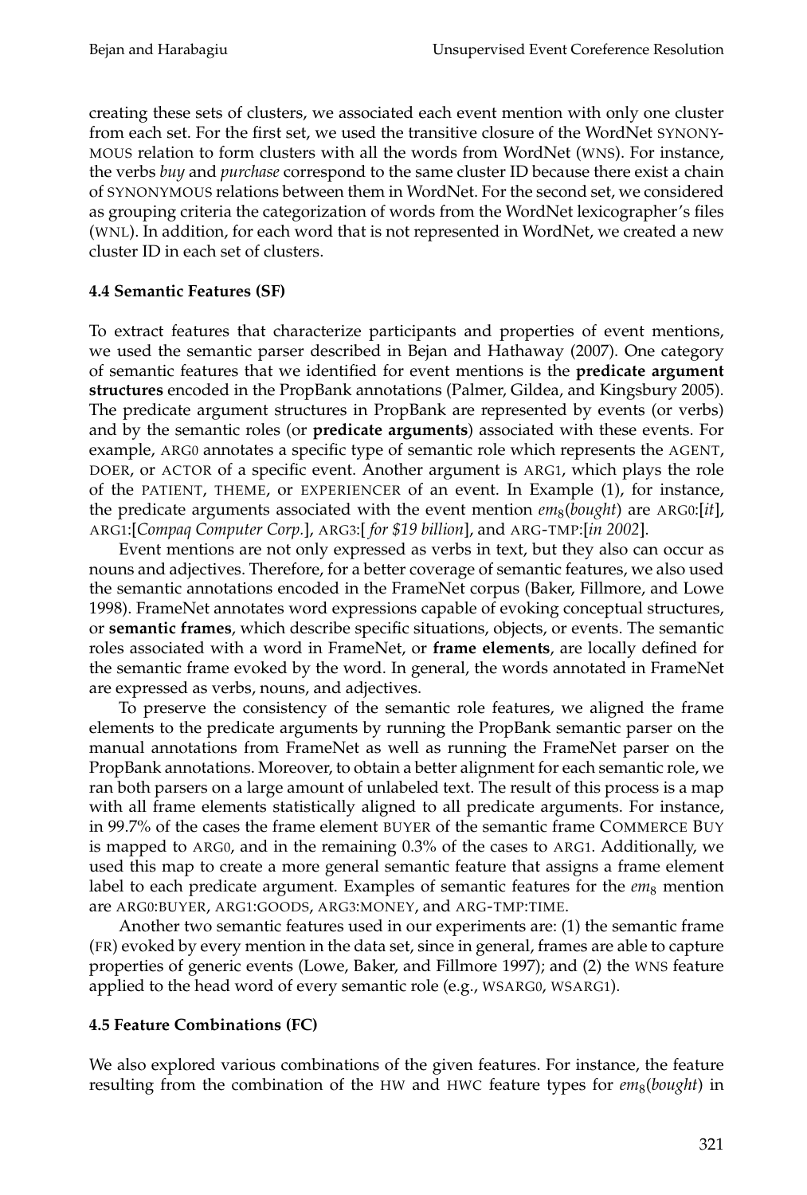creating these sets of clusters, we associated each event mention with only one cluster from each set. For the first set, we used the transitive closure of the WordNet SYNONYMOUS relation to form clusters with all the words from WordNet (WNS). For instance, the verbs *buy* and *purchase* correspond to the same cluster ID because there exist a chain of SYNONYMOUS relations between them in WordNet. For the second set, we considered as grouping criteria the categorization of words from the WordNet lexicographer's files (WNL). In addition, for each word that is not represented in WordNet, we created a new cluster ID in each set of clusters.

### 4.4 Semantic Features (SF)

To extract features that characterize participants and properties of event mentions, we used the semantic parser described in Bejan and Hathaway (2007). One category of semantic features that we identified for event mentions is the **predicate argument structures** encoded in the PropBank annotations (Palmer, Gildea, and Kingsbury 2005). The predicate argument structures in PropBank are represented by events (or verbs) and by the semantic roles (or **predicate arguments**) associated with these events. For example, ARG0 annotates a specific type of semantic role which represents the AGENT, DOER, or ACTOR of a specific event. Another argument is ARG1, which plays the role of the PATIENT, THEME, or EXPERIENCER of an event. In Example (1), for instance, the predicate arguments associated with the event mention $em_8$(*bought*) are ARG0:[*it*], ARG1:[*Compaq Computer Corp.*], ARG3:[ *for $19 billion*], and ARG-TMP:[*in 2002*].

Event mentions are not only expressed as verbs in text, but they also can occur as nouns and adjectives. Therefore, for a better coverage of semantic features, we also used the semantic annotations encoded in the FrameNet corpus (Baker, Fillmore, and Lowe 1998). FrameNet annotates word expressions capable of evoking conceptual structures, or **semantic frames**, which describe specific situations, objects, or events. The semantic roles associated with a word in FrameNet, or **frame elements**, are locally defined for the semantic frame evoked by the word. In general, the words annotated in FrameNet are expressed as verbs, nouns, and adjectives.

To preserve the consistency of the semantic role features, we aligned the frame elements to the predicate arguments by running the PropBank semantic parser on the manual annotations from FrameNet as well as running the FrameNet parser on the PropBank annotations. Moreover, to obtain a better alignment for each semantic role, we ran both parsers on a large amount of unlabeled text. The result of this process is a map with all frame elements statistically aligned to all predicate arguments. For instance, in 99.7% of the cases the frame element BUYER of the semantic frame COMMERCE BUY is mapped to ARG0, and in the remaining 0.3% of the cases to ARG1. Additionally, we used this map to create a more general semantic feature that assigns a frame element label to each predicate argument. Examples of semantic features for the $em_8$ mention are ARG0:BUYER, ARG1:GOODS, ARG3:MONEY, and ARG-TMP:TIME.

Another two semantic features used in our experiments are: (1) the semantic frame (FR) evoked by every mention in the data set, since in general, frames are able to capture properties of generic events (Lowe, Baker, and Fillmore 1997); and (2) the WNS feature applied to the head word of every semantic role (e.g., WSARG0, WSARG1).

### 4.5 Feature Combinations (FC)

We also explored various combinations of the given features. For instance, the feature resulting from the combination of the HW and HWC feature types for $em_8$(*bought*) in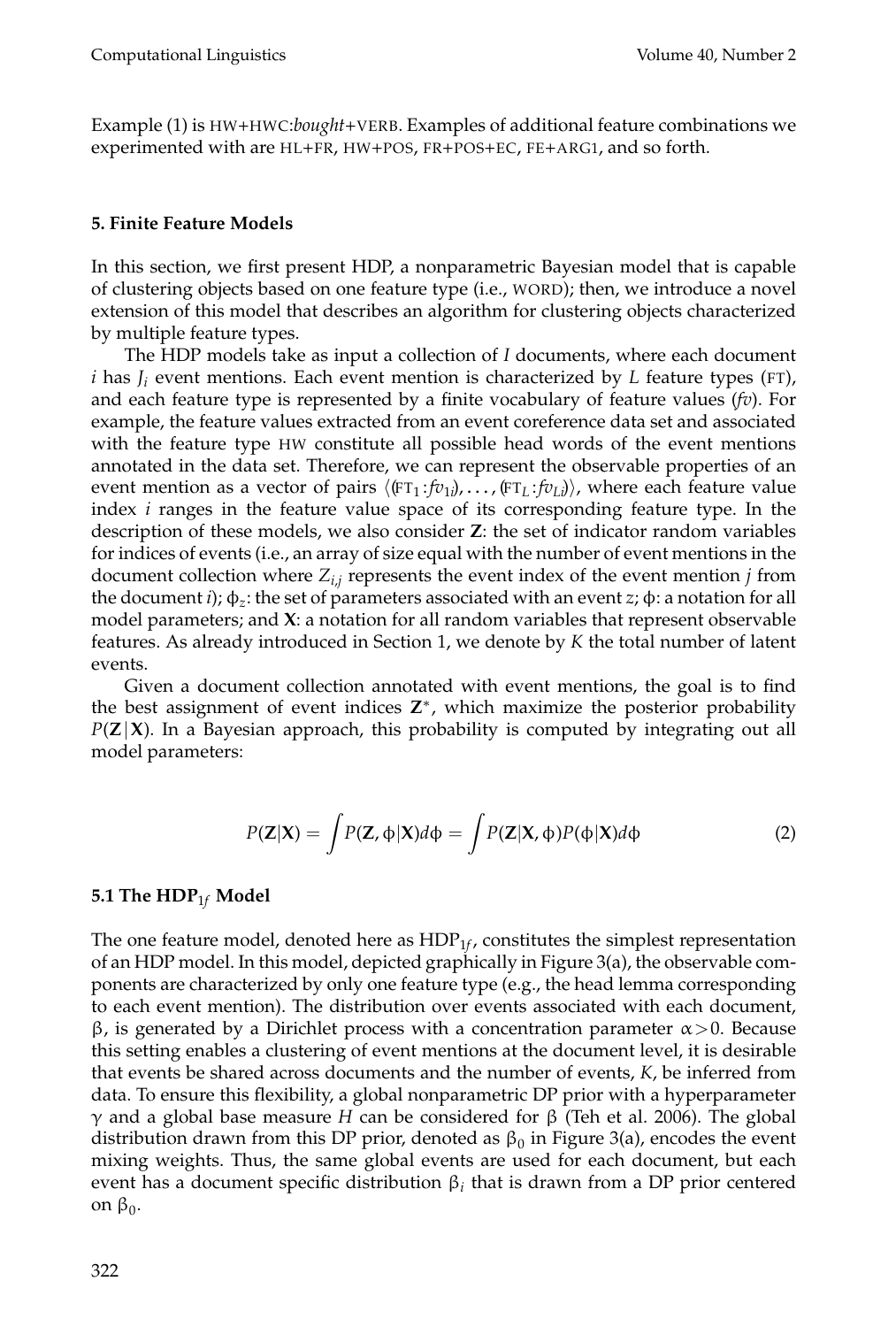Example (1) is HW+HWC:*bought*+VERB. Examples of additional feature combinations we experimented with are HL+FR, HW+POS, FR+POS+EC, FE+ARG1, and so forth.

## 5. Finite Feature Models

In this section, we first present HDP, a nonparametric Bayesian model that is capable of clustering objects based on one feature type (i.e., WORD); then, we introduce a novel extension of this model that describes an algorithm for clustering objects characterized by multiple feature types.

The HDP models take as input a collection of $I$ documents, where each document $i$ has $J_i$ event mentions. Each event mention is characterized by $L$ feature types (FT), and each feature type is represented by a finite vocabulary of feature values (*fv*). For example, the feature values extracted from an event coreference data set and associated with the feature type HW constitute all possible head words of the event mentions annotated in the data set. Therefore, we can represent the observable properties of an event mention as a vector of pairs $\langle (\text{FT}_1 : fv_{1i}), \ldots, (\text{FT}_L : fv_{Li}) \rangle$, where each feature value index $i$ ranges in the feature value space of its corresponding feature type. In the description of these models, we also consider $\mathbf{Z}$: the set of indicator random variables for indices of events (i.e., an array of size equal with the number of event mentions in the document collection where $Z_{i,j}$ represents the event index of the event mention $j$ from the document $i$); $\phi_z$: the set of parameters associated with an event $z$; $\phi$: a notation for all model parameters; and $\mathbf{X}$: a notation for all random variables that represent observable features. As already introduced in Section 1, we denote by $K$ the total number of latent events.

Given a document collection annotated with event mentions, the goal is to find the best assignment of event indices $\mathbf{Z}^*$, which maximize the posterior probability $P(\mathbf{Z}|\mathbf{X})$. In a Bayesian approach, this probability is computed by integrating out all model parameters:

$$P(\mathbf{Z}|\mathbf{X}) = \int P(\mathbf{Z}, \phi|\mathbf{X}) d\phi = \int P(\mathbf{Z}|\mathbf{X}, \phi) P(\phi|\mathbf{X}) d\phi \tag{2}$$

### 5.1 The HDP$_{1f}$ Model

The one feature model, denoted here as HDP$_{1f}$, constitutes the simplest representation of an HDP model. In this model, depicted graphically in Figure 3(a), the observable components are characterized by only one feature type (e.g., the head lemma corresponding to each event mention). The distribution over events associated with each document, $\beta$, is generated by a Dirichlet process with a concentration parameter $\alpha > 0$. Because this setting enables a clustering of event mentions at the document level, it is desirable that events be shared across documents and the number of events, $K$, be inferred from data. To ensure this flexibility, a global nonparametric DP prior with a hyperparameter $\gamma$ and a global base measure $H$ can be considered for $\beta$ (Teh et al. 2006). The global distribution drawn from this DP prior, denoted as $\beta_0$ in Figure 3(a), encodes the event mixing weights. Thus, the same global events are used for each document, but each event has a document specific distribution $\beta_i$ that is drawn from a DP prior centered on $\beta_0$.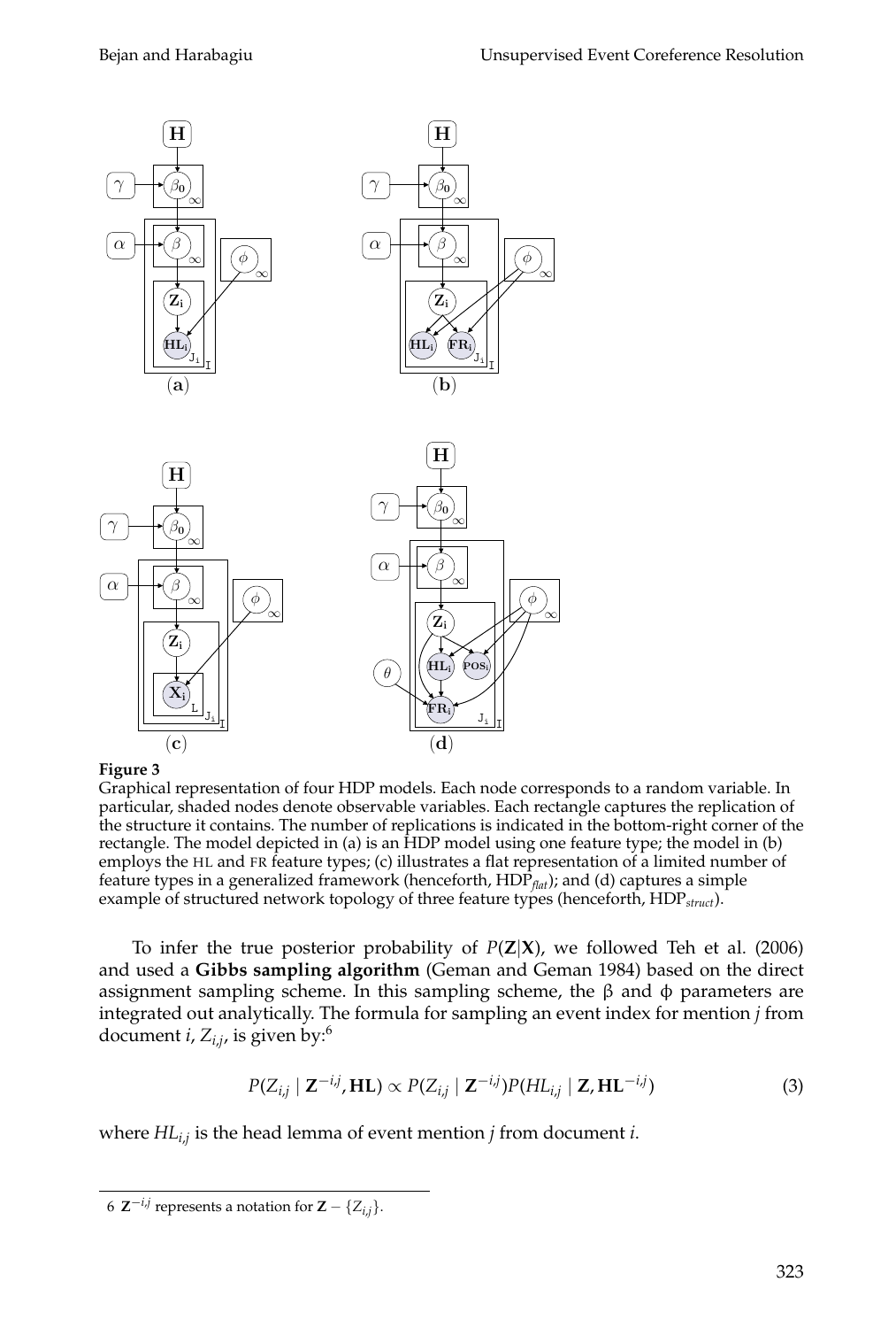**Figure 3**

Graphical representation of four HDP models. Each node corresponds to a random variable. In particular, shaded nodes denote observable variables. Each rectangle captures the replication of the structure it contains. The number of replications is indicated in the bottom-right corner of the rectangle. The model depicted in (a) is an HDP model using one feature type; the model in (b) employs the HL and FR feature types; (c) illustrates a flat representation of a limited number of feature types in a generalized framework (henceforth, $\text{HDP}_{flat}$); and (d) captures a simple example of structured network topology of three feature types (henceforth, $\text{HDP}_{struct}$).

To infer the true posterior probability of $P(\mathbf{Z}|\mathbf{X})$, we followed Teh et al. (2006) and used a **Gibbs sampling algorithm** (Geman and Geman 1984) based on the direct assignment sampling scheme. In this sampling scheme, the $\beta$ and $\phi$ parameters are integrated out analytically. The formula for sampling an event index for mention $j$ from document $i$, $Z_{i,j}$, is given by:[6]

$$P(Z_{i,j} \mid \mathbf{Z}^{-i,j}, \mathbf{HL}) \propto P(Z_{i,j} \mid \mathbf{Z}^{-i,j}) P(HL_{i,j} \mid \mathbf{Z}, \mathbf{HL}^{-i,j}) \tag{3}$$

where $HL_{i,j}$ is the head lemma of event mention $j$ from document $i$.

---

6 $\mathbf{Z}^{-i,j}$ represents a notation for $\mathbf{Z} - \{Z_{i,j}\}$.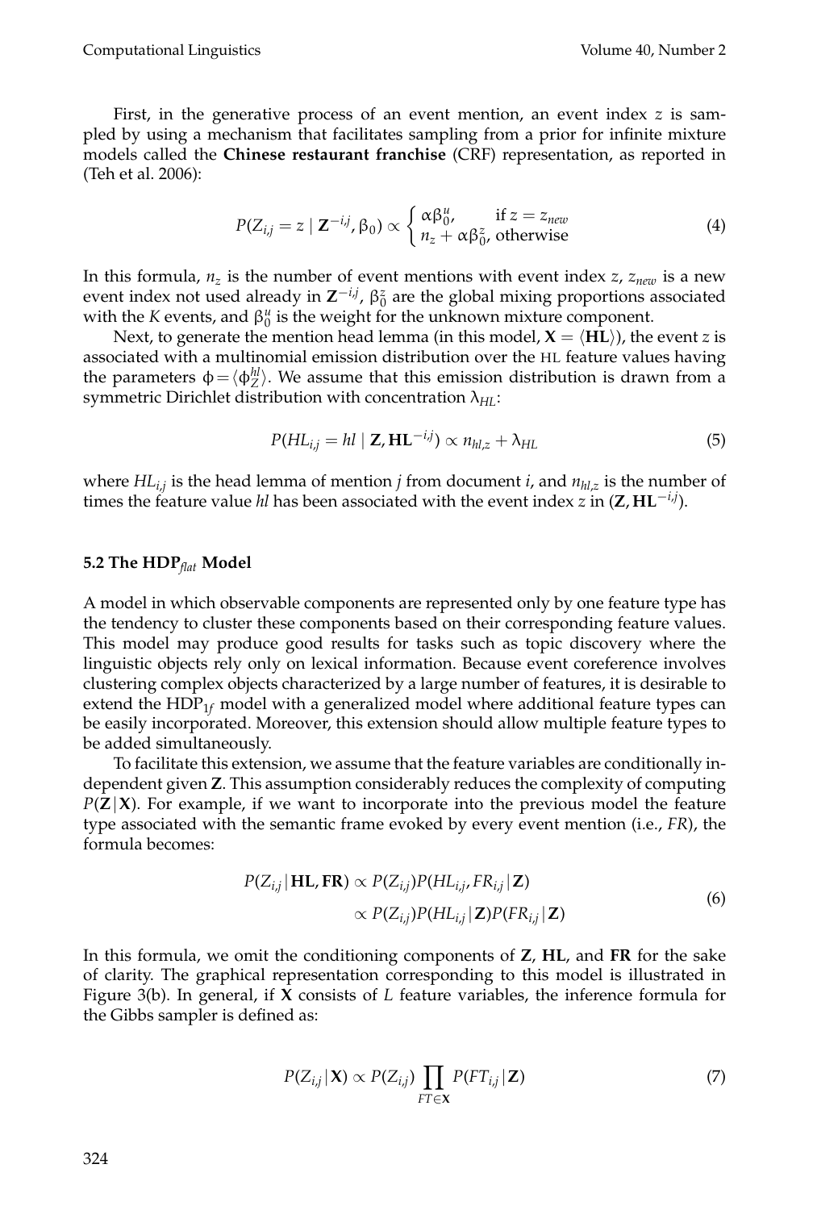First, in the generative process of an event mention, an event index $z$ is sampled by using a mechanism that facilitates sampling from a prior for infinite mixture models called the **Chinese restaurant franchise** (CRF) representation, as reported in (Teh et al. 2006):

$$P(Z_{i,j} = z \mid \mathbf{Z}^{-i,j}, \beta_0) \propto \begin{cases} \alpha\beta_0^u, & \text{if } z = z_{new} \\ n_z + \alpha\beta_0^z, & \text{otherwise} \end{cases} \tag{4}$$

In this formula, $n_z$ is the number of event mentions with event index $z$, $z_{new}$ is a new event index not used already in $\mathbf{Z}^{-i,j}$, $\beta_0^z$ are the global mixing proportions associated with the $K$ events, and $\beta_0^u$ is the weight for the unknown mixture component.

Next, to generate the mention head lemma (in this model, $\mathbf{X} = \langle \mathbf{HL} \rangle$), the event $z$ is associated with a multinomial emission distribution over the HL feature values having the parameters $\phi = \langle \phi_Z^{hl} \rangle$. We assume that this emission distribution is drawn from a symmetric Dirichlet distribution with concentration $\lambda_{HL}$:

$$P(HL_{i,j} = hl \mid \mathbf{Z}, \mathbf{HL}^{-i,j}) \propto n_{hl,z} + \lambda_{HL} \tag{5}$$

where $HL_{i,j}$ is the head lemma of mention $j$ from document $i$, and $n_{hl,z}$ is the number of times the feature value $hl$ has been associated with the event index $z$ in $(\mathbf{Z}, \mathbf{HL}^{-i,j})$.

### 5.2 The HDP$_{flat}$ Model

A model in which observable components are represented only by one feature type has the tendency to cluster these components based on their corresponding feature values. This model may produce good results for tasks such as topic discovery where the linguistic objects rely only on lexical information. Because event coreference involves clustering complex objects characterized by a large number of features, it is desirable to extend the HDP$_{1f}$ model with a generalized model where additional feature types can be easily incorporated. Moreover, this extension should allow multiple feature types to be added simultaneously.

To facilitate this extension, we assume that the feature variables are conditionally independent given $\mathbf{Z}$. This assumption considerably reduces the complexity of computing $P(\mathbf{Z} \mid \mathbf{X})$. For example, if we want to incorporate into the previous model the feature type associated with the semantic frame evoked by every event mention (i.e., $FR$), the formula becomes:

$$\begin{aligned} P(Z_{i,j} \mid \mathbf{HL}, \mathbf{FR}) &\propto P(Z_{i,j}) P(HL_{i,j}, FR_{i,j} \mid \mathbf{Z}) \\ &\propto P(Z_{i,j}) P(HL_{i,j} \mid \mathbf{Z}) P(FR_{i,j} \mid \mathbf{Z}) \end{aligned} \tag{6}$$

In this formula, we omit the conditioning components of $\mathbf{Z}$, $\mathbf{HL}$, and $\mathbf{FR}$ for the sake of clarity. The graphical representation corresponding to this model is illustrated in Figure 3(b). In general, if $\mathbf{X}$ consists of $L$ feature variables, the inference formula for the Gibbs sampler is defined as:

$$P(Z_{i,j} \mid \mathbf{X}) \propto P(Z_{i,j}) \prod_{FT \in \mathbf{X}} P(FT_{i,j} \mid \mathbf{Z}) \tag{7}$$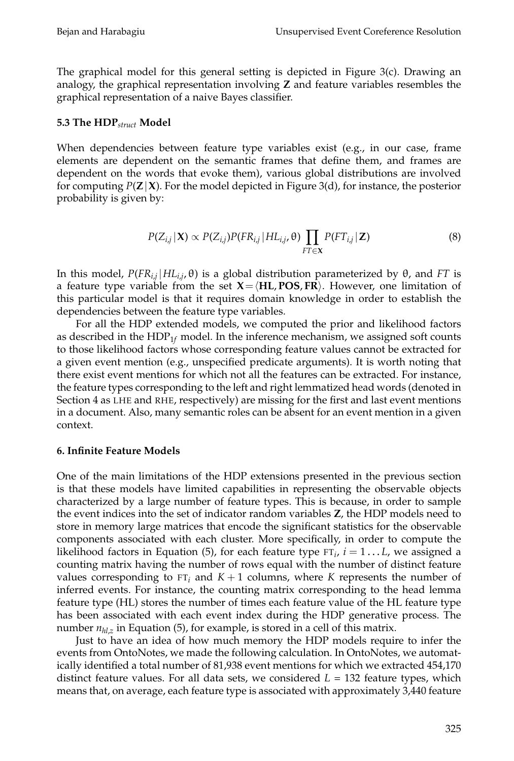The graphical model for this general setting is depicted in Figure 3(c). Drawing an analogy, the graphical representation involving **Z** and feature variables resembles the graphical representation of a naive Bayes classifier.

### 5.3 The HDP$_{struct}$ Model

When dependencies between feature type variables exist (e.g., in our case, frame elements are dependent on the semantic frames that define them, and frames are dependent on the words that evoke them), various global distributions are involved for computing $P(\mathbf{Z}|\mathbf{X})$. For the model depicted in Figure 3(d), for instance, the posterior probability is given by:

$$P(Z_{i,j}|\mathbf{X}) \propto P(Z_{i,j})P(FR_{i,j}|HL_{i,j}, \theta) \prod_{FT \in \mathbf{X}} P(FT_{i,j}|\mathbf{Z}) \tag{8}$$

In this model, $P(FR_{i,j}|HL_{i,j}, \theta)$ is a global distribution parameterized by $\theta$, and $FT$ is a feature type variable from the set $\mathbf{X} = \langle \mathbf{HL}, \mathbf{POS}, \mathbf{FR} \rangle$. However, one limitation of this particular model is that it requires domain knowledge in order to establish the dependencies between the feature type variables.

For all the HDP extended models, we computed the prior and likelihood factors as described in the HDP$_{1f}$ model. In the inference mechanism, we assigned soft counts to those likelihood factors whose corresponding feature values cannot be extracted for a given event mention (e.g., unspecified predicate arguments). It is worth noting that there exist event mentions for which not all the features can be extracted. For instance, the feature types corresponding to the left and right lemmatized head words (denoted in Section 4 as LHE and RHE, respectively) are missing for the first and last event mentions in a document. Also, many semantic roles can be absent for an event mention in a given context.

## 6. Infinite Feature Models

One of the main limitations of the HDP extensions presented in the previous section is that these models have limited capabilities in representing the observable objects characterized by a large number of feature types. This is because, in order to sample the event indices into the set of indicator random variables **Z**, the HDP models need to store in memory large matrices that encode the significant statistics for the observable components associated with each cluster. More specifically, in order to compute the likelihood factors in Equation (5), for each feature type FT$_i$, $i = 1 \ldots L$, we assigned a counting matrix having the number of rows equal with the number of distinct feature values corresponding to FT$_i$ and $K + 1$ columns, where $K$ represents the number of inferred events. For instance, the counting matrix corresponding to the head lemma feature type (HL) stores the number of times each feature value of the HL feature type has been associated with each event index during the HDP generative process. The number $n_{hl,z}$ in Equation (5), for example, is stored in a cell of this matrix.

Just to have an idea of how much memory the HDP models require to infer the events from OntoNotes, we made the following calculation. In OntoNotes, we automatically identified a total number of 81,938 event mentions for which we extracted 454,170 distinct feature values. For all data sets, we considered $L$ = 132 feature types, which means that, on average, each feature type is associated with approximately 3,440 feature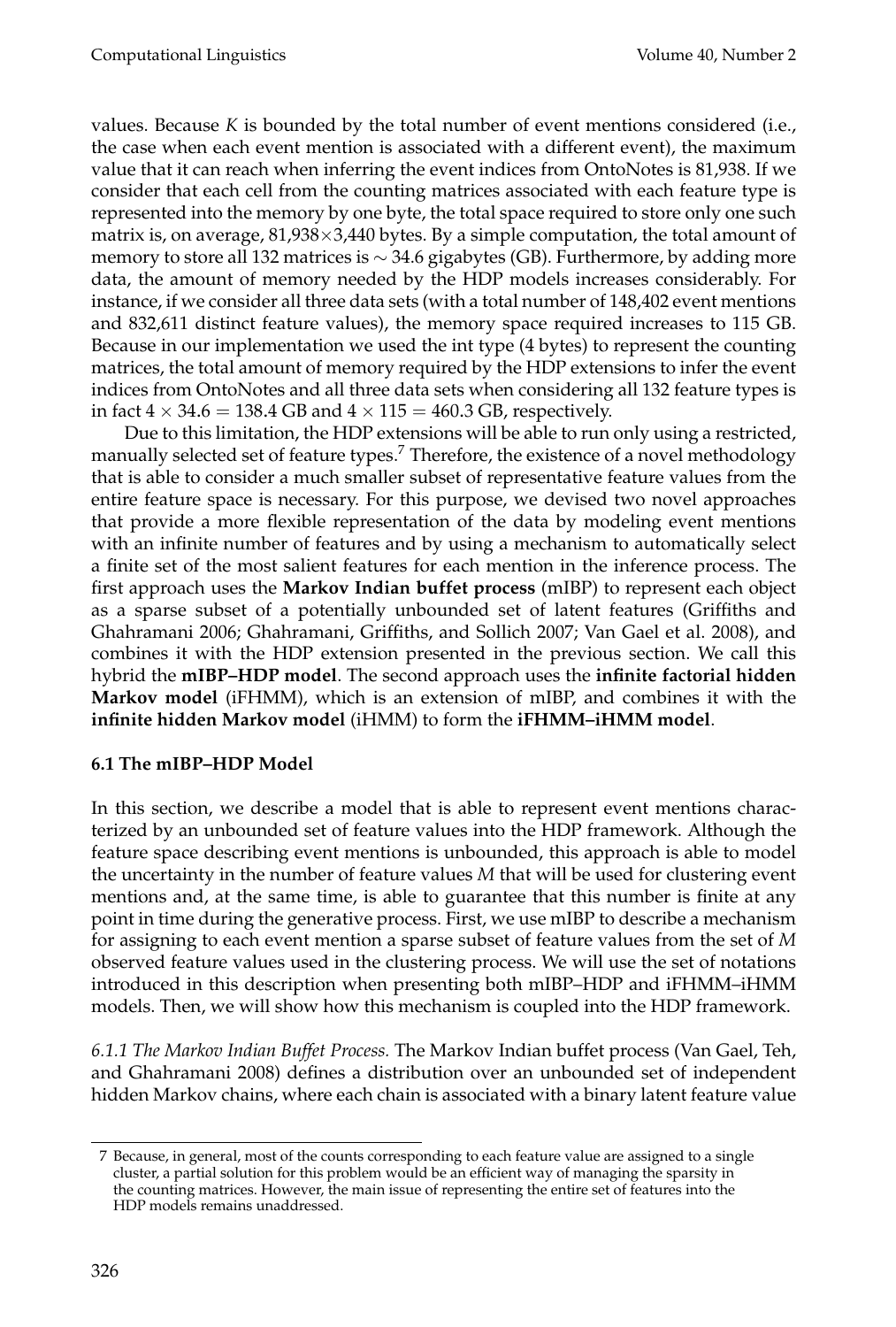values. Because $K$ is bounded by the total number of event mentions considered (i.e., the case when each event mention is associated with a different event), the maximum value that it can reach when inferring the event indices from OntoNotes is 81,938. If we consider that each cell from the counting matrices associated with each feature type is represented into the memory by one byte, the total space required to store only one such matrix is, on average, 81,938×3,440 bytes. By a simple computation, the total amount of memory to store all 132 matrices is $\sim$ 34.6 gigabytes (GB). Furthermore, by adding more data, the amount of memory needed by the HDP models increases considerably. For instance, if we consider all three data sets (with a total number of 148,402 event mentions and 832,611 distinct feature values), the memory space required increases to 115 GB. Because in our implementation we used the int type (4 bytes) to represent the counting matrices, the total amount of memory required by the HDP extensions to infer the event indices from OntoNotes and all three data sets when considering all 132 feature types is in fact $4 \times 34.6 = 138.4$ GB and $4 \times 115 = 460.3$ GB, respectively.

Due to this limitation, the HDP extensions will be able to run only using a restricted, manually selected set of feature types.[7] Therefore, the existence of a novel methodology that is able to consider a much smaller subset of representative feature values from the entire feature space is necessary. For this purpose, we devised two novel approaches that provide a more flexible representation of the data by modeling event mentions with an infinite number of features and by using a mechanism to automatically select a finite set of the most salient features for each mention in the inference process. The first approach uses the **Markov Indian buffet process** (mIBP) to represent each object as a sparse subset of a potentially unbounded set of latent features (Griffiths and Ghahramani 2006; Ghahramani, Griffiths, and Sollich 2007; Van Gael et al. 2008), and combines it with the HDP extension presented in the previous section. We call this hybrid the **mIBP–HDP model**. The second approach uses the **infinite factorial hidden Markov model** (iFHMM), which is an extension of mIBP, and combines it with the **infinite hidden Markov model** (iHMM) to form the **iFHMM–iHMM model**.

### 6.1 The mIBP–HDP Model

In this section, we describe a model that is able to represent event mentions characterized by an unbounded set of feature values into the HDP framework. Although the feature space describing event mentions is unbounded, this approach is able to model the uncertainty in the number of feature values $M$ that will be used for clustering event mentions and, at the same time, is able to guarantee that this number is finite at any point in time during the generative process. First, we use mIBP to describe a mechanism for assigning to each event mention a sparse subset of feature values from the set of $M$ observed feature values used in the clustering process. We will use the set of notations introduced in this description when presenting both mIBP–HDP and iFHMM–iHMM models. Then, we will show how this mechanism is coupled into the HDP framework.

*6.1.1 The Markov Indian Buffet Process.* The Markov Indian buffet process (Van Gael, Teh, and Ghahramani 2008) defines a distribution over an unbounded set of independent hidden Markov chains, where each chain is associated with a binary latent feature value

---

7 Because, in general, most of the counts corresponding to each feature value are assigned to a single cluster, a partial solution for this problem would be an efficient way of managing the sparsity in the counting matrices. However, the main issue of representing the entire set of features into the HDP models remains unaddressed.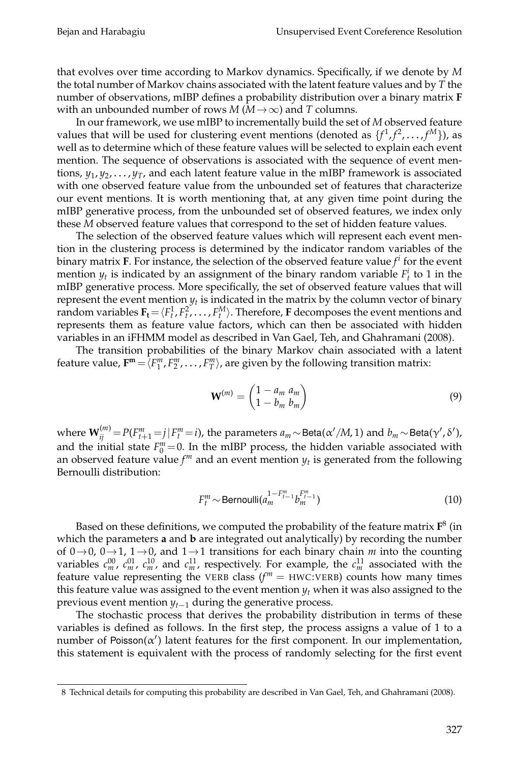that evolves over time according to Markov dynamics. Specifically, if we denote by $M$ the total number of Markov chains associated with the latent feature values and by $T$ the number of observations, mIBP defines a probability distribution over a binary matrix $\mathbf{F}$ with an unbounded number of rows $M$ ($M \rightarrow \infty$) and $T$ columns.

In our framework, we use mIBP to incrementally build the set of $M$ observed feature values that will be used for clustering event mentions (denoted as $\{f^1, f^2, \ldots, f^M\}$), as well as to determine which of these feature values will be selected to explain each event mention. The sequence of observations is associated with the sequence of event mentions, $y_1, y_2, \ldots, y_T$, and each latent feature value in the mIBP framework is associated with one observed feature value from the unbounded set of features that characterize our event mentions. It is worth mentioning that, at any given time point during the mIBP generative process, from the unbounded set of observed features, we index only these $M$ observed feature values that correspond to the set of hidden feature values.

The selection of the observed feature values which will represent each event mention in the clustering process is determined by the indicator random variables of the binary matrix $\mathbf{F}$. For instance, the selection of the observed feature value $f^i$ for the event mention $y_t$ is indicated by an assignment of the binary random variable $F_t^i$ to 1 in the mIBP generative process. More specifically, the set of observed feature values that will represent the event mention $y_t$ is indicated in the matrix by the column vector of binary random variables $\mathbf{F_t} = \langle F_t^1, F_t^2, \ldots, F_t^M \rangle$. Therefore, $\mathbf{F}$ decomposes the event mentions and represents them as feature value factors, which can then be associated with hidden variables in an iFHMM model as described in Van Gael, Teh, and Ghahramani (2008).

The transition probabilities of the binary Markov chain associated with a latent feature value, $\mathbf{F^m} = \langle F_1^m, F_2^m, \ldots, F_T^m \rangle$, are given by the following transition matrix:

$$\mathbf{W}^{(m)} = \begin{pmatrix} 1 - a_m & a_m \\ 1 - b_m & b_m \end{pmatrix} \tag{9}$$

where $\mathbf{W}_{ij}^{(m)} = P(F_{t+1}^m = j \,|\, F_t^m = i)$, the parameters $a_m \sim \mathsf{Beta}(\alpha'/M, 1)$ and $b_m \sim \mathsf{Beta}(\gamma', \delta')$, and the initial state $F_0^m = 0$. In the mIBP process, the hidden variable associated with an observed feature value $f^m$ and an event mention $y_t$ is generated from the following Bernoulli distribution:

$$F_t^m \sim \mathsf{Bernoulli}(a_m^{1-F_{t-1}^m} b_m^{F_{t-1}^m}) \tag{10}$$

Based on these definitions, we computed the probability of the feature matrix $\mathbf{F}$[8] (in which the parameters $\mathbf{a}$ and $\mathbf{b}$ are integrated out analytically) by recording the number of $0 \rightarrow 0$, $0 \rightarrow 1$, $1 \rightarrow 0$, and $1 \rightarrow 1$ transitions for each binary chain $m$ into the counting variables $c_m^{00}$, $c_m^{01}$, $c_m^{10}$, and $c_m^{11}$, respectively. For example, the $c_m^{11}$ associated with the feature value representing the VERB class ($f^m$ = HWC:VERB) counts how many times this feature value was assigned to the event mention $y_t$ when it was also assigned to the previous event mention $y_{t-1}$ during the generative process.

The stochastic process that derives the probability distribution in terms of these variables is defined as follows. In the first step, the process assigns a value of 1 to a number of $\mathsf{Poisson}(\alpha')$ latent features for the first component. In our implementation, this statement is equivalent with the process of randomly selecting for the first event

8 Technical details for computing this probability are described in Van Gael, Teh, and Ghahramani (2008).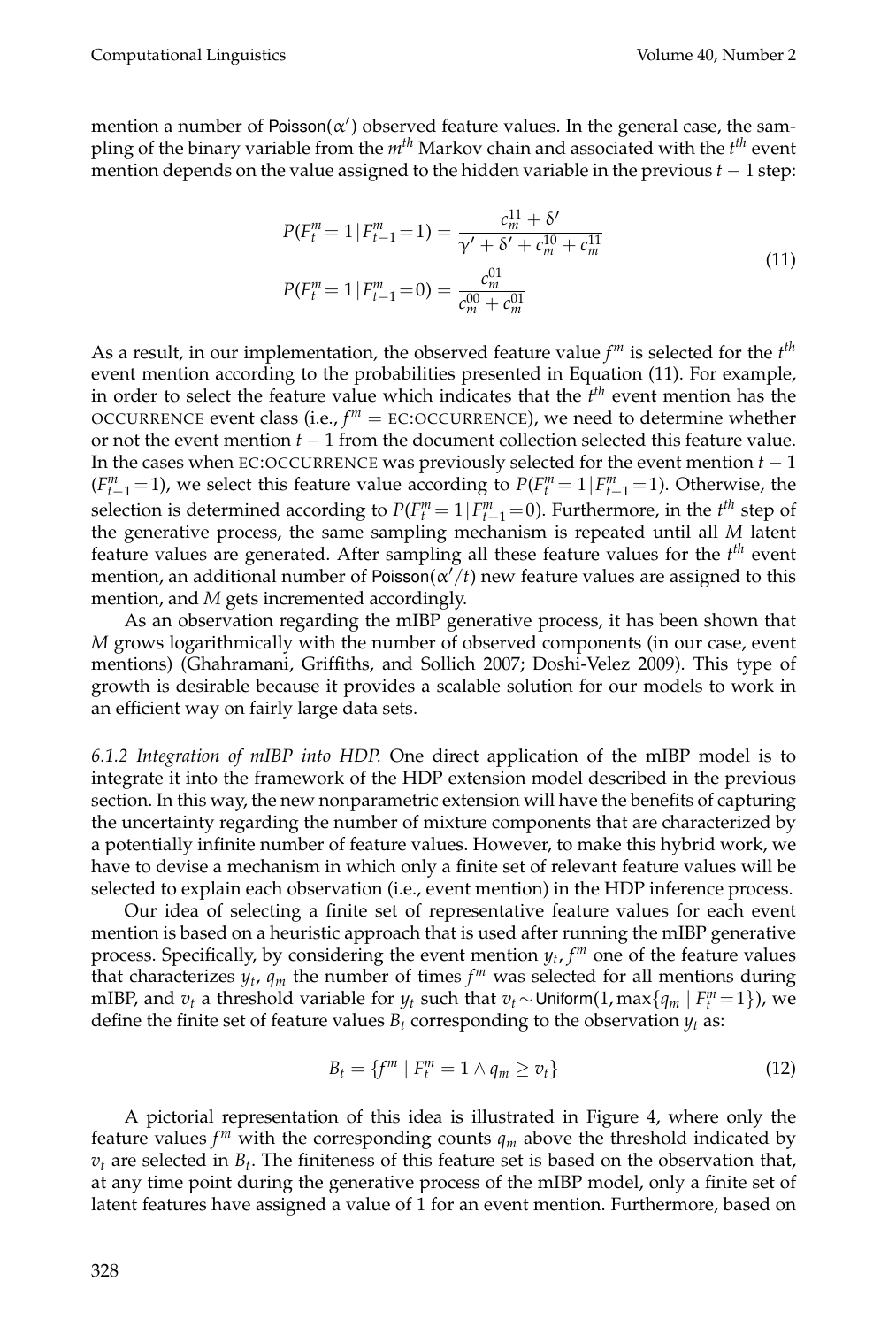mention a number of $\text{Poisson}(\alpha')$ observed feature values. In the general case, the sampling of the binary variable from the $m^{th}$ Markov chain and associated with the $t^{th}$ event mention depends on the value assigned to the hidden variable in the previous $t-1$ step:

$$
\begin{aligned}
P(F_t^m = 1 \,|\, F_{t-1}^m = 1) &= \frac{c_m^{11} + \delta'}{\gamma' + \delta' + c_m^{10} + c_m^{11}} \\
P(F_t^m = 1 \,|\, F_{t-1}^m = 0) &= \frac{c_m^{01}}{c_m^{00} + c_m^{01}}
\end{aligned}
\tag{11}
$$

As a result, in our implementation, the observed feature value $f^m$ is selected for the $t^{th}$ event mention according to the probabilities presented in Equation (11). For example, in order to select the feature value which indicates that the $t^{th}$ event mention has the OCCURRENCE event class (i.e., $f^m$ = EC:OCCURRENCE), we need to determine whether or not the event mention $t-1$ from the document collection selected this feature value. In the cases when EC:OCCURRENCE was previously selected for the event mention $t-1$ ($F_{t-1}^m = 1$), we select this feature value according to $P(F_t^m = 1 \,|\, F_{t-1}^m = 1)$. Otherwise, the selection is determined according to $P(F_t^m = 1 \,|\, F_{t-1}^m = 0)$. Furthermore, in the $t^{th}$ step of the generative process, the same sampling mechanism is repeated until all $M$ latent feature values are generated. After sampling all these feature values for the $t^{th}$ event mention, an additional number of $\text{Poisson}(\alpha'/t)$ new feature values are assigned to this mention, and $M$ gets incremented accordingly.

As an observation regarding the mIBP generative process, it has been shown that $M$ grows logarithmically with the number of observed components (in our case, event mentions) (Ghahramani, Griffiths, and Sollich 2007; Doshi-Velez 2009). This type of growth is desirable because it provides a scalable solution for our models to work in an efficient way on fairly large data sets.

*6.1.2 Integration of mIBP into HDP.* One direct application of the mIBP model is to integrate it into the framework of the HDP extension model described in the previous section. In this way, the new nonparametric extension will have the benefits of capturing the uncertainty regarding the number of mixture components that are characterized by a potentially infinite number of feature values. However, to make this hybrid work, we have to devise a mechanism in which only a finite set of relevant feature values will be selected to explain each observation (i.e., event mention) in the HDP inference process.

Our idea of selecting a finite set of representative feature values for each event mention is based on a heuristic approach that is used after running the mIBP generative process. Specifically, by considering the event mention $y_t$, $f^m$ one of the feature values that characterizes $y_t$, $q_m$ the number of times $f^m$ was selected for all mentions during mIBP, and $v_t$ a threshold variable for $y_t$ such that $v_t \sim \text{Uniform}(1, \max\{q_m \mid F_t^m = 1\})$, we define the finite set of feature values $B_t$ corresponding to the observation $y_t$ as:

$$
B_t = \{f^m \mid F_t^m = 1 \wedge q_m \geq v_t\}
\tag{12}
$$

A pictorial representation of this idea is illustrated in Figure 4, where only the feature values $f^m$ with the corresponding counts $q_m$ above the threshold indicated by $v_t$ are selected in $B_t$. The finiteness of this feature set is based on the observation that, at any time point during the generative process of the mIBP model, only a finite set of latent features have assigned a value of 1 for an event mention. Furthermore, based on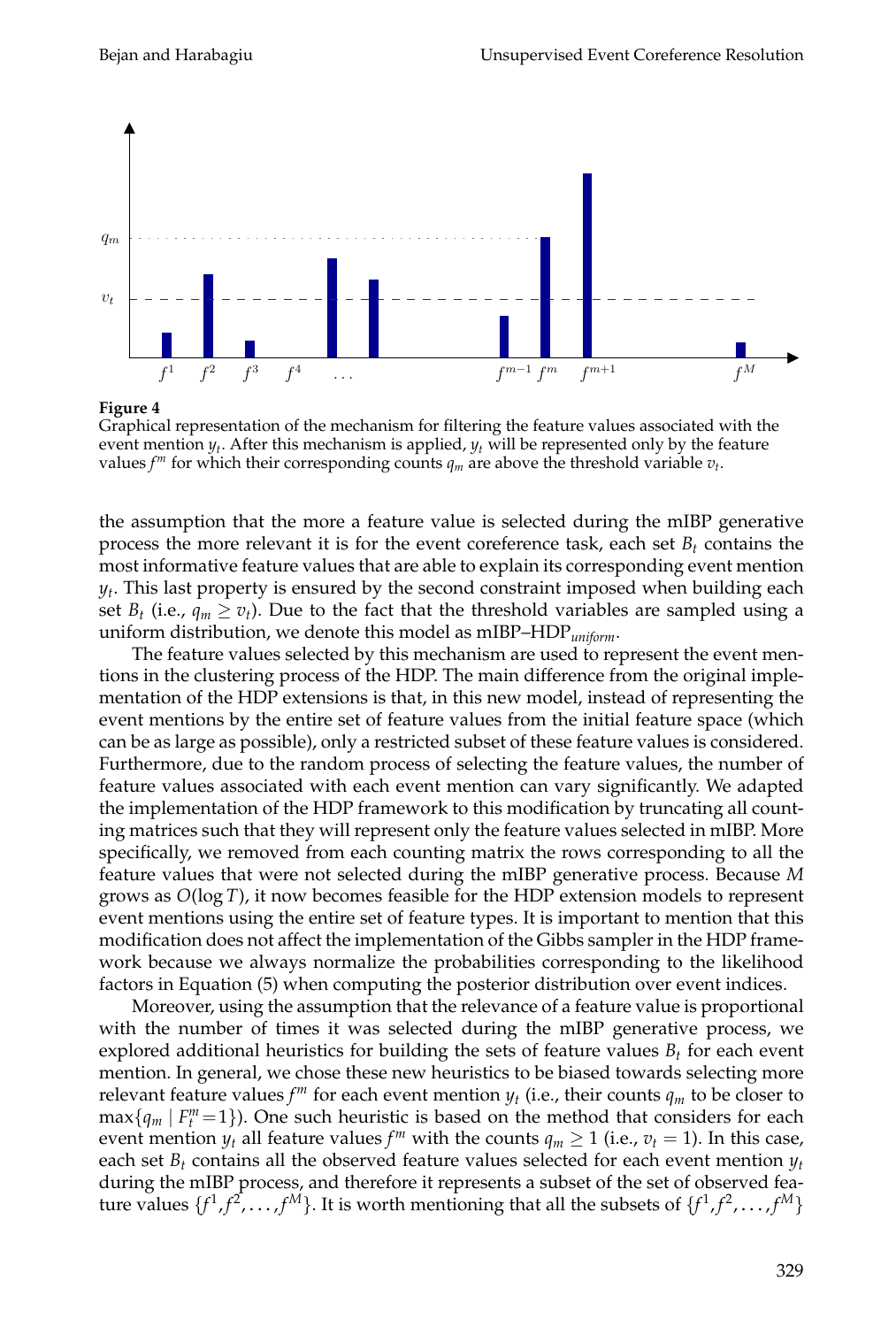**Figure 4**
Graphical representation of the mechanism for filtering the feature values associated with the event mention $y_t$. After this mechanism is applied, $y_t$ will be represented only by the feature values $f^m$ for which their corresponding counts $q_m$ are above the threshold variable $v_t$.

the assumption that the more a feature value is selected during the mIBP generative process the more relevant it is for the event coreference task, each set $B_t$ contains the most informative feature values that are able to explain its corresponding event mention $y_t$. This last property is ensured by the second constraint imposed when building each set $B_t$ (i.e., $q_m \geq v_t$). Due to the fact that the threshold variables are sampled using a uniform distribution, we denote this model as mIBP–HDP$_{uniform}$.

The feature values selected by this mechanism are used to represent the event mentions in the clustering process of the HDP. The main difference from the original implementation of the HDP extensions is that, in this new model, instead of representing the event mentions by the entire set of feature values from the initial feature space (which can be as large as possible), only a restricted subset of these feature values is considered. Furthermore, due to the random process of selecting the feature values, the number of feature values associated with each event mention can vary significantly. We adapted the implementation of the HDP framework to this modification by truncating all counting matrices such that they will represent only the feature values selected in mIBP. More specifically, we removed from each counting matrix the rows corresponding to all the feature values that were not selected during the mIBP generative process. Because $M$ grows as $O(\log T)$, it now becomes feasible for the HDP extension models to represent event mentions using the entire set of feature types. It is important to mention that this modification does not affect the implementation of the Gibbs sampler in the HDP framework because we always normalize the probabilities corresponding to the likelihood factors in Equation (5) when computing the posterior distribution over event indices.

Moreover, using the assumption that the relevance of a feature value is proportional with the number of times it was selected during the mIBP generative process, we explored additional heuristics for building the sets of feature values $B_t$ for each event mention. In general, we chose these new heuristics to be biased towards selecting more relevant feature values $f^m$ for each event mention $y_t$ (i.e., their counts $q_m$ to be closer to $\max\{q_m \mid F_t^m = 1\}$). One such heuristic is based on the method that considers for each event mention $y_t$ all feature values $f^m$ with the counts $q_m \geq 1$ (i.e., $v_t = 1$). In this case, each set $B_t$ contains all the observed feature values selected for each event mention $y_t$ during the mIBP process, and therefore it represents a subset of the set of observed feature values $\{f^1, f^2, \ldots, f^M\}$. It is worth mentioning that all the subsets of $\{f^1, f^2, \ldots, f^M\}$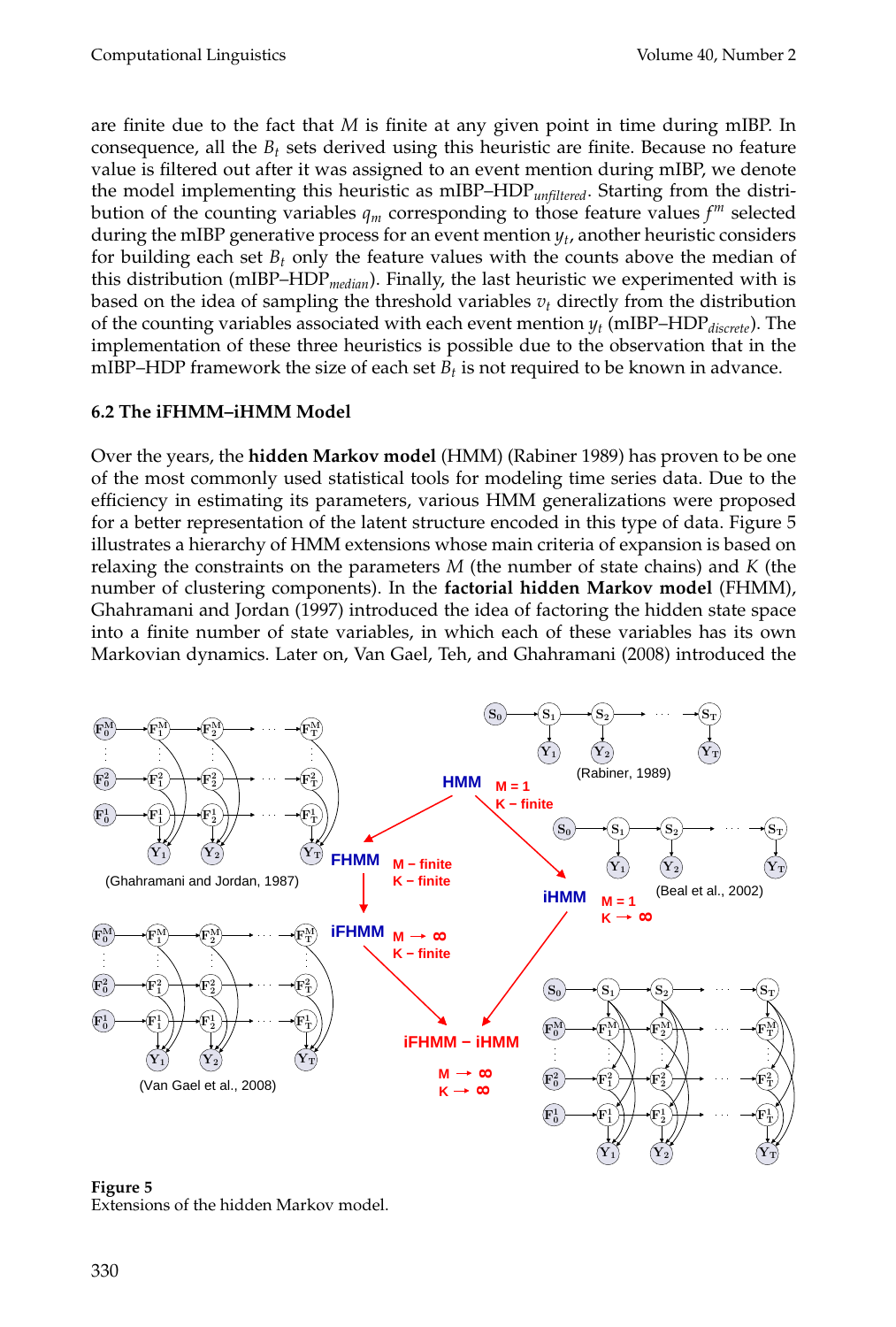are finite due to the fact that $M$ is finite at any given point in time during mIBP. In consequence, all the $B_t$ sets derived using this heuristic are finite. Because no feature value is filtered out after it was assigned to an event mention during mIBP, we denote the model implementing this heuristic as mIBP–HDP$_{unfiltered}$. Starting from the distribution of the counting variables $q_m$ corresponding to those feature values $f^m$ selected during the mIBP generative process for an event mention $y_t$, another heuristic considers for building each set $B_t$ only the feature values with the counts above the median of this distribution (mIBP–HDP$_{median}$). Finally, the last heuristic we experimented with is based on the idea of sampling the threshold variables $v_t$ directly from the distribution of the counting variables associated with each event mention $y_t$ (mIBP–HDP$_{discrete}$). The implementation of these three heuristics is possible due to the observation that in the mIBP–HDP framework the size of each set $B_t$ is not required to be known in advance.

### 6.2 The iFHMM–iHMM Model

Over the years, the **hidden Markov model** (HMM) (Rabiner 1989) has proven to be one of the most commonly used statistical tools for modeling time series data. Due to the efficiency in estimating its parameters, various HMM generalizations were proposed for a better representation of the latent structure encoded in this type of data. Figure 5 illustrates a hierarchy of HMM extensions whose main criteria of expansion is based on relaxing the constraints on the parameters $M$ (the number of state chains) and $K$ (the number of clustering components). In the **factorial hidden Markov model** (FHMM), Ghahramani and Jordan (1997) introduced the idea of factoring the hidden state space into a finite number of state variables, in which each of these variables has its own Markovian dynamics. Later on, Van Gael, Teh, and Ghahramani (2008) introduced the

**Figure 5**
Extensions of the hidden Markov model.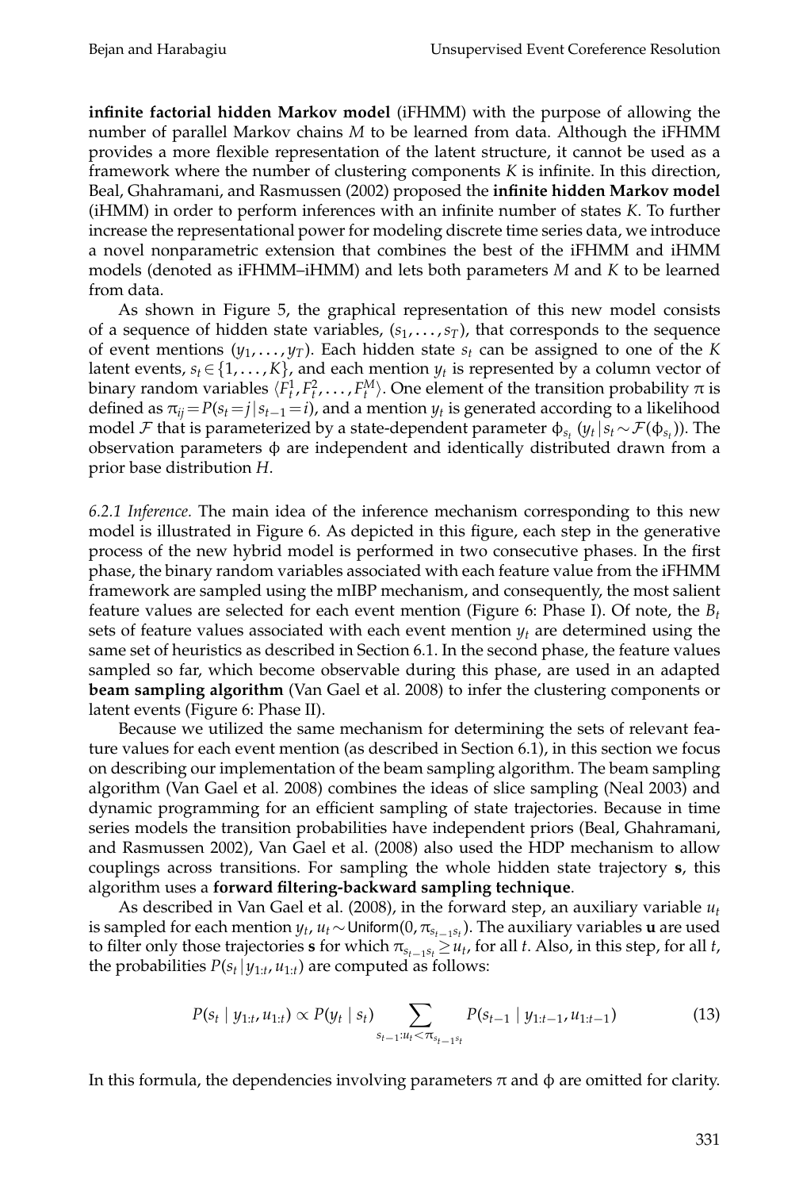**infinite factorial hidden Markov model** (iFHMM) with the purpose of allowing the number of parallel Markov chains $M$ to be learned from data. Although the iFHMM provides a more flexible representation of the latent structure, it cannot be used as a framework where the number of clustering components $K$ is infinite. In this direction, Beal, Ghahramani, and Rasmussen (2002) proposed the **infinite hidden Markov model** (iHMM) in order to perform inferences with an infinite number of states $K$. To further increase the representational power for modeling discrete time series data, we introduce a novel nonparametric extension that combines the best of the iFHMM and iHMM models (denoted as iFHMM–iHMM) and lets both parameters $M$ and $K$ to be learned from data.

As shown in Figure 5, the graphical representation of this new model consists of a sequence of hidden state variables, $(s_1, \ldots, s_T)$, that corresponds to the sequence of event mentions $(y_1, \ldots, y_T)$. Each hidden state $s_t$ can be assigned to one of the $K$ latent events, $s_t \in \{1, \ldots, K\}$, and each mention $y_t$ is represented by a column vector of binary random variables $\langle F_t^1, F_t^2, \ldots, F_t^M \rangle$. One element of the transition probability $\pi$ is defined as $\pi_{ij} = P(s_t = j \mid s_{t-1} = i)$, and a mention $y_t$ is generated according to a likelihood model $\mathcal{F}$ that is parameterized by a state-dependent parameter $\phi_{s_t}$ $(y_t \mid s_t \sim \mathcal{F}(\phi_{s_t}))$. The observation parameters $\phi$ are independent and identically distributed drawn from a prior base distribution $H$.

*6.2.1 Inference.* The main idea of the inference mechanism corresponding to this new model is illustrated in Figure 6. As depicted in this figure, each step in the generative process of the new hybrid model is performed in two consecutive phases. In the first phase, the binary random variables associated with each feature value from the iFHMM framework are sampled using the mIBP mechanism, and consequently, the most salient feature values are selected for each event mention (Figure 6: Phase I). Of note, the $B_t$ sets of feature values associated with each event mention $y_t$ are determined using the same set of heuristics as described in Section 6.1. In the second phase, the feature values sampled so far, which become observable during this phase, are used in an adapted **beam sampling algorithm** (Van Gael et al. 2008) to infer the clustering components or latent events (Figure 6: Phase II).

Because we utilized the same mechanism for determining the sets of relevant feature values for each event mention (as described in Section 6.1), in this section we focus on describing our implementation of the beam sampling algorithm. The beam sampling algorithm (Van Gael et al. 2008) combines the ideas of slice sampling (Neal 2003) and dynamic programming for an efficient sampling of state trajectories. Because in time series models the transition probabilities have independent priors (Beal, Ghahramani, and Rasmussen 2002), Van Gael et al. (2008) also used the HDP mechanism to allow couplings across transitions. For sampling the whole hidden state trajectory $\mathbf{s}$, this algorithm uses a **forward filtering-backward sampling technique**.

As described in Van Gael et al. (2008), in the forward step, an auxiliary variable $u_t$ is sampled for each mention $y_t$, $u_t \sim \text{Uniform}(0, \pi_{s_{t-1}s_t})$. The auxiliary variables $\mathbf{u}$ are used to filter only those trajectories $\mathbf{s}$ for which $\pi_{s_{t-1}s_t} \geq u_t$, for all $t$. Also, in this step, for all $t$, the probabilities $P(s_t \mid y_{1:t}, u_{1:t})$ are computed as follows:

$$P(s_t \mid y_{1:t}, u_{1:t}) \propto P(y_t \mid s_t) \sum_{s_{t-1}: u_t < \pi_{s_{t-1}s_t}} P(s_{t-1} \mid y_{1:t-1}, u_{1:t-1}) \tag{13}$$

In this formula, the dependencies involving parameters $\pi$ and $\phi$ are omitted for clarity.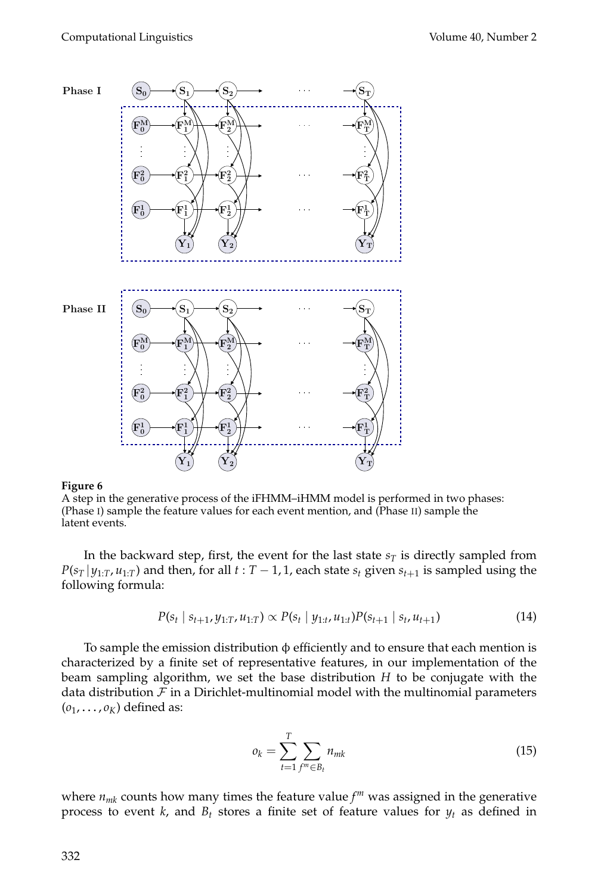**Figure 6**
A step in the generative process of the iFHMM–iHMM model is performed in two phases: (Phase I) sample the feature values for each event mention, and (Phase II) sample the latent events.

In the backward step, first, the event for the last state $s_T$ is directly sampled from $P(s_T | y_{1:T}, u_{1:T})$ and then, for all $t : T-1, 1$, each state $s_t$ given $s_{t+1}$ is sampled using the following formula:

$$P(s_t \mid s_{t+1}, y_{1:T}, u_{1:T}) \propto P(s_t \mid y_{1:t}, u_{1:t}) P(s_{t+1} \mid s_t, u_{t+1}) \tag{14}$$

To sample the emission distribution $\phi$ efficiently and to ensure that each mention is characterized by a finite set of representative features, in our implementation of the beam sampling algorithm, we set the base distribution $H$ to be conjugate with the data distribution $\mathcal{F}$ in a Dirichlet-multinomial model with the multinomial parameters $(o_1, \ldots, o_K)$ defined as:

$$o_k = \sum_{t=1}^{T} \sum_{f^m \in B_t} n_{mk} \tag{15}$$

where $n_{mk}$ counts how many times the feature value $f^m$ was assigned in the generative process to event $k$, and $B_t$ stores a finite set of feature values for $y_t$ as defined in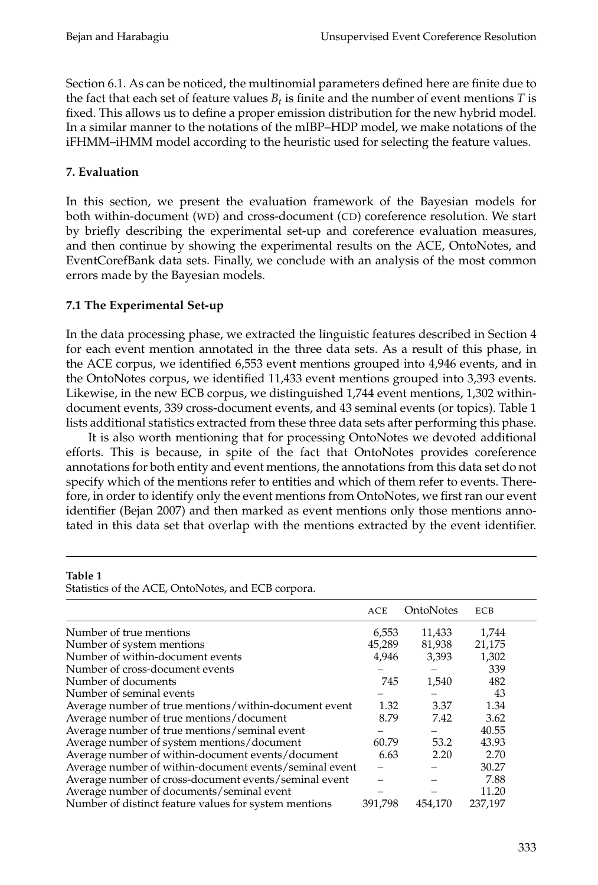Section 6.1. As can be noticed, the multinomial parameters defined here are finite due to the fact that each set of feature values $B_t$ is finite and the number of event mentions $T$ is fixed. This allows us to define a proper emission distribution for the new hybrid model. In a similar manner to the notations of the mIBP–HDP model, we make notations of the iFHMM–iHMM model according to the heuristic used for selecting the feature values.

## 7. Evaluation

In this section, we present the evaluation framework of the Bayesian models for both within-document (WD) and cross-document (CD) coreference resolution. We start by briefly describing the experimental set-up and coreference evaluation measures, and then continue by showing the experimental results on the ACE, OntoNotes, and EventCorefBank data sets. Finally, we conclude with an analysis of the most common errors made by the Bayesian models.

### 7.1 The Experimental Set-up

In the data processing phase, we extracted the linguistic features described in Section 4 for each event mention annotated in the three data sets. As a result of this phase, in the ACE corpus, we identified 6,553 event mentions grouped into 4,946 events, and in the OntoNotes corpus, we identified 11,433 event mentions grouped into 3,393 events. Likewise, in the new ECB corpus, we distinguished 1,744 event mentions, 1,302 within-document events, 339 cross-document events, and 43 seminal events (or topics). Table 1 lists additional statistics extracted from these three data sets after performing this phase.

It is also worth mentioning that for processing OntoNotes we devoted additional efforts. This is because, in spite of the fact that OntoNotes provides coreference annotations for both entity and event mentions, the annotations from this data set do not specify which of the mentions refer to entities and which of them refer to events. Therefore, in order to identify only the event mentions from OntoNotes, we first ran our event identifier (Bejan 2007) and then marked as event mentions only those mentions annotated in this data set that overlap with the mentions extracted by the event identifier.

**Table 1**
Statistics of the ACE, OntoNotes, and ECB corpora.

| | ACE | OntoNotes | ECB |
|---|---|---|---|
| Number of true mentions | 6,553 | 11,433 | 1,744 |
| Number of system mentions | 45,289 | 81,938 | 21,175 |
| Number of within-document events | 4,946 | 3,393 | 1,302 |
| Number of cross-document events | – | – | 339 |
| Number of documents | 745 | 1,540 | 482 |
| Number of seminal events | – | – | 43 |
| Average number of true mentions/within-document event | 1.32 | 3.37 | 1.34 |
| Average number of true mentions/document | 8.79 | 7.42 | 3.62 |
| Average number of true mentions/seminal event | – | – | 40.55 |
| Average number of system mentions/document | 60.79 | 53.2 | 43.93 |
| Average number of within-document events/document | 6.63 | 2.20 | 2.70 |
| Average number of within-document events/seminal event | – | – | 30.27 |
| Average number of cross-document events/seminal event | – | – | 7.88 |
| Average number of documents/seminal event | – | – | 11.20 |
| Number of distinct feature values for system mentions | 391,798 | 454,170 | 237,197 |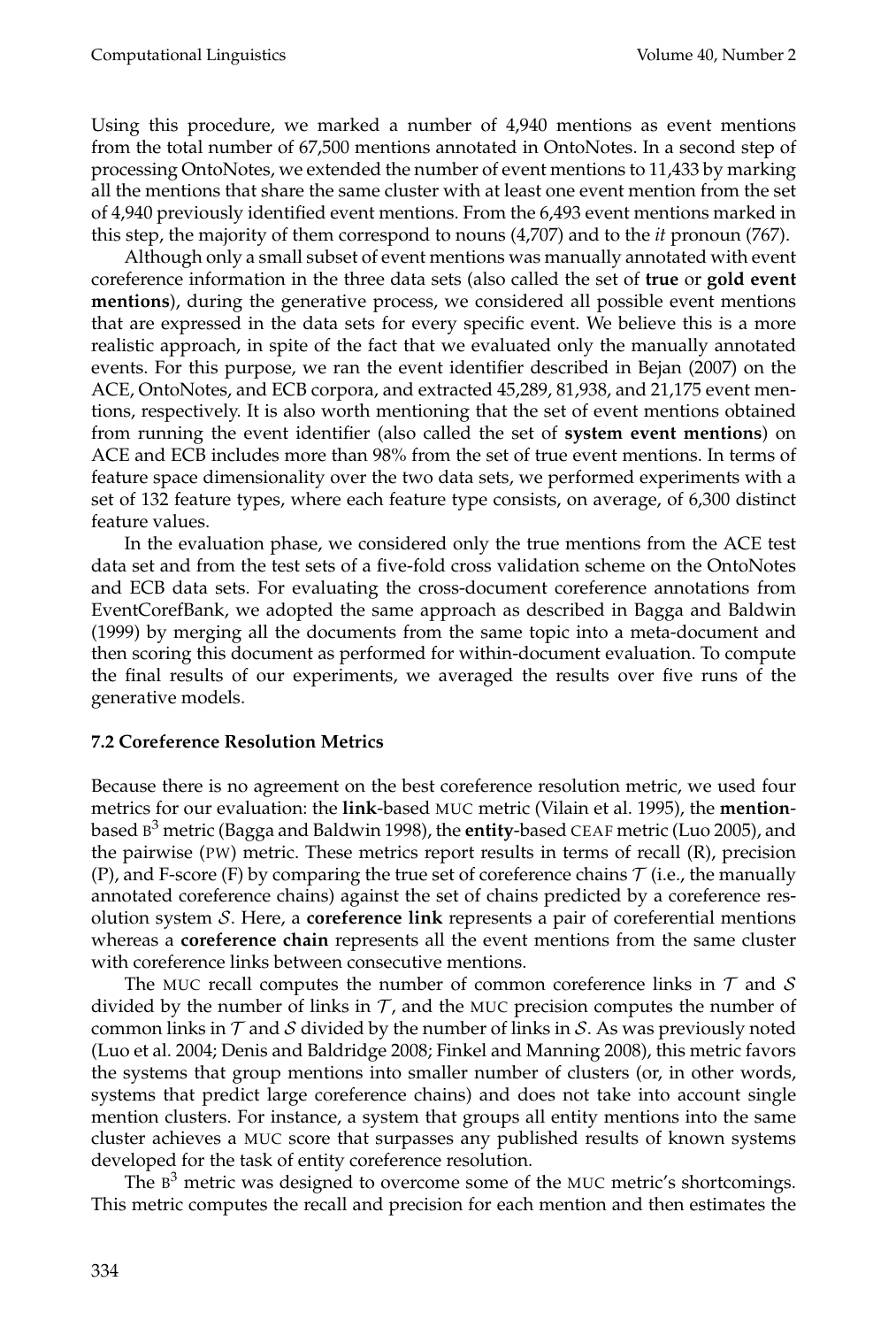Using this procedure, we marked a number of 4,940 mentions as event mentions from the total number of 67,500 mentions annotated in OntoNotes. In a second step of processing OntoNotes, we extended the number of event mentions to 11,433 by marking all the mentions that share the same cluster with at least one event mention from the set of 4,940 previously identified event mentions. From the 6,493 event mentions marked in this step, the majority of them correspond to nouns (4,707) and to the *it* pronoun (767).

Although only a small subset of event mentions was manually annotated with event coreference information in the three data sets (also called the set of **true** or **gold event mentions**), during the generative process, we considered all possible event mentions that are expressed in the data sets for every specific event. We believe this is a more realistic approach, in spite of the fact that we evaluated only the manually annotated events. For this purpose, we ran the event identifier described in Bejan (2007) on the ACE, OntoNotes, and ECB corpora, and extracted 45,289, 81,938, and 21,175 event mentions, respectively. It is also worth mentioning that the set of event mentions obtained from running the event identifier (also called the set of **system event mentions**) on ACE and ECB includes more than 98% from the set of true event mentions. In terms of feature space dimensionality over the two data sets, we performed experiments with a set of 132 feature types, where each feature type consists, on average, of 6,300 distinct feature values.

In the evaluation phase, we considered only the true mentions from the ACE test data set and from the test sets of a five-fold cross validation scheme on the OntoNotes and ECB data sets. For evaluating the cross-document coreference annotations from EventCorefBank, we adopted the same approach as described in Bagga and Baldwin (1999) by merging all the documents from the same topic into a meta-document and then scoring this document as performed for within-document evaluation. To compute the final results of our experiments, we averaged the results over five runs of the generative models.

### 7.2 Coreference Resolution Metrics

Because there is no agreement on the best coreference resolution metric, we used four metrics for our evaluation: the **link**-based MUC metric (Vilain et al. 1995), the **mention**-based $B^3$ metric (Bagga and Baldwin 1998), the **entity**-based CEAF metric (Luo 2005), and the pairwise (PW) metric. These metrics report results in terms of recall (R), precision (P), and F-score (F) by comparing the true set of coreference chains $\mathcal{T}$ (i.e., the manually annotated coreference chains) against the set of chains predicted by a coreference resolution system $\mathcal{S}$. Here, a **coreference link** represents a pair of coreferential mentions whereas a **coreference chain** represents all the event mentions from the same cluster with coreference links between consecutive mentions.

The MUC recall computes the number of common coreference links in $\mathcal{T}$ and $\mathcal{S}$ divided by the number of links in $\mathcal{T}$, and the MUC precision computes the number of common links in $\mathcal{T}$ and $\mathcal{S}$ divided by the number of links in $\mathcal{S}$. As was previously noted (Luo et al. 2004; Denis and Baldridge 2008; Finkel and Manning 2008), this metric favors the systems that group mentions into smaller number of clusters (or, in other words, systems that predict large coreference chains) and does not take into account single mention clusters. For instance, a system that groups all entity mentions into the same cluster achieves a MUC score that surpasses any published results of known systems developed for the task of entity coreference resolution.

The $B^3$ metric was designed to overcome some of the MUC metric's shortcomings. This metric computes the recall and precision for each mention and then estimates the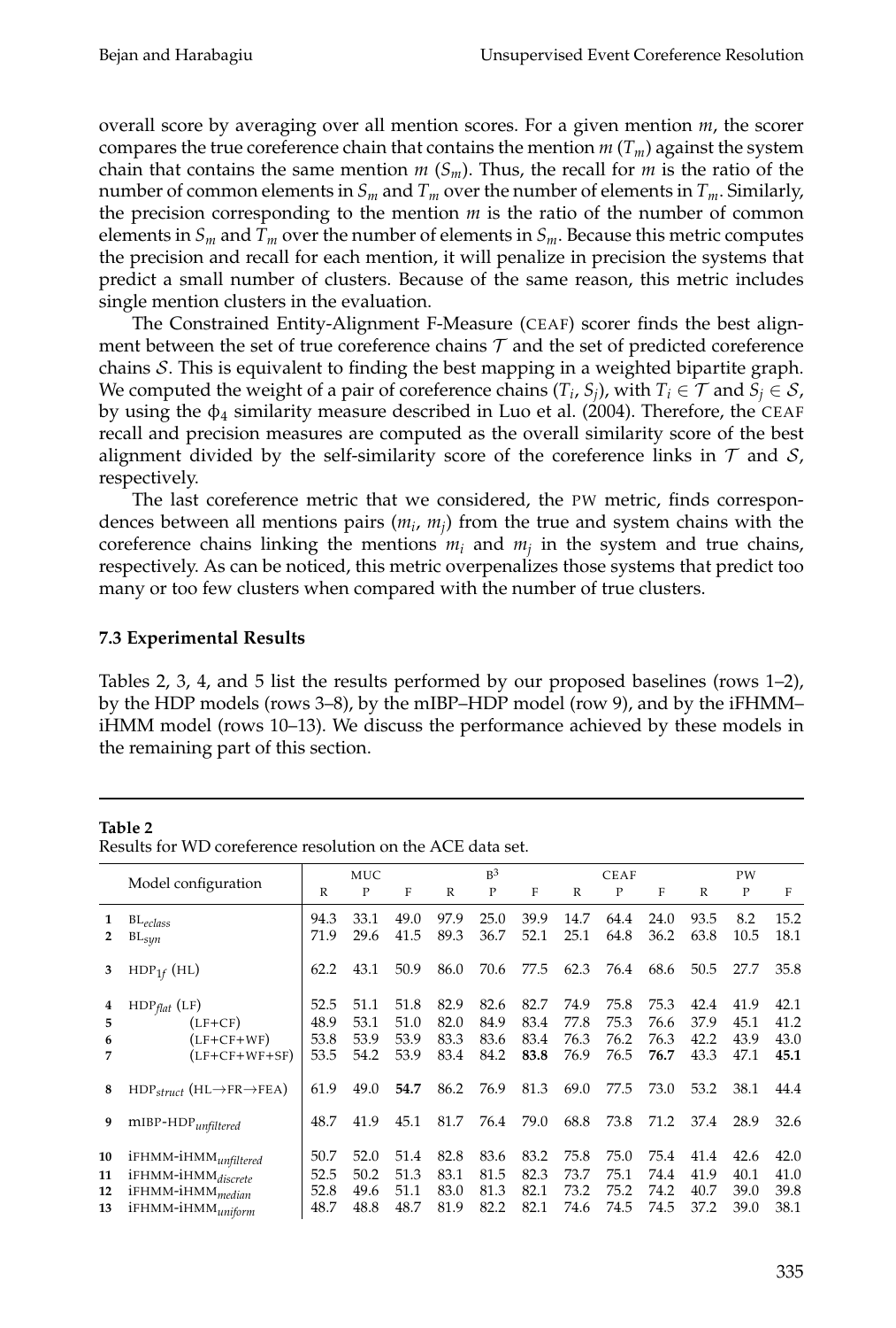overall score by averaging over all mention scores. For a given mention $m$, the scorer compares the true coreference chain that contains the mention $m$ ($T_m$) against the system chain that contains the same mention $m$ ($S_m$). Thus, the recall for $m$ is the ratio of the number of common elements in $S_m$ and $T_m$ over the number of elements in $T_m$. Similarly, the precision corresponding to the mention $m$ is the ratio of the number of common elements in $S_m$ and $T_m$ over the number of elements in $S_m$. Because this metric computes the precision and recall for each mention, it will penalize in precision the systems that predict a small number of clusters. Because of the same reason, this metric includes single mention clusters in the evaluation.

The Constrained Entity-Alignment F-Measure (CEAF) scorer finds the best alignment between the set of true coreference chains $\mathcal{T}$ and the set of predicted coreference chains $\mathcal{S}$. This is equivalent to finding the best mapping in a weighted bipartite graph. We computed the weight of a pair of coreference chains ($T_i$, $S_j$), with $T_i \in \mathcal{T}$ and $S_j \in \mathcal{S}$, by using the $\phi_4$ similarity measure described in Luo et al. (2004). Therefore, the CEAF recall and precision measures are computed as the overall similarity score of the best alignment divided by the self-similarity score of the coreference links in $\mathcal{T}$ and $\mathcal{S}$, respectively.

The last coreference metric that we considered, the PW metric, finds correspondences between all mentions pairs ($m_i$, $m_j$) from the true and system chains with the coreference chains linking the mentions $m_i$ and $m_j$ in the system and true chains, respectively. As can be noticed, this metric overpenalizes those systems that predict too many or too few clusters when compared with the number of true clusters.

### 7.3 Experimental Results

Tables 2, 3, 4, and 5 list the results performed by our proposed baselines (rows 1–2), by the HDP models (rows 3–8), by the mIBP–HDP model (row 9), and by the iFHMM–iHMM model (rows 10–13). We discuss the performance achieved by these models in the remaining part of this section.

**Table 2**
Results for WD coreference resolution on the ACE data set.

| | Model configuration | MUC | | | $B^3$ | | | CEAF | | | PW | | |
|---|---|---|---|---|---|---|---|---|---|---|---|---|---|
| | | R | P | F | R | P | F | R | P | F | R | P | F |
| 1 | $BL_{eclass}$ | 94.3 | 33.1 | 49.0 | 97.9 | 25.0 | 39.9 | 14.7 | 64.4 | 24.0 | 93.5 | 8.2 | 15.2 |
| 2 | $BL_{syn}$ | 71.9 | 29.6 | 41.5 | 89.3 | 36.7 | 52.1 | 25.1 | 64.8 | 36.2 | 63.8 | 10.5 | 18.1 |
| 3 | $HDP_{1f}$ (HL) | 62.2 | 43.1 | 50.9 | 86.0 | 70.6 | 77.5 | 62.3 | 76.4 | 68.6 | 50.5 | 27.7 | 35.8 |
| 4 | $HDP_{flat}$ (LF) | 52.5 | 51.1 | 51.8 | 82.9 | 82.6 | 82.7 | 74.9 | 75.8 | 75.3 | 42.4 | 41.9 | 42.1 |
| 5 | (LF+CF) | 48.9 | 53.1 | 51.0 | 82.0 | 84.9 | 83.4 | 77.8 | 75.3 | 76.6 | 37.9 | 45.1 | 41.2 |
| 6 | (LF+CF+WF) | 53.8 | 53.9 | 53.9 | 83.3 | 83.6 | 83.4 | 76.3 | 76.2 | 76.3 | 42.2 | 43.9 | 43.0 |
| 7 | (LF+CF+WF+SF) | 53.5 | 54.2 | 53.9 | 83.4 | 84.2 | **83.8** | 76.9 | 76.5 | **76.7** | 43.3 | 47.1 | **45.1** |
| 8 | $HDP_{struct}$ (HL→FR→FEA) | 61.9 | 49.0 | **54.7** | 86.2 | 76.9 | 81.3 | 69.0 | 77.5 | 73.0 | 53.2 | 38.1 | 44.4 |
| 9 | mIBP-$HDP_{unfiltered}$ | 48.7 | 41.9 | 45.1 | 81.7 | 76.4 | 79.0 | 68.8 | 73.8 | 71.2 | 37.4 | 28.9 | 32.6 |
| 10 | iFHMM-$iHMM_{unfiltered}$ | 50.7 | 52.0 | 51.4 | 82.8 | 83.6 | 83.2 | 75.8 | 75.0 | 75.4 | 41.4 | 42.6 | 42.0 |
| 11 | iFHMM-$iHMM_{discrete}$ | 52.5 | 50.2 | 51.3 | 83.1 | 81.5 | 82.3 | 73.7 | 75.1 | 74.4 | 41.9 | 40.1 | 41.0 |
| 12 | iFHMM-$iHMM_{median}$ | 52.8 | 49.6 | 51.1 | 83.0 | 81.3 | 82.1 | 73.2 | 75.2 | 74.2 | 40.7 | 39.0 | 39.8 |
| 13 | iFHMM-$iHMM_{uniform}$ | 48.7 | 48.8 | 48.7 | 81.9 | 82.2 | 82.1 | 74.6 | 74.5 | 74.5 | 37.2 | 39.0 | 38.1 |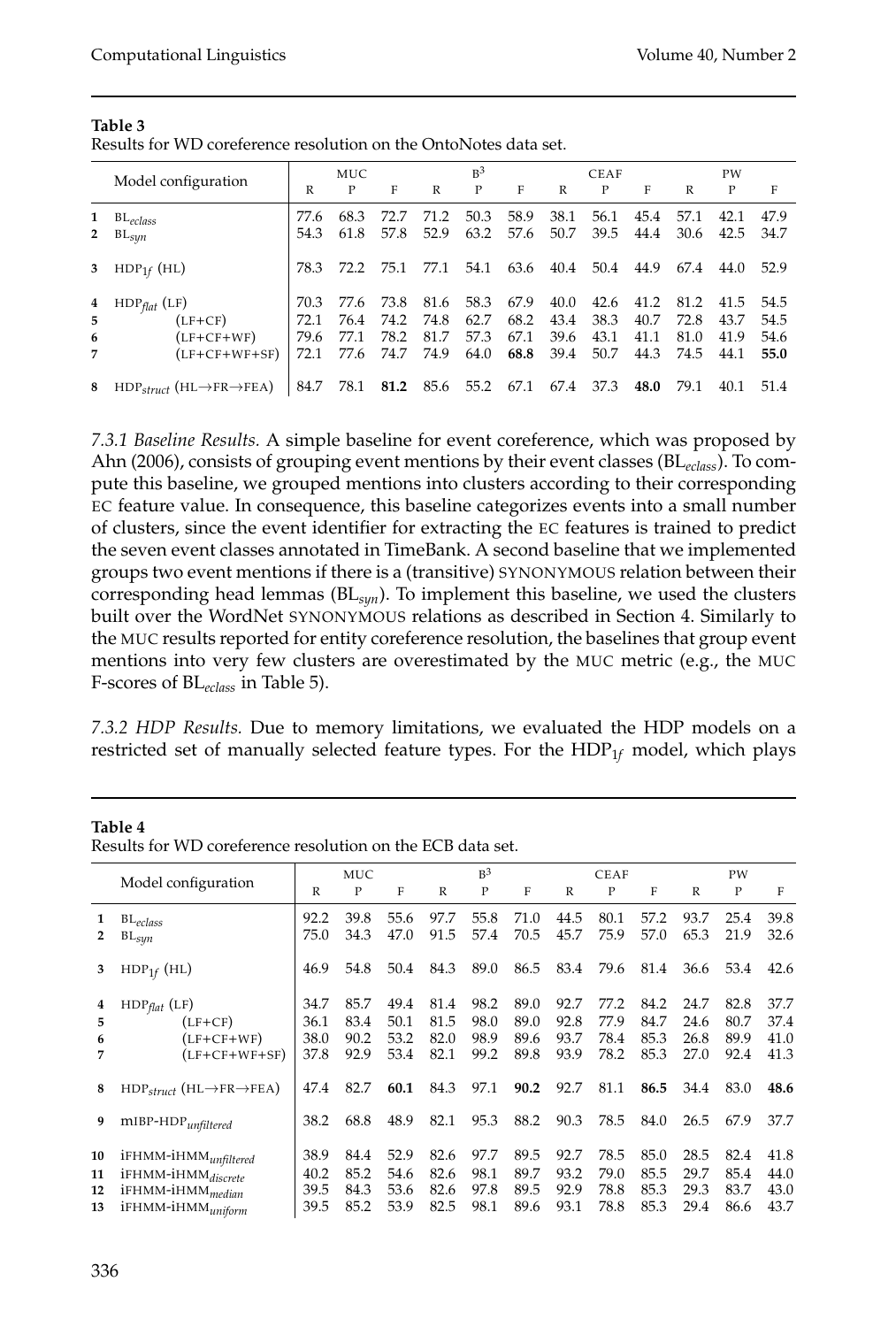**Table 3**
Results for WD coreference resolution on the OntoNotes data set.

| | Model configuration | MUC | | | $B^3$ | | | CEAF | | | PW | | |
|---|---|---|---|---|---|---|---|---|---|---|---|---|---|
| | | R | P | F | R | P | F | R | P | F | R | P | F |
| 1 | $BL_{eclass}$ | 77.6 | 68.3 | 72.7 | 71.2 | 50.3 | 58.9 | 38.1 | 56.1 | 45.4 | 57.1 | 42.1 | 47.9 |
| 2 | $BL_{syn}$ | 54.3 | 61.8 | 57.8 | 52.9 | 63.2 | 57.6 | 50.7 | 39.5 | 44.4 | 30.6 | 42.5 | 34.7 |
| 3 | $HDP_{1f}$ (HL) | 78.3 | 72.2 | 75.1 | 77.1 | 54.1 | 63.6 | 40.4 | 50.4 | 44.9 | 67.4 | 44.0 | 52.9 |
| 4 | $HDP_{flat}$ (LF) | 70.3 | 77.6 | 73.8 | 81.6 | 58.3 | 67.9 | 40.0 | 42.6 | 41.2 | 81.2 | 41.5 | 54.5 |
| 5 | (LF+CF) | 72.1 | 76.4 | 74.2 | 74.8 | 62.7 | 68.2 | 43.4 | 38.3 | 40.7 | 72.8 | 43.7 | 54.5 |
| 6 | (LF+CF+WF) | 79.6 | 77.1 | 78.2 | 81.7 | 57.3 | 67.1 | 39.6 | 43.1 | 41.1 | 81.0 | 41.9 | 54.6 |
| 7 | (LF+CF+WF+SF) | 72.1 | 77.6 | 74.7 | 74.9 | 64.0 | **68.8** | 39.4 | 50.7 | 44.3 | 74.5 | 44.1 | **55.0** |
| 8 | $HDP_{struct}$ (HL→FR→FEA) | 84.7 | 78.1 | **81.2** | 85.6 | 55.2 | 67.1 | 67.4 | 37.3 | **48.0** | 79.1 | 40.1 | 51.4 |

*7.3.1 Baseline Results.* A simple baseline for event coreference, which was proposed by Ahn (2006), consists of grouping event mentions by their event classes ($BL_{eclass}$). To compute this baseline, we grouped mentions into clusters according to their corresponding EC feature value. In consequence, this baseline categorizes events into a small number of clusters, since the event identifier for extracting the EC features is trained to predict the seven event classes annotated in TimeBank. A second baseline that we implemented groups two event mentions if there is a (transitive) SYNONYMOUS relation between their corresponding head lemmas ($BL_{syn}$). To implement this baseline, we used the clusters built over the WordNet SYNONYMOUS relations as described in Section 4. Similarly to the MUC results reported for entity coreference resolution, the baselines that group event mentions into very few clusters are overestimated by the MUC metric (e.g., the MUC F-scores of $BL_{eclass}$ in Table 5).

*7.3.2 HDP Results.* Due to memory limitations, we evaluated the HDP models on a restricted set of manually selected feature types. For the $HDP_{1f}$ model, which plays

**Table 4**
Results for WD coreference resolution on the ECB data set.

| | Model configuration | MUC | | | $B^3$ | | | CEAF | | | PW | | |
|---|---|---|---|---|---|---|---|---|---|---|---|---|---|
| | | R | P | F | R | P | F | R | P | F | R | P | F |
| 1 | $BL_{eclass}$ | 92.2 | 39.8 | 55.6 | 97.7 | 55.8 | 71.0 | 44.5 | 80.1 | 57.2 | 93.7 | 25.4 | 39.8 |
| 2 | $BL_{syn}$ | 75.0 | 34.3 | 47.0 | 91.5 | 57.4 | 70.5 | 45.7 | 75.9 | 57.0 | 65.3 | 21.9 | 32.6 |
| 3 | $HDP_{1f}$ (HL) | 46.9 | 54.8 | 50.4 | 84.3 | 89.0 | 86.5 | 83.4 | 79.6 | 81.4 | 36.6 | 53.4 | 42.6 |
| 4 | $HDP_{flat}$ (LF) | 34.7 | 85.7 | 49.4 | 81.4 | 98.2 | 89.0 | 92.7 | 77.2 | 84.2 | 24.7 | 82.8 | 37.7 |
| 5 | (LF+CF) | 36.1 | 83.4 | 50.1 | 81.5 | 98.0 | 89.0 | 92.8 | 77.9 | 84.7 | 24.6 | 80.7 | 37.4 |
| 6 | (LF+CF+WF) | 38.0 | 90.2 | 53.2 | 82.0 | 98.9 | 89.6 | 93.7 | 78.4 | 85.3 | 26.8 | 89.9 | 41.0 |
| 7 | (LF+CF+WF+SF) | 37.8 | 92.9 | 53.4 | 82.1 | 99.2 | 89.8 | 93.9 | 78.2 | 85.3 | 27.0 | 92.4 | 41.3 |
| 8 | $HDP_{struct}$ (HL→FR→FEA) | 47.4 | 82.7 | **60.1** | 84.3 | 97.1 | **90.2** | 92.7 | 81.1 | **86.5** | 34.4 | 83.0 | **48.6** |
| 9 | $mIBP\text{-}HDP_{unfiltered}$ | 38.2 | 68.8 | 48.9 | 82.1 | 95.3 | 88.2 | 90.3 | 78.5 | 84.0 | 26.5 | 67.9 | 37.7 |
| 10 | $iFHMM\text{-}iHMM_{unfiltered}$ | 38.9 | 84.4 | 52.9 | 82.6 | 97.7 | 89.5 | 92.7 | 78.5 | 85.0 | 28.5 | 82.4 | 41.8 |
| 11 | $iFHMM\text{-}iHMM_{discrete}$ | 40.2 | 85.2 | 54.6 | 82.6 | 98.1 | 89.7 | 93.2 | 79.0 | 85.5 | 29.7 | 85.4 | 44.0 |
| 12 | $iFHMM\text{-}iHMM_{median}$ | 39.5 | 84.3 | 53.6 | 82.6 | 97.8 | 89.5 | 92.9 | 78.8 | 85.3 | 29.3 | 83.7 | 43.0 |
| 13 | $iFHMM\text{-}iHMM_{uniform}$ | 39.5 | 85.2 | 53.9 | 82.5 | 98.1 | 89.6 | 93.1 | 78.8 | 85.3 | 29.4 | 86.6 | 43.7 |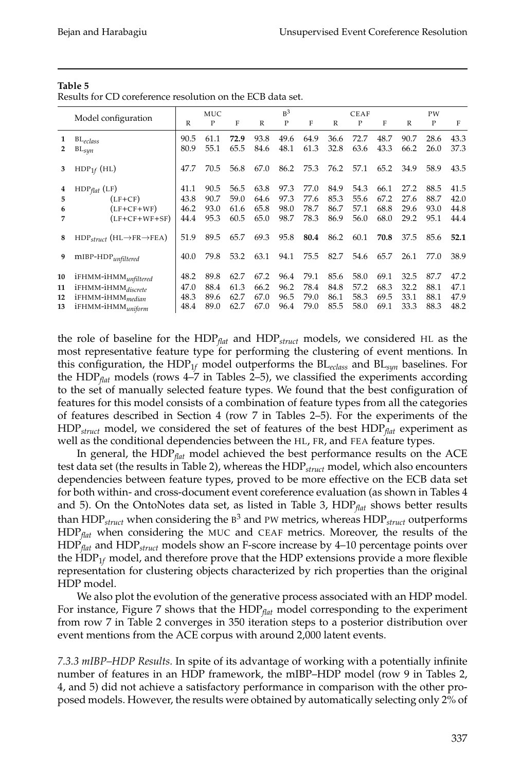**Table 5**
Results for CD coreference resolution on the ECB data set.

| | Model configuration | MUC | | | $B^3$ | | | CEAF | | | PW | | |
|---|---|---|---|---|---|---|---|---|---|---|---|---|---|
| | | R | P | F | R | P | F | R | P | F | R | P | F |
| 1 | $BL_{eclass}$ | 90.5 | 61.1 | **72.9** | 93.8 | 49.6 | 64.9 | 36.6 | 72.7 | 48.7 | 90.7 | 28.6 | 43.3 |
| 2 | $BL_{syn}$ | 80.9 | 55.1 | 65.5 | 84.6 | 48.1 | 61.3 | 32.8 | 63.6 | 43.3 | 66.2 | 26.0 | 37.3 |
| 3 | $HDP_{1f}$ (HL) | 47.7 | 70.5 | 56.8 | 67.0 | 86.2 | 75.3 | 76.2 | 57.1 | 65.2 | 34.9 | 58.9 | 43.5 |
| 4 | $HDP_{flat}$ (LF) | 41.1 | 90.5 | 56.5 | 63.8 | 97.3 | 77.0 | 84.9 | 54.3 | 66.1 | 27.2 | 88.5 | 41.5 |
| 5 | (LF+CF) | 43.8 | 90.7 | 59.0 | 64.6 | 97.3 | 77.6 | 85.3 | 55.6 | 67.2 | 27.6 | 88.7 | 42.0 |
| 6 | (LF+CF+WF) | 46.2 | 93.0 | 61.6 | 65.8 | 98.0 | 78.7 | 86.7 | 57.1 | 68.8 | 29.6 | 93.0 | 44.8 |
| 7 | (LF+CF+WF+SF) | 44.4 | 95.3 | 60.5 | 65.0 | 98.7 | 78.3 | 86.9 | 56.0 | 68.0 | 29.2 | 95.1 | 44.4 |
| 8 | $HDP_{struct}$ (HL→FR→FEA) | 51.9 | 89.5 | 65.7 | 69.3 | 95.8 | **80.4** | 86.2 | 60.1 | **70.8** | 37.5 | 85.6 | **52.1** |
| 9 | mIBP-$HDP_{unfiltered}$ | 40.0 | 79.8 | 53.2 | 63.1 | 94.1 | 75.5 | 82.7 | 54.6 | 65.7 | 26.1 | 77.0 | 38.9 |
| 10 | iFHMM-$iHMM_{unfiltered}$ | 48.2 | 89.8 | 62.7 | 67.2 | 96.4 | 79.1 | 85.6 | 58.0 | 69.1 | 32.5 | 87.7 | 47.2 |
| 11 | iFHMM-$iHMM_{discrete}$ | 47.0 | 88.4 | 61.3 | 66.2 | 96.2 | 78.4 | 84.8 | 57.2 | 68.3 | 32.2 | 88.1 | 47.1 |
| 12 | iFHMM-$iHMM_{median}$ | 48.3 | 89.6 | 62.7 | 67.0 | 96.5 | 79.0 | 86.1 | 58.3 | 69.5 | 33.1 | 88.1 | 47.9 |
| 13 | iFHMM-$iHMM_{uniform}$ | 48.4 | 89.0 | 62.7 | 67.0 | 96.4 | 79.0 | 85.5 | 58.0 | 69.1 | 33.3 | 88.3 | 48.2 |

the role of baseline for the $HDP_{flat}$ and $HDP_{struct}$ models, we considered HL as the most representative feature type for performing the clustering of event mentions. In this configuration, the $HDP_{1f}$ model outperforms the $BL_{eclass}$ and $BL_{syn}$ baselines. For the $HDP_{flat}$ models (rows 4–7 in Tables 2–5), we classified the experiments according to the set of manually selected feature types. We found that the best configuration of features for this model consists of a combination of feature types from all the categories of features described in Section 4 (row 7 in Tables 2–5). For the experiments of the $HDP_{struct}$ model, we considered the set of features of the best $HDP_{flat}$ experiment as well as the conditional dependencies between the HL, FR, and FEA feature types.

In general, the $HDP_{flat}$ model achieved the best performance results on the ACE test data set (the results in Table 2), whereas the $HDP_{struct}$ model, which also encounters dependencies between feature types, proved to be more effective on the ECB data set for both within- and cross-document event coreference evaluation (as shown in Tables 4 and 5). On the OntoNotes data set, as listed in Table 3, $HDP_{flat}$ shows better results than $HDP_{struct}$ when considering the $B^3$ and PW metrics, whereas $HDP_{struct}$ outperforms $HDP_{flat}$ when considering the MUC and CEAF metrics. Moreover, the results of the $HDP_{flat}$ and $HDP_{struct}$ models show an F-score increase by 4–10 percentage points over the $HDP_{1f}$ model, and therefore prove that the HDP extensions provide a more flexible representation for clustering objects characterized by rich properties than the original HDP model.

We also plot the evolution of the generative process associated with an HDP model. For instance, Figure 7 shows that the $HDP_{flat}$ model corresponding to the experiment from row 7 in Table 2 converges in 350 iteration steps to a posterior distribution over event mentions from the ACE corpus with around 2,000 latent events.

*7.3.3 mIBP–HDP Results.* In spite of its advantage of working with a potentially infinite number of features in an HDP framework, the mIBP–HDP model (row 9 in Tables 2, 4, and 5) did not achieve a satisfactory performance in comparison with the other proposed models. However, the results were obtained by automatically selecting only 2% of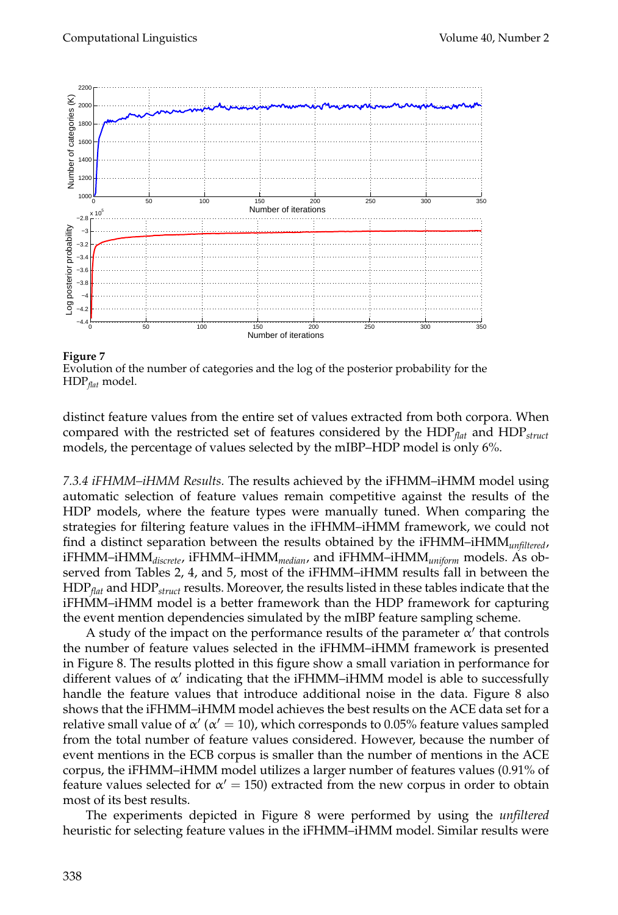**Figure 7**
Evolution of the number of categories and the log of the posterior probability for the $\text{HDP}_{flat}$ model.

distinct feature values from the entire set of values extracted from both corpora. When compared with the restricted set of features considered by the $\text{HDP}_{flat}$ and $\text{HDP}_{struct}$ models, the percentage of values selected by the mIBP–HDP model is only 6%.

*7.3.4 iFHMM–iHMM Results.* The results achieved by the iFHMM–iHMM model using automatic selection of feature values remain competitive against the results of the HDP models, where the feature types were manually tuned. When comparing the strategies for filtering feature values in the iFHMM–iHMM framework, we could not find a distinct separation between the results obtained by the $\text{iFHMM–iHMM}_{unfiltered}$, $\text{iFHMM–iHMM}_{discrete}$, $\text{iFHMM–iHMM}_{median}$, and $\text{iFHMM–iHMM}_{uniform}$ models. As observed from Tables 2, 4, and 5, most of the iFHMM–iHMM results fall in between the $\text{HDP}_{flat}$ and $\text{HDP}_{struct}$ results. Moreover, the results listed in these tables indicate that the iFHMM–iHMM model is a better framework than the HDP framework for capturing the event mention dependencies simulated by the mIBP feature sampling scheme.

A study of the impact on the performance results of the parameter $\alpha'$ that controls the number of feature values selected in the iFHMM–iHMM framework is presented in Figure 8. The results plotted in this figure show a small variation in performance for different values of $\alpha'$ indicating that the iFHMM–iHMM model is able to successfully handle the feature values that introduce additional noise in the data. Figure 8 also shows that the iFHMM–iHMM model achieves the best results on the ACE data set for a relative small value of $\alpha'$ ($\alpha' = 10$), which corresponds to 0.05% feature values sampled from the total number of feature values considered. However, because the number of event mentions in the ECB corpus is smaller than the number of mentions in the ACE corpus, the iFHMM–iHMM model utilizes a larger number of features values (0.91% of feature values selected for $\alpha' = 150$) extracted from the new corpus in order to obtain most of its best results.

The experiments depicted in Figure 8 were performed by using the *unfiltered* heuristic for selecting feature values in the iFHMM–iHMM model. Similar results were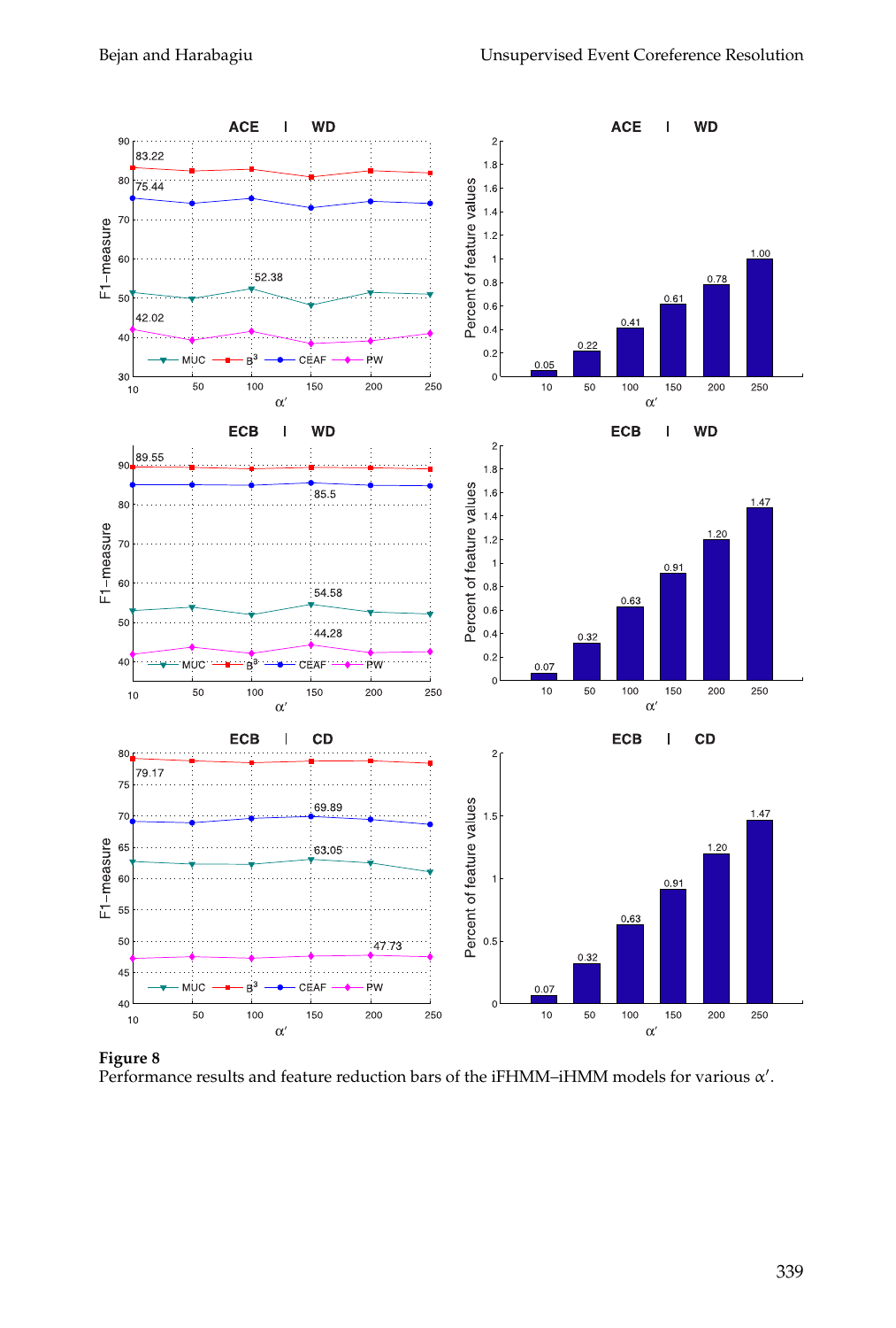**Figure 8**
Performance results and feature reduction bars of the iFHMM–iHMM models for various $\alpha'$.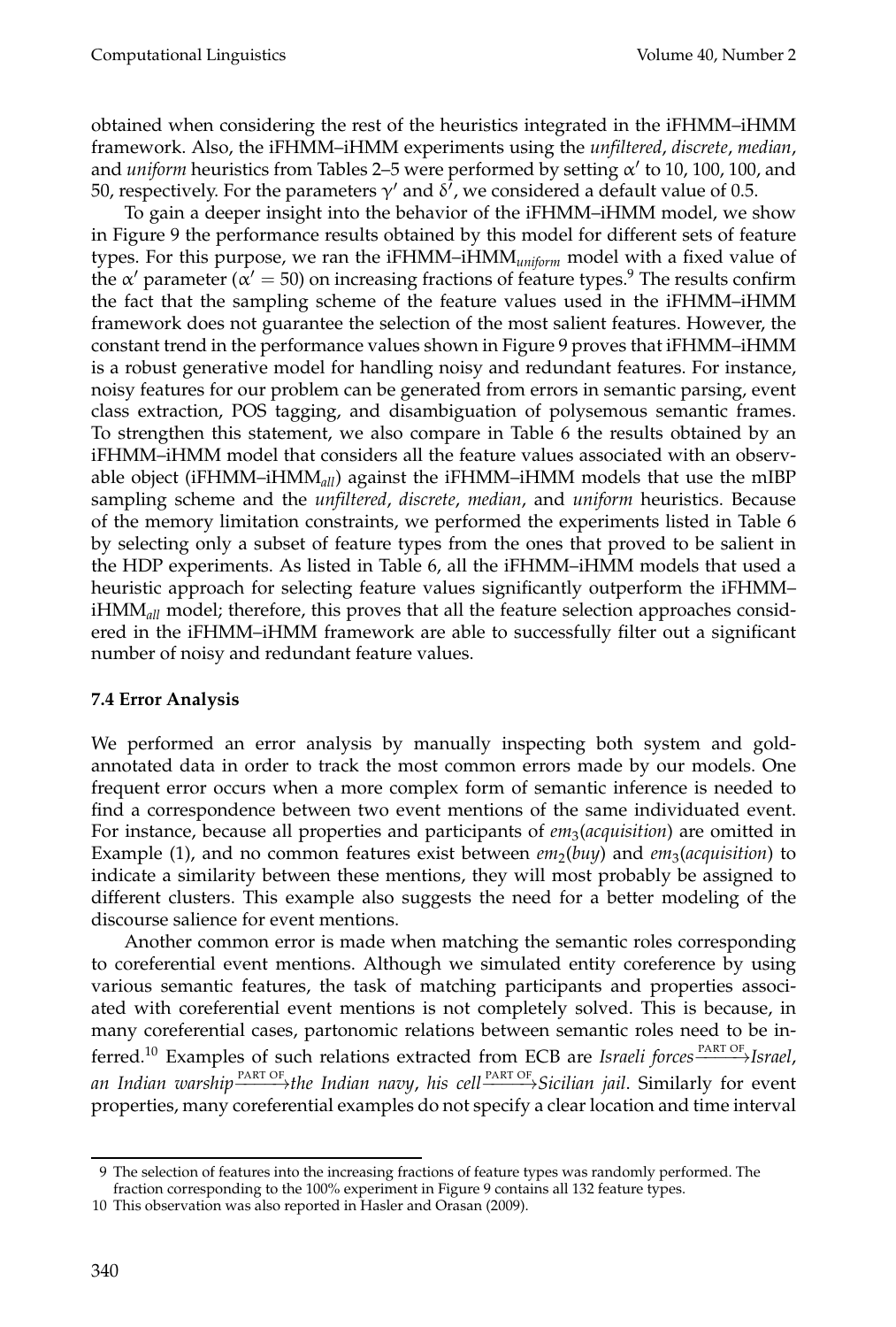obtained when considering the rest of the heuristics integrated in the iFHMM–iHMM framework. Also, the iFHMM–iHMM experiments using the *unfiltered*, *discrete*, *median*, and *uniform* heuristics from Tables 2–5 were performed by setting $\alpha'$ to 10, 100, 100, and 50, respectively. For the parameters $\gamma'$ and $\delta'$, we considered a default value of 0.5.

To gain a deeper insight into the behavior of the iFHMM–iHMM model, we show in Figure 9 the performance results obtained by this model for different sets of feature types. For this purpose, we ran the iFHMM–iHMM$_{uniform}$ model with a fixed value of the $\alpha'$ parameter ($\alpha' = 50$) on increasing fractions of feature types.[9] The results confirm the fact that the sampling scheme of the feature values used in the iFHMM–iHMM framework does not guarantee the selection of the most salient features. However, the constant trend in the performance values shown in Figure 9 proves that iFHMM–iHMM is a robust generative model for handling noisy and redundant features. For instance, noisy features for our problem can be generated from errors in semantic parsing, event class extraction, POS tagging, and disambiguation of polysemous semantic frames. To strengthen this statement, we also compare in Table 6 the results obtained by an iFHMM–iHMM model that considers all the feature values associated with an observable object (iFHMM–iHMM$_{all}$) against the iFHMM–iHMM models that use the mIBP sampling scheme and the *unfiltered*, *discrete*, *median*, and *uniform* heuristics. Because of the memory limitation constraints, we performed the experiments listed in Table 6 by selecting only a subset of feature types from the ones that proved to be salient in the HDP experiments. As listed in Table 6, all the iFHMM–iHMM models that used a heuristic approach for selecting feature values significantly outperform the iFHMM–iHMM$_{all}$ model; therefore, this proves that all the feature selection approaches considered in the iFHMM–iHMM framework are able to successfully filter out a significant number of noisy and redundant feature values.

### 7.4 Error Analysis

We performed an error analysis by manually inspecting both system and gold-annotated data in order to track the most common errors made by our models. One frequent error occurs when a more complex form of semantic inference is needed to find a correspondence between two event mentions of the same individuated event. For instance, because all properties and participants of $em_3$(*acquisition*) are omitted in Example (1), and no common features exist between $em_2$(*buy*) and $em_3$(*acquisition*) to indicate a similarity between these mentions, they will most probably be assigned to different clusters. This example also suggests the need for a better modeling of the discourse salience for event mentions.

Another common error is made when matching the semantic roles corresponding to coreferential event mentions. Although we simulated entity coreference by using various semantic features, the task of matching participants and properties associated with coreferential event mentions is not completely solved. This is because, in many coreferential cases, partonomic relations between semantic roles need to be inferred.[10] Examples of such relations extracted from ECB are *Israeli forces* $\xrightarrow{\text{PART OF}}$ *Israel*, *an Indian warship* $\xrightarrow{\text{PART OF}}$ *the Indian navy*, *his cell* $\xrightarrow{\text{PART OF}}$ *Sicilian jail*. Similarly for event properties, many coreferential examples do not specify a clear location and time interval

---

9 The selection of features into the increasing fractions of feature types was randomly performed. The fraction corresponding to the 100% experiment in Figure 9 contains all 132 feature types.

10 This observation was also reported in Hasler and Orasan (2009).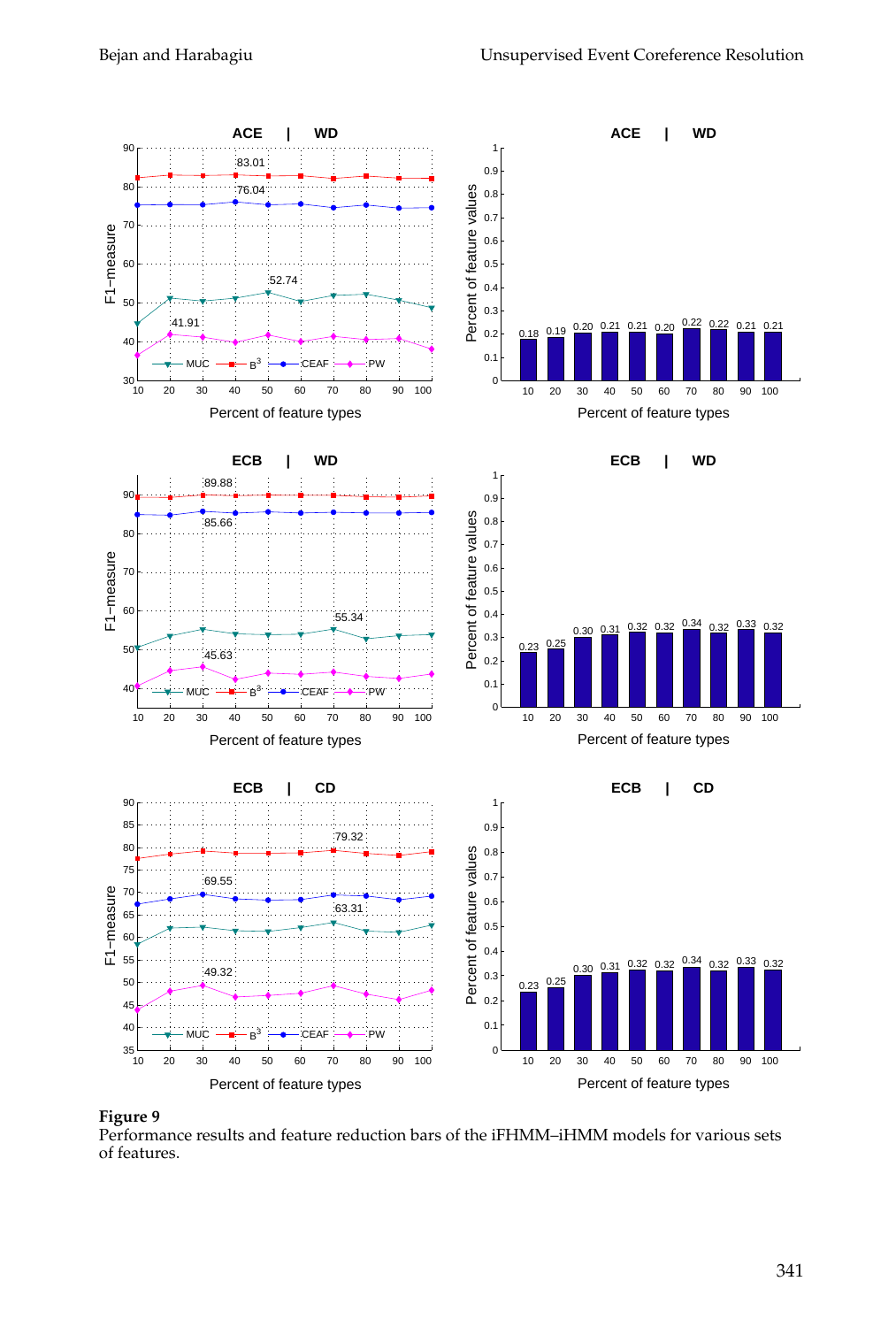**Figure 9**
Performance results and feature reduction bars of the iFHMM–iHMM models for various sets of features.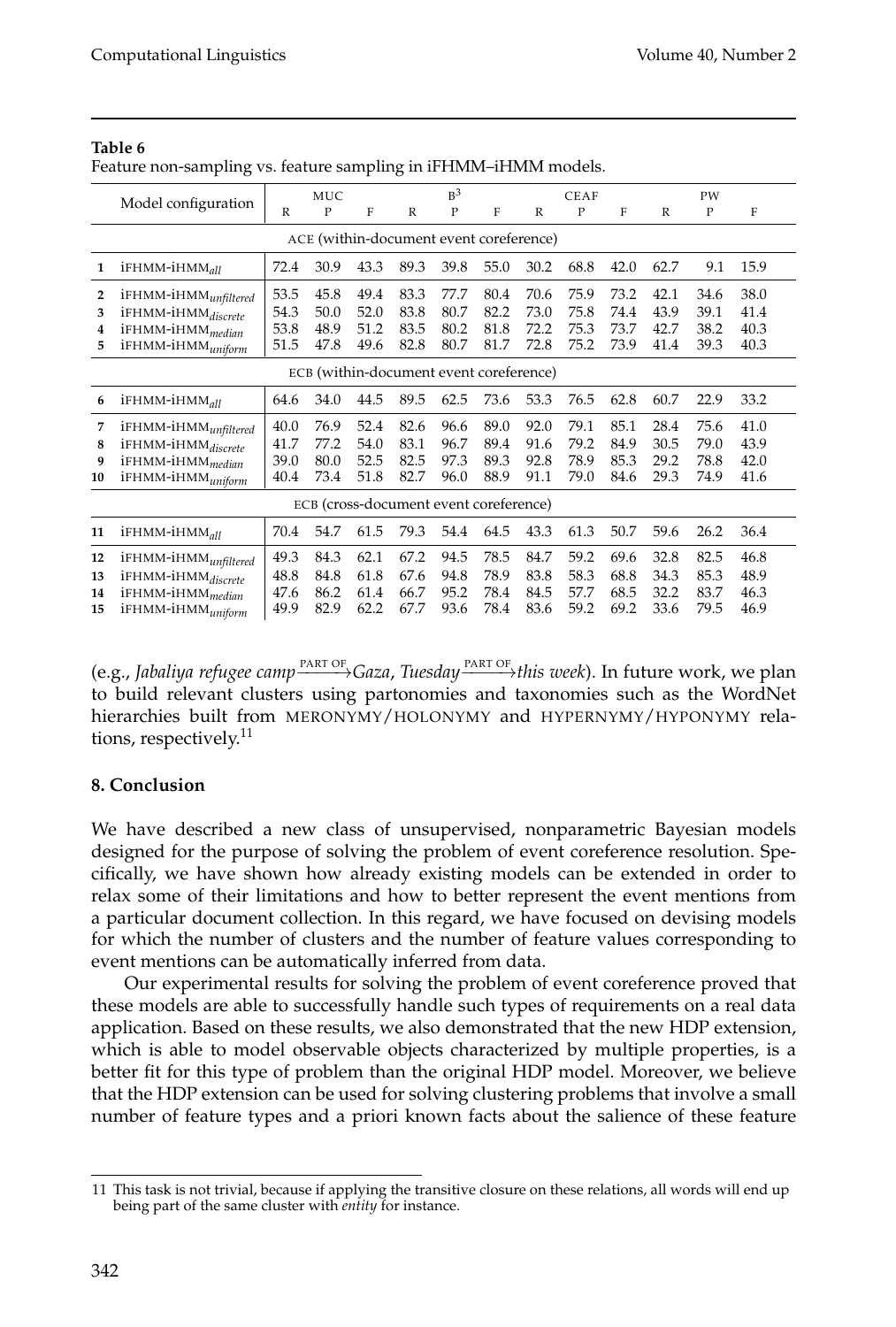**Table 6**
Feature non-sampling vs. feature sampling in iFHMM–iHMM models.

| | Model configuration | MUC | | | $B^3$ | | | CEAF | | | PW | | |
|---|---|---|---|---|---|---|---|---|---|---|---|---|---|
| | | R | P | F | R | P | F | R | P | F | R | P | F |
| | ACE (within-document event coreference) | | | | | | | | | | | | |
| 1 | iFHMM-iHMM$_{all}$ | 72.4 | 30.9 | 43.3 | 89.3 | 39.8 | 55.0 | 30.2 | 68.8 | 42.0 | 62.7 | 9.1 | 15.9 |
| 2 | iFHMM-iHMM$_{unfiltered}$ | 53.5 | 45.8 | 49.4 | 83.3 | 77.7 | 80.4 | 70.6 | 75.9 | 73.2 | 42.1 | 34.6 | 38.0 |
| 3 | iFHMM-iHMM$_{discrete}$ | 54.3 | 50.0 | 52.0 | 83.8 | 80.7 | 82.2 | 73.0 | 75.8 | 74.4 | 43.9 | 39.1 | 41.4 |
| 4 | iFHMM-iHMM$_{median}$ | 53.8 | 48.9 | 51.2 | 83.5 | 80.2 | 81.8 | 72.2 | 75.3 | 73.7 | 42.7 | 38.2 | 40.3 |
| 5 | iFHMM-iHMM$_{uniform}$ | 51.5 | 47.8 | 49.6 | 82.8 | 80.7 | 81.7 | 72.8 | 75.2 | 73.9 | 41.4 | 39.3 | 40.3 |
| | ECB (within-document event coreference) | | | | | | | | | | | | |
| 6 | iFHMM-iHMM$_{all}$ | 64.6 | 34.0 | 44.5 | 89.5 | 62.5 | 73.6 | 53.3 | 76.5 | 62.8 | 60.7 | 22.9 | 33.2 |
| 7 | iFHMM-iHMM$_{unfiltered}$ | 40.0 | 76.9 | 52.4 | 82.6 | 96.6 | 89.0 | 92.0 | 79.1 | 85.1 | 28.4 | 75.6 | 41.0 |
| 8 | iFHMM-iHMM$_{discrete}$ | 41.7 | 77.2 | 54.0 | 83.1 | 96.7 | 89.4 | 91.6 | 79.2 | 84.9 | 30.5 | 79.0 | 43.9 |
| 9 | iFHMM-iHMM$_{median}$ | 39.0 | 80.0 | 52.5 | 82.5 | 97.3 | 89.3 | 92.8 | 78.9 | 85.3 | 29.2 | 78.8 | 42.0 |
| 10 | iFHMM-iHMM$_{uniform}$ | 40.4 | 73.4 | 51.8 | 82.7 | 96.0 | 88.9 | 91.1 | 79.0 | 84.6 | 29.3 | 74.9 | 41.6 |
| | ECB (cross-document event coreference) | | | | | | | | | | | | |
| 11 | iFHMM-iHMM$_{all}$ | 70.4 | 54.7 | 61.5 | 79.3 | 54.4 | 64.5 | 43.3 | 61.3 | 50.7 | 59.6 | 26.2 | 36.4 |
| 12 | iFHMM-iHMM$_{unfiltered}$ | 49.3 | 84.3 | 62.1 | 67.2 | 94.5 | 78.5 | 84.7 | 59.2 | 69.6 | 32.8 | 82.5 | 46.8 |
| 13 | iFHMM-iHMM$_{discrete}$ | 48.8 | 84.8 | 61.8 | 67.6 | 94.8 | 78.9 | 83.8 | 58.3 | 68.8 | 34.3 | 85.3 | 48.9 |
| 14 | iFHMM-iHMM$_{median}$ | 47.6 | 86.2 | 61.4 | 66.7 | 95.2 | 78.4 | 84.5 | 57.7 | 68.5 | 32.2 | 83.7 | 46.3 |
| 15 | iFHMM-iHMM$_{uniform}$ | 49.9 | 82.9 | 62.2 | 67.7 | 93.6 | 78.4 | 83.6 | 59.2 | 69.2 | 33.6 | 79.5 | 46.9 |

(e.g., *Jabaliya refugee camp* $\xrightarrow{\text{PART OF}}$ *Gaza*, *Tuesday* $\xrightarrow{\text{PART OF}}$ *this week*). In future work, we plan to build relevant clusters using partonomies and taxonomies such as the WordNet hierarchies built from MERONYMY/HOLONYMY and HYPERNYMY/HYPONYMY relations, respectively.[11]

## 8. Conclusion

We have described a new class of unsupervised, nonparametric Bayesian models designed for the purpose of solving the problem of event coreference resolution. Specifically, we have shown how already existing models can be extended in order to relax some of their limitations and how to better represent the event mentions from a particular document collection. In this regard, we have focused on devising models for which the number of clusters and the number of feature values corresponding to event mentions can be automatically inferred from data.

Our experimental results for solving the problem of event coreference proved that these models are able to successfully handle such types of requirements on a real data application. Based on these results, we also demonstrated that the new HDP extension, which is able to model observable objects characterized by multiple properties, is a better fit for this type of problem than the original HDP model. Moreover, we believe that the HDP extension can be used for solving clustering problems that involve a small number of feature types and a priori known facts about the salience of these feature

---

11 This task is not trivial, because if applying the transitive closure on these relations, all words will end up being part of the same cluster with *entity* for instance.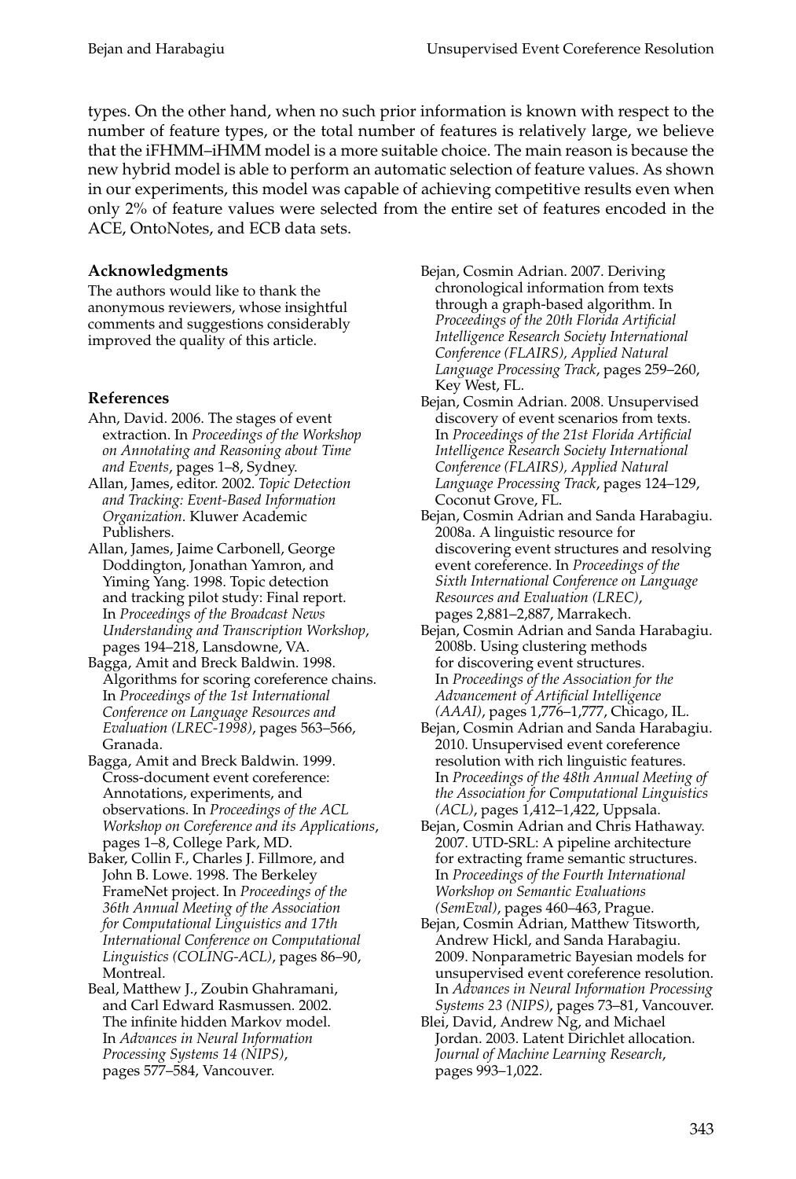types. On the other hand, when no such prior information is known with respect to the number of feature types, or the total number of features is relatively large, we believe that the iFHMM–iHMM model is a more suitable choice. The main reason is because the new hybrid model is able to perform an automatic selection of feature values. As shown in our experiments, this model was capable of achieving competitive results even when only 2% of feature values were selected from the entire set of features encoded in the ACE, OntoNotes, and ECB data sets.

### Acknowledgments

The authors would like to thank the anonymous reviewers, whose insightful comments and suggestions considerably improved the quality of this article.

### References

Ahn, David. 2006. The stages of event extraction. In *Proceedings of the Workshop on Annotating and Reasoning about Time and Events*, pages 1–8, Sydney.

Allan, James, editor. 2002. *Topic Detection and Tracking: Event-Based Information Organization*. Kluwer Academic Publishers.

Allan, James, Jaime Carbonell, George Doddington, Jonathan Yamron, and Yiming Yang. 1998. Topic detection and tracking pilot study: Final report. In *Proceedings of the Broadcast News Understanding and Transcription Workshop*, pages 194–218, Lansdowne, VA.

Bagga, Amit and Breck Baldwin. 1998. Algorithms for scoring coreference chains. In *Proceedings of the 1st International Conference on Language Resources and Evaluation (LREC-1998)*, pages 563–566, Granada.

Bagga, Amit and Breck Baldwin. 1999. Cross-document event coreference: Annotations, experiments, and observations. In *Proceedings of the ACL Workshop on Coreference and its Applications*, pages 1–8, College Park, MD.

Baker, Collin F., Charles J. Fillmore, and John B. Lowe. 1998. The Berkeley FrameNet project. In *Proceedings of the 36th Annual Meeting of the Association for Computational Linguistics and 17th International Conference on Computational Linguistics (COLING-ACL)*, pages 86–90, Montreal.

Beal, Matthew J., Zoubin Ghahramani, and Carl Edward Rasmussen. 2002. The infinite hidden Markov model. In *Advances in Neural Information Processing Systems 14 (NIPS)*, pages 577–584, Vancouver.

Bejan, Cosmin Adrian. 2007. Deriving chronological information from texts through a graph-based algorithm. In *Proceedings of the 20th Florida Artificial Intelligence Research Society International Conference (FLAIRS), Applied Natural Language Processing Track*, pages 259–260, Key West, FL.

Bejan, Cosmin Adrian. 2008. Unsupervised discovery of event scenarios from texts. In *Proceedings of the 21st Florida Artificial Intelligence Research Society International Conference (FLAIRS), Applied Natural Language Processing Track*, pages 124–129, Coconut Grove, FL.

Bejan, Cosmin Adrian and Sanda Harabagiu. 2008a. A linguistic resource for discovering event structures and resolving event coreference. In *Proceedings of the Sixth International Conference on Language Resources and Evaluation (LREC)*, pages 2,881–2,887, Marrakech.

Bejan, Cosmin Adrian and Sanda Harabagiu. 2008b. Using clustering methods for discovering event structures. In *Proceedings of the Association for the Advancement of Artificial Intelligence (AAAI)*, pages 1,776–1,777, Chicago, IL.

Bejan, Cosmin Adrian and Sanda Harabagiu. 2010. Unsupervised event coreference resolution with rich linguistic features. In *Proceedings of the 48th Annual Meeting of the Association for Computational Linguistics (ACL)*, pages 1,412–1,422, Uppsala.

Bejan, Cosmin Adrian and Chris Hathaway. 2007. UTD-SRL: A pipeline architecture for extracting frame semantic structures. In *Proceedings of the Fourth International Workshop on Semantic Evaluations (SemEval)*, pages 460–463, Prague.

Bejan, Cosmin Adrian, Matthew Titsworth, Andrew Hickl, and Sanda Harabagiu. 2009. Nonparametric Bayesian models for unsupervised event coreference resolution. In *Advances in Neural Information Processing Systems 23 (NIPS)*, pages 73–81, Vancouver.

Blei, David, Andrew Ng, and Michael Jordan. 2003. Latent Dirichlet allocation. *Journal of Machine Learning Research*, pages 993–1,022.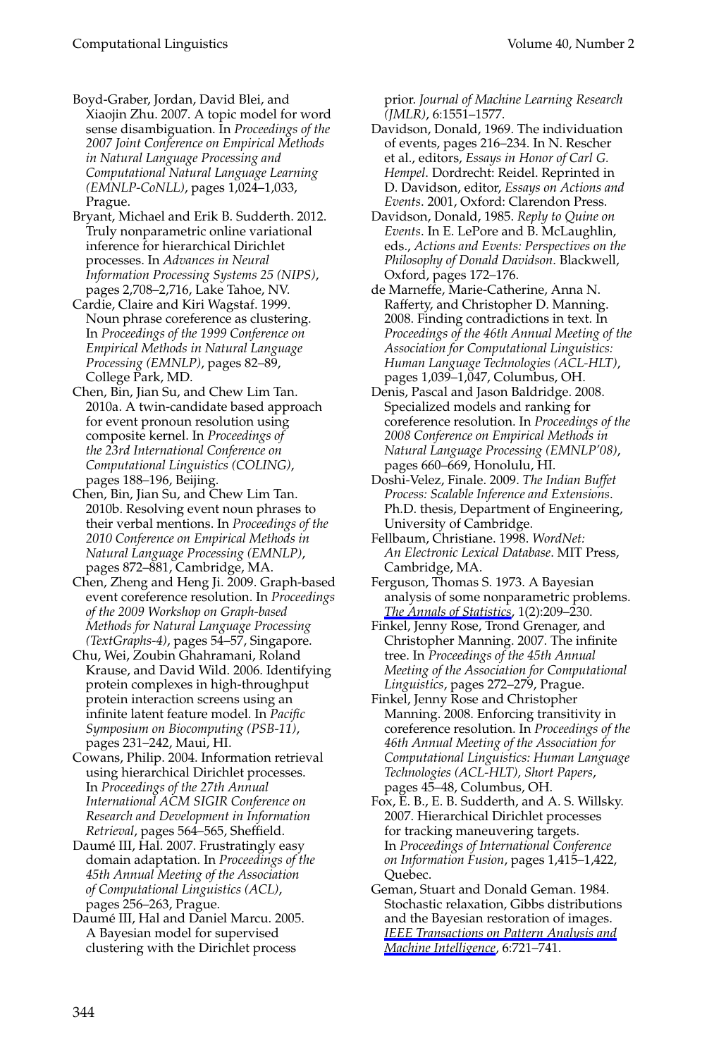Boyd-Graber, Jordan, David Blei, and Xiaojin Zhu. 2007. A topic model for word sense disambiguation. In *Proceedings of the 2007 Joint Conference on Empirical Methods in Natural Language Processing and Computational Natural Language Learning (EMNLP-CoNLL)*, pages 1,024–1,033, Prague.

Bryant, Michael and Erik B. Sudderth. 2012. Truly nonparametric online variational inference for hierarchical Dirichlet processes. In *Advances in Neural Information Processing Systems 25 (NIPS)*, pages 2,708–2,716, Lake Tahoe, NV.

Cardie, Claire and Kiri Wagstaf. 1999. Noun phrase coreference as clustering. In *Proceedings of the 1999 Conference on Empirical Methods in Natural Language Processing (EMNLP)*, pages 82–89, College Park, MD.

Chen, Bin, Jian Su, and Chew Lim Tan. 2010a. A twin-candidate based approach for event pronoun resolution using composite kernel. In *Proceedings of the 23rd International Conference on Computational Linguistics (COLING)*, pages 188–196, Beijing.

Chen, Bin, Jian Su, and Chew Lim Tan. 2010b. Resolving event noun phrases to their verbal mentions. In *Proceedings of the 2010 Conference on Empirical Methods in Natural Language Processing (EMNLP)*, pages 872–881, Cambridge, MA.

Chen, Zheng and Heng Ji. 2009. Graph-based event coreference resolution. In *Proceedings of the 2009 Workshop on Graph-based Methods for Natural Language Processing (TextGraphs-4)*, pages 54–57, Singapore.

Chu, Wei, Zoubin Ghahramani, Roland Krause, and David Wild. 2006. Identifying protein complexes in high-throughput protein interaction screens using an infinite latent feature model. In *Pacific Symposium on Biocomputing (PSB-11)*, pages 231–242, Maui, HI.

Cowans, Philip. 2004. Information retrieval using hierarchical Dirichlet processes. In *Proceedings of the 27th Annual International ACM SIGIR Conference on Research and Development in Information Retrieval*, pages 564–565, Sheffield.

Daumé III, Hal. 2007. Frustratingly easy domain adaptation. In *Proceedings of the 45th Annual Meeting of the Association of Computational Linguistics (ACL)*, pages 256–263, Prague.

Daumé III, Hal and Daniel Marcu. 2005. A Bayesian model for supervised clustering with the Dirichlet process prior. *Journal of Machine Learning Research (JMLR)*, 6:1551–1577.

Davidson, Donald, 1969. The individuation of events, pages 216–234. In N. Rescher et al., editors, *Essays in Honor of Carl G. Hempel*. Dordrecht: Reidel. Reprinted in D. Davidson, editor, *Essays on Actions and Events*. 2001, Oxford: Clarendon Press.

Davidson, Donald, 1985. *Reply to Quine on Events*. In E. LePore and B. McLaughlin, eds., *Actions and Events: Perspectives on the Philosophy of Donald Davidson*. Blackwell, Oxford, pages 172–176.

de Marneffe, Marie-Catherine, Anna N. Rafferty, and Christopher D. Manning. 2008. Finding contradictions in text. In *Proceedings of the 46th Annual Meeting of the Association for Computational Linguistics: Human Language Technologies (ACL-HLT)*, pages 1,039–1,047, Columbus, OH.

Denis, Pascal and Jason Baldridge. 2008. Specialized models and ranking for coreference resolution. In *Proceedings of the 2008 Conference on Empirical Methods in Natural Language Processing (EMNLP'08)*, pages 660–669, Honolulu, HI.

Doshi-Velez, Finale. 2009. *The Indian Buffet Process: Scalable Inference and Extensions*. Ph.D. thesis, Department of Engineering, University of Cambridge.

Fellbaum, Christiane. 1998. *WordNet: An Electronic Lexical Database*. MIT Press, Cambridge, MA.

Ferguson, Thomas S. 1973. A Bayesian analysis of some nonparametric problems. *The Annals of Statistics*, 1(2):209–230.

Finkel, Jenny Rose, Trond Grenager, and Christopher Manning. 2007. The infinite tree. In *Proceedings of the 45th Annual Meeting of the Association for Computational Linguistics*, pages 272–279, Prague.

Finkel, Jenny Rose and Christopher Manning. 2008. Enforcing transitivity in coreference resolution. In *Proceedings of the 46th Annual Meeting of the Association for Computational Linguistics: Human Language Technologies (ACL-HLT), Short Papers*, pages 45–48, Columbus, OH.

Fox, E. B., E. B. Sudderth, and A. S. Willsky. 2007. Hierarchical Dirichlet processes for tracking maneuvering targets. In *Proceedings of International Conference on Information Fusion*, pages 1,415–1,422, Quebec.

Geman, Stuart and Donald Geman. 1984. Stochastic relaxation, Gibbs distributions and the Bayesian restoration of images. *IEEE Transactions on Pattern Analysis and Machine Intelligence*, 6:721–741.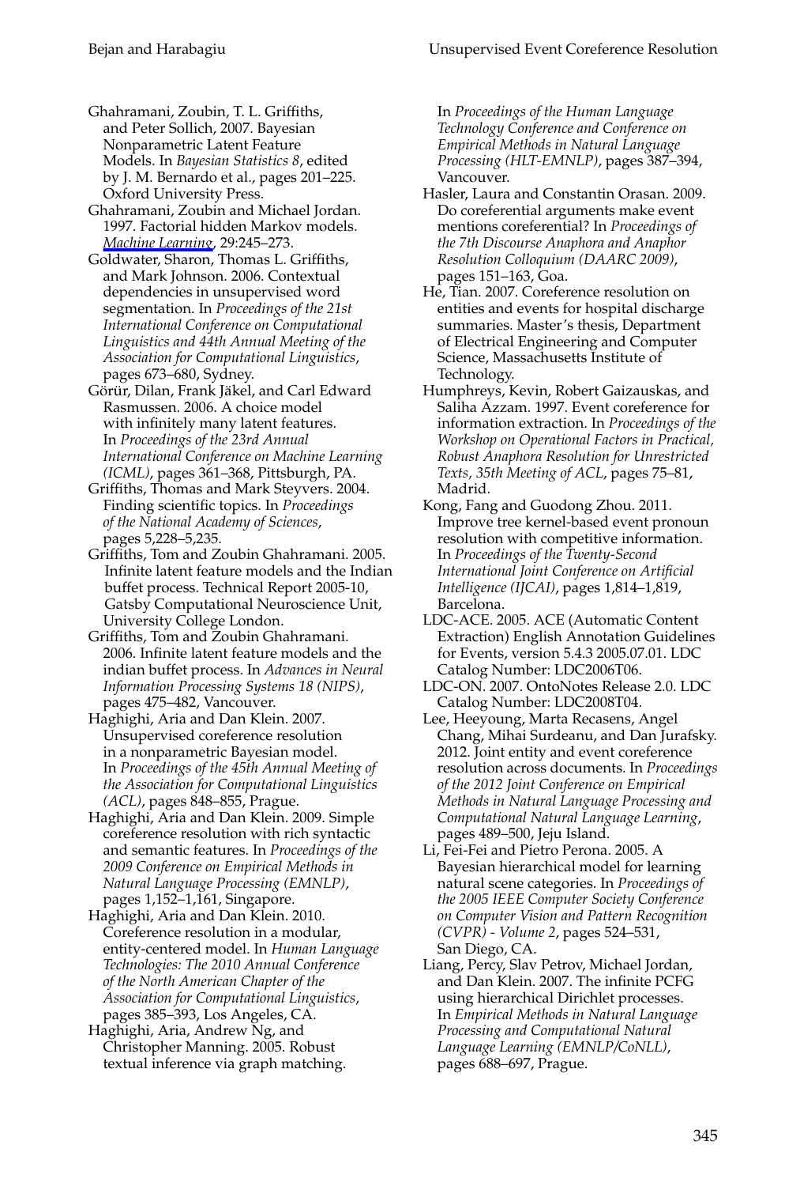Ghahramani, Zoubin, T. L. Griffiths, and Peter Sollich, 2007. Bayesian Nonparametric Latent Feature Models. In *Bayesian Statistics 8*, edited by J. M. Bernardo et al., pages 201–225. Oxford University Press.

Ghahramani, Zoubin and Michael Jordan. 1997. Factorial hidden Markov models. *Machine Learning*, 29:245–273.

Goldwater, Sharon, Thomas L. Griffiths, and Mark Johnson. 2006. Contextual dependencies in unsupervised word segmentation. In *Proceedings of the 21st International Conference on Computational Linguistics and 44th Annual Meeting of the Association for Computational Linguistics*, pages 673–680, Sydney.

Görür, Dilan, Frank Jäkel, and Carl Edward Rasmussen. 2006. A choice model with infinitely many latent features. In *Proceedings of the 23rd Annual International Conference on Machine Learning (ICML)*, pages 361–368, Pittsburgh, PA.

Griffiths, Thomas and Mark Steyvers. 2004. Finding scientific topics. In *Proceedings of the National Academy of Sciences*, pages 5,228–5,235.

Griffiths, Tom and Zoubin Ghahramani. 2005. Infinite latent feature models and the Indian buffet process. Technical Report 2005-10, Gatsby Computational Neuroscience Unit, University College London.

Griffiths, Tom and Zoubin Ghahramani. 2006. Infinite latent feature models and the indian buffet process. In *Advances in Neural Information Processing Systems 18 (NIPS)*, pages 475–482, Vancouver.

Haghighi, Aria and Dan Klein. 2007. Unsupervised coreference resolution in a nonparametric Bayesian model. In *Proceedings of the 45th Annual Meeting of the Association for Computational Linguistics (ACL)*, pages 848–855, Prague.

Haghighi, Aria and Dan Klein. 2009. Simple coreference resolution with rich syntactic and semantic features. In *Proceedings of the 2009 Conference on Empirical Methods in Natural Language Processing (EMNLP)*, pages 1,152–1,161, Singapore.

Haghighi, Aria and Dan Klein. 2010. Coreference resolution in a modular, entity-centered model. In *Human Language Technologies: The 2010 Annual Conference of the North American Chapter of the Association for Computational Linguistics*, pages 385–393, Los Angeles, CA.

Haghighi, Aria, Andrew Ng, and Christopher Manning. 2005. Robust textual inference via graph matching. In *Proceedings of the Human Language Technology Conference and Conference on Empirical Methods in Natural Language Processing (HLT-EMNLP)*, pages 387–394, Vancouver.

Hasler, Laura and Constantin Orasan. 2009. Do coreferential arguments make event mentions coreferential? In *Proceedings of the 7th Discourse Anaphora and Anaphor Resolution Colloquium (DAARC 2009)*, pages 151–163, Goa.

He, Tian. 2007. Coreference resolution on entities and events for hospital discharge summaries. Master's thesis, Department of Electrical Engineering and Computer Science, Massachusetts Institute of Technology.

Humphreys, Kevin, Robert Gaizauskas, and Saliha Azzam. 1997. Event coreference for information extraction. In *Proceedings of the Workshop on Operational Factors in Practical, Robust Anaphora Resolution for Unrestricted Texts, 35th Meeting of ACL*, pages 75–81, Madrid.

Kong, Fang and Guodong Zhou. 2011. Improve tree kernel-based event pronoun resolution with competitive information. In *Proceedings of the Twenty-Second International Joint Conference on Artificial Intelligence (IJCAI)*, pages 1,814–1,819, Barcelona.

LDC-ACE. 2005. ACE (Automatic Content Extraction) English Annotation Guidelines for Events, version 5.4.3 2005.07.01. LDC Catalog Number: LDC2006T06.

LDC-ON. 2007. OntoNotes Release 2.0. LDC Catalog Number: LDC2008T04.

Lee, Heeyoung, Marta Recasens, Angel Chang, Mihai Surdeanu, and Dan Jurafsky. 2012. Joint entity and event coreference resolution across documents. In *Proceedings of the 2012 Joint Conference on Empirical Methods in Natural Language Processing and Computational Natural Language Learning*, pages 489–500, Jeju Island.

Li, Fei-Fei and Pietro Perona. 2005. A Bayesian hierarchical model for learning natural scene categories. In *Proceedings of the 2005 IEEE Computer Society Conference on Computer Vision and Pattern Recognition (CVPR) - Volume 2*, pages 524–531, San Diego, CA.

Liang, Percy, Slav Petrov, Michael Jordan, and Dan Klein. 2007. The infinite PCFG using hierarchical Dirichlet processes. In *Empirical Methods in Natural Language Processing and Computational Natural Language Learning (EMNLP/CoNLL)*, pages 688–697, Prague.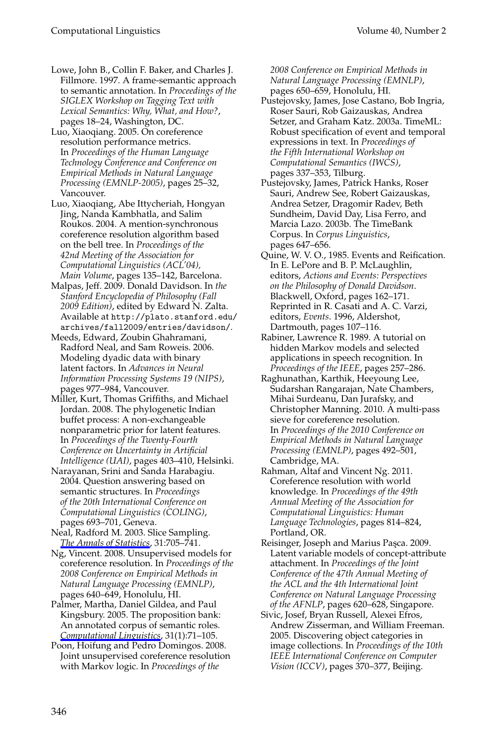Lowe, John B., Collin F. Baker, and Charles J. Fillmore. 1997. A frame-semantic approach to semantic annotation. In *Proceedings of the SIGLEX Workshop on Tagging Text with Lexical Semantics: Why, What, and How?*, pages 18–24, Washington, DC.

Luo, Xiaoqiang. 2005. On coreference resolution performance metrics. In *Proceedings of the Human Language Technology Conference and Conference on Empirical Methods in Natural Language Processing (EMNLP-2005)*, pages 25–32, Vancouver.

Luo, Xiaoqiang, Abe Ittycheriah, Hongyan Jing, Nanda Kambhatla, and Salim Roukos. 2004. A mention-synchronous coreference resolution algorithm based on the bell tree. In *Proceedings of the 42nd Meeting of the Association for Computational Linguistics (ACL'04), Main Volume*, pages 135–142, Barcelona.

Malpas, Jeff. 2009. Donald Davidson. In *the Stanford Encyclopedia of Philosophy (Fall 2009 Edition)*, edited by Edward N. Zalta. Available at `http://plato.stanford.edu/archives/fall2009/entries/davidson/`.

Meeds, Edward, Zoubin Ghahramani, Radford Neal, and Sam Roweis. 2006. Modeling dyadic data with binary latent factors. In *Advances in Neural Information Processing Systems 19 (NIPS)*, pages 977–984, Vancouver.

Miller, Kurt, Thomas Griffiths, and Michael Jordan. 2008. The phylogenetic Indian buffet process: A non-exchangeable nonparametric prior for latent features. In *Proceedings of the Twenty-Fourth Conference on Uncertainty in Artificial Intelligence (UAI)*, pages 403–410, Helsinki.

Narayanan, Srini and Sanda Harabagiu. 2004. Question answering based on semantic structures. In *Proceedings of the 20th International Conference on Computational Linguistics (COLING)*, pages 693–701, Geneva.

Neal, Radford M. 2003. Slice Sampling. *The Annals of Statistics*, 31:705–741.

Ng, Vincent. 2008. Unsupervised models for coreference resolution. In *Proceedings of the 2008 Conference on Empirical Methods in Natural Language Processing (EMNLP)*, pages 640–649, Honolulu, HI.

Palmer, Martha, Daniel Gildea, and Paul Kingsbury. 2005. The proposition bank: An annotated corpus of semantic roles. *Computational Linguistics*, 31(1):71–105.

Poon, Hoifung and Pedro Domingos. 2008. Joint unsupervised coreference resolution with Markov logic. In *Proceedings of the 2008 Conference on Empirical Methods in Natural Language Processing (EMNLP)*, pages 650–659, Honolulu, HI.

Pustejovsky, James, Jose Castano, Bob Ingria, Roser Sauri, Rob Gaizauskas, Andrea Setzer, and Graham Katz. 2003a. TimeML: Robust specification of event and temporal expressions in text. In *Proceedings of the Fifth International Workshop on Computational Semantics (IWCS)*, pages 337–353, Tilburg.

Pustejovsky, James, Patrick Hanks, Roser Sauri, Andrew See, Robert Gaizauskas, Andrea Setzer, Dragomir Radev, Beth Sundheim, David Day, Lisa Ferro, and Marcia Lazo. 2003b. The TimeBank Corpus. In *Corpus Linguistics*, pages 647–656.

Quine, W. V. O., 1985. Events and Reification. In E. LePore and B. P. McLaughlin, editors, *Actions and Events: Perspectives on the Philosophy of Donald Davidson*. Blackwell, Oxford, pages 162–171. Reprinted in R. Casati and A. C. Varzi, editors, *Events*. 1996, Aldershot, Dartmouth, pages 107–116.

Rabiner, Lawrence R. 1989. A tutorial on hidden Markov models and selected applications in speech recognition. In *Proceedings of the IEEE*, pages 257–286.

Raghunathan, Karthik, Heeyoung Lee, Sudarshan Rangarajan, Nate Chambers, Mihai Surdeanu, Dan Jurafsky, and Christopher Manning. 2010. A multi-pass sieve for coreference resolution. In *Proceedings of the 2010 Conference on Empirical Methods in Natural Language Processing (EMNLP)*, pages 492–501, Cambridge, MA.

Rahman, Altaf and Vincent Ng. 2011. Coreference resolution with world knowledge. In *Proceedings of the 49th Annual Meeting of the Association for Computational Linguistics: Human Language Technologies*, pages 814–824, Portland, OR.

Reisinger, Joseph and Marius Paşca. 2009. Latent variable models of concept-attribute attachment. In *Proceedings of the Joint Conference of the 47th Annual Meeting of the ACL and the 4th International Joint Conference on Natural Language Processing of the AFNLP*, pages 620–628, Singapore.

Sivic, Josef, Bryan Russell, Alexei Efros, Andrew Zisserman, and William Freeman. 2005. Discovering object categories in image collections. In *Proceedings of the 10th IEEE International Conference on Computer Vision (ICCV)*, pages 370–377, Beijing.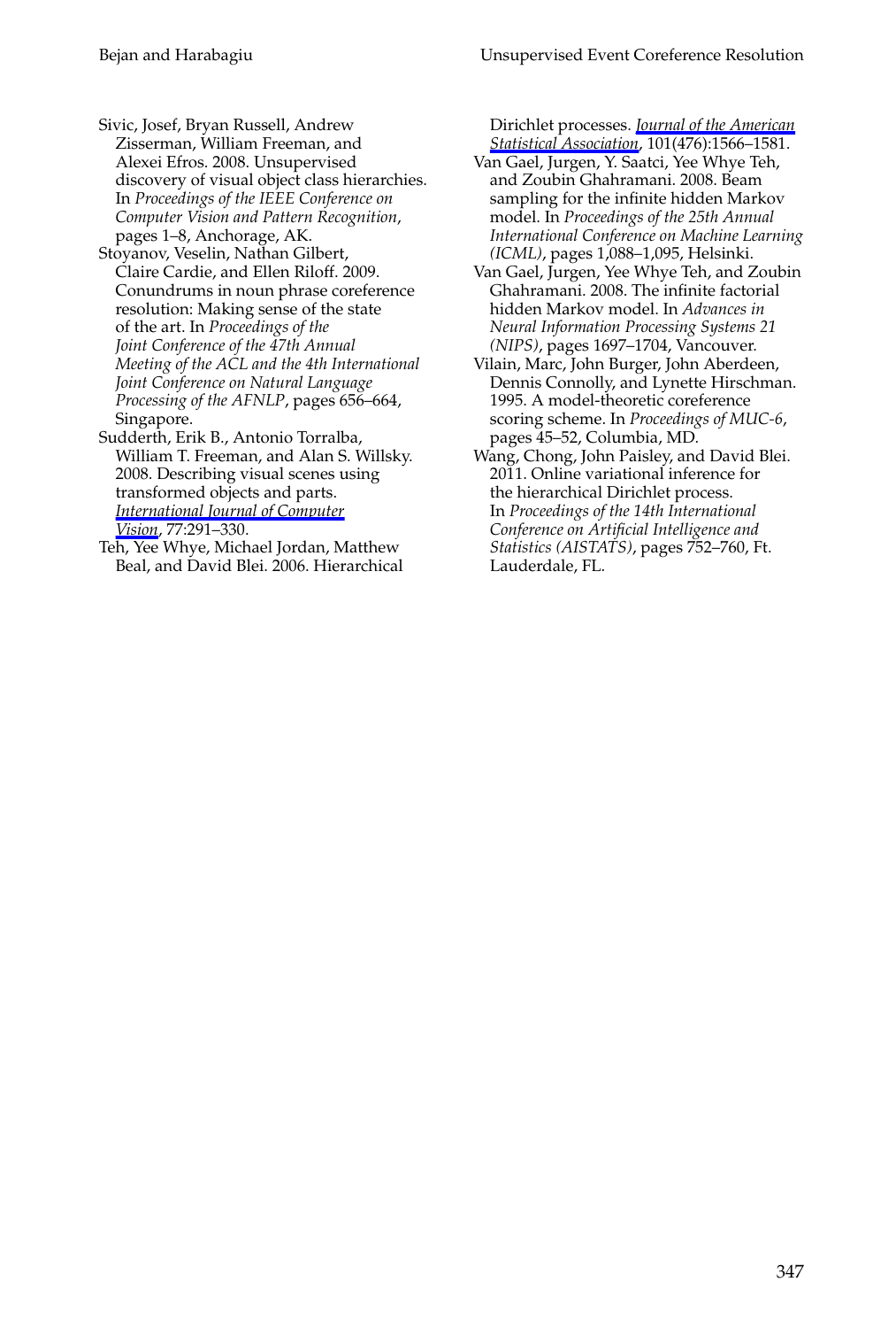Sivic, Josef, Bryan Russell, Andrew Zisserman, William Freeman, and Alexei Efros. 2008. Unsupervised discovery of visual object class hierarchies. In *Proceedings of the IEEE Conference on Computer Vision and Pattern Recognition*, pages 1–8, Anchorage, AK.

Stoyanov, Veselin, Nathan Gilbert, Claire Cardie, and Ellen Riloff. 2009. Conundrums in noun phrase coreference resolution: Making sense of the state of the art. In *Proceedings of the Joint Conference of the 47th Annual Meeting of the ACL and the 4th International Joint Conference on Natural Language Processing of the AFNLP*, pages 656–664, Singapore.

Sudderth, Erik B., Antonio Torralba, William T. Freeman, and Alan S. Willsky. 2008. Describing visual scenes using transformed objects and parts. *International Journal of Computer Vision*, 77:291–330.

Teh, Yee Whye, Michael Jordan, Matthew Beal, and David Blei. 2006. Hierarchical Dirichlet processes. *Journal of the American Statistical Association*, 101(476):1566–1581.

Van Gael, Jurgen, Y. Saatci, Yee Whye Teh, and Zoubin Ghahramani. 2008. Beam sampling for the infinite hidden Markov model. In *Proceedings of the 25th Annual International Conference on Machine Learning (ICML)*, pages 1,088–1,095, Helsinki.

Van Gael, Jurgen, Yee Whye Teh, and Zoubin Ghahramani. 2008. The infinite factorial hidden Markov model. In *Advances in Neural Information Processing Systems 21 (NIPS)*, pages 1697–1704, Vancouver.

Vilain, Marc, John Burger, John Aberdeen, Dennis Connolly, and Lynette Hirschman. 1995. A model-theoretic coreference scoring scheme. In *Proceedings of MUC-6*, pages 45–52, Columbia, MD.

Wang, Chong, John Paisley, and David Blei. 2011. Online variational inference for the hierarchical Dirichlet process. In *Proceedings of the 14th International Conference on Artificial Intelligence and Statistics (AISTATS)*, pages 752–760, Ft. Lauderdale, FL.